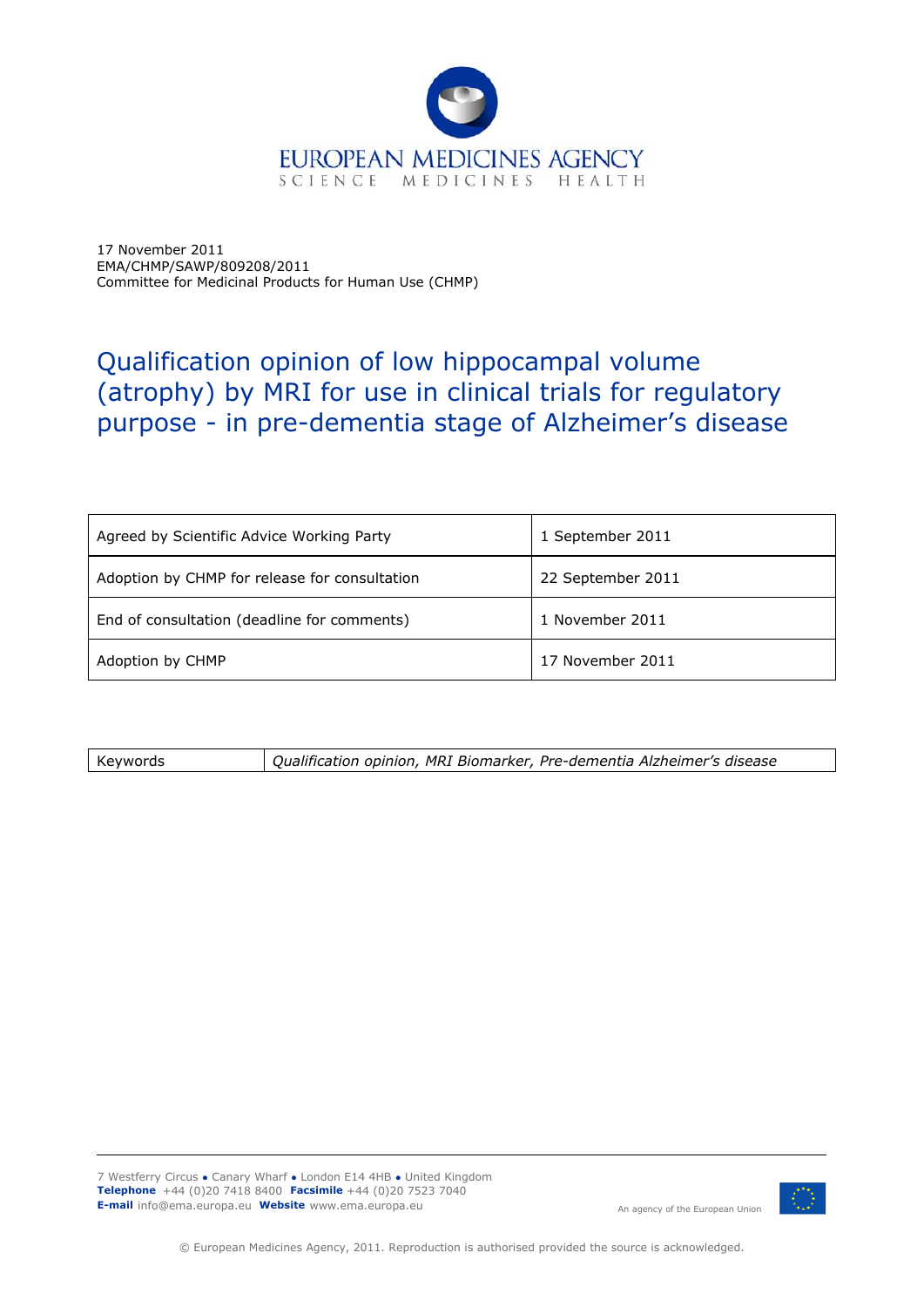EUROPEAN MEDICINES AGENCY
SCIENCE MEDICINES HEALTH

17 November 2011
EMA/CHMP/SAWP/809208/2011
Committee for Medicinal Products for Human Use (CHMP)

# Qualification opinion of low hippocampal volume (atrophy) by MRI for use in clinical trials for regulatory purpose - in pre-dementia stage of Alzheimer's disease

| | |
|---|---|
| Agreed by Scientific Advice Working Party | 1 September 2011 |
| Adoption by CHMP for release for consultation | 22 September 2011 |
| End of consultation (deadline for comments) | 1 November 2011 |
| Adoption by CHMP | 17 November 2011 |

| | |
|---|---|
| Keywords | *Qualification opinion, MRI Biomarker, Pre-dementia Alzheimer's disease* |

7 Westferry Circus • Canary Wharf • London E14 4HB • United Kingdom
**Telephone** +44 (0)20 7418 8400 **Facsimile** +44 (0)20 7523 7040
**E-mail** info@ema.europa.eu **Website** www.ema.europa.eu

An agency of the European Union

© European Medicines Agency, 2011. Reproduction is authorised provided the source is acknowledged.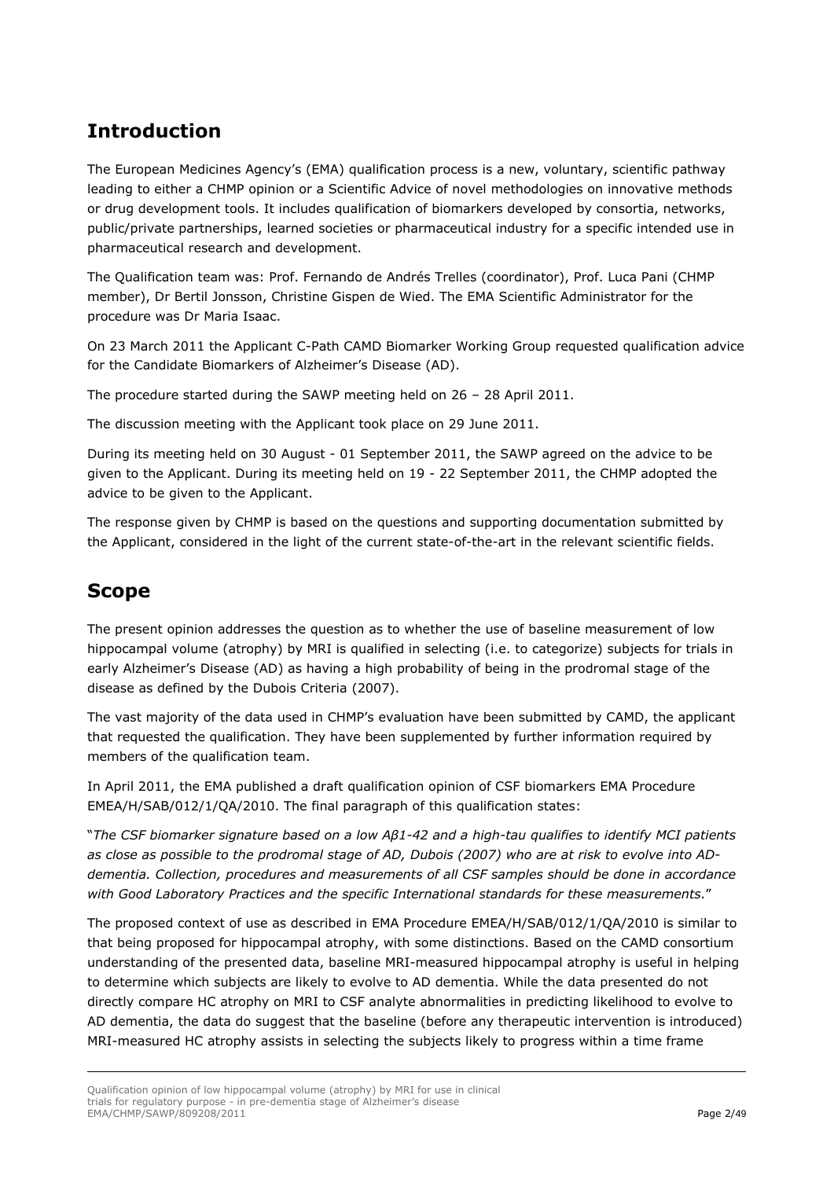## Introduction

The European Medicines Agency's (EMA) qualification process is a new, voluntary, scientific pathway leading to either a CHMP opinion or a Scientific Advice of novel methodologies on innovative methods or drug development tools. It includes qualification of biomarkers developed by consortia, networks, public/private partnerships, learned societies or pharmaceutical industry for a specific intended use in pharmaceutical research and development.

The Qualification team was: Prof. Fernando de Andrés Trelles (coordinator), Prof. Luca Pani (CHMP member), Dr Bertil Jonsson, Christine Gispen de Wied. The EMA Scientific Administrator for the procedure was Dr Maria Isaac.

On 23 March 2011 the Applicant C-Path CAMD Biomarker Working Group requested qualification advice for the Candidate Biomarkers of Alzheimer's Disease (AD).

The procedure started during the SAWP meeting held on 26 – 28 April 2011.

The discussion meeting with the Applicant took place on 29 June 2011.

During its meeting held on 30 August - 01 September 2011, the SAWP agreed on the advice to be given to the Applicant. During its meeting held on 19 - 22 September 2011, the CHMP adopted the advice to be given to the Applicant.

The response given by CHMP is based on the questions and supporting documentation submitted by the Applicant, considered in the light of the current state-of-the-art in the relevant scientific fields.

## Scope

The present opinion addresses the question as to whether the use of baseline measurement of low hippocampal volume (atrophy) by MRI is qualified in selecting (i.e. to categorize) subjects for trials in early Alzheimer's Disease (AD) as having a high probability of being in the prodromal stage of the disease as defined by the Dubois Criteria (2007).

The vast majority of the data used in CHMP's evaluation have been submitted by CAMD, the applicant that requested the qualification. They have been supplemented by further information required by members of the qualification team.

In April 2011, the EMA published a draft qualification opinion of CSF biomarkers EMA Procedure EMEA/H/SAB/012/1/QA/2010. The final paragraph of this qualification states:

"*The CSF biomarker signature based on a low Aβ1-42 and a high-tau qualifies to identify MCI patients as close as possible to the prodromal stage of AD, Dubois (2007) who are at risk to evolve into AD-dementia. Collection, procedures and measurements of all CSF samples should be done in accordance with Good Laboratory Practices and the specific International standards for these measurements.*"

The proposed context of use as described in EMA Procedure EMEA/H/SAB/012/1/QA/2010 is similar to that being proposed for hippocampal atrophy, with some distinctions. Based on the CAMD consortium understanding of the presented data, baseline MRI-measured hippocampal atrophy is useful in helping to determine which subjects are likely to evolve to AD dementia. While the data presented do not directly compare HC atrophy on MRI to CSF analyte abnormalities in predicting likelihood to evolve to AD dementia, the data do suggest that the baseline (before any therapeutic intervention is introduced) MRI-measured HC atrophy assists in selecting the subjects likely to progress within a time frame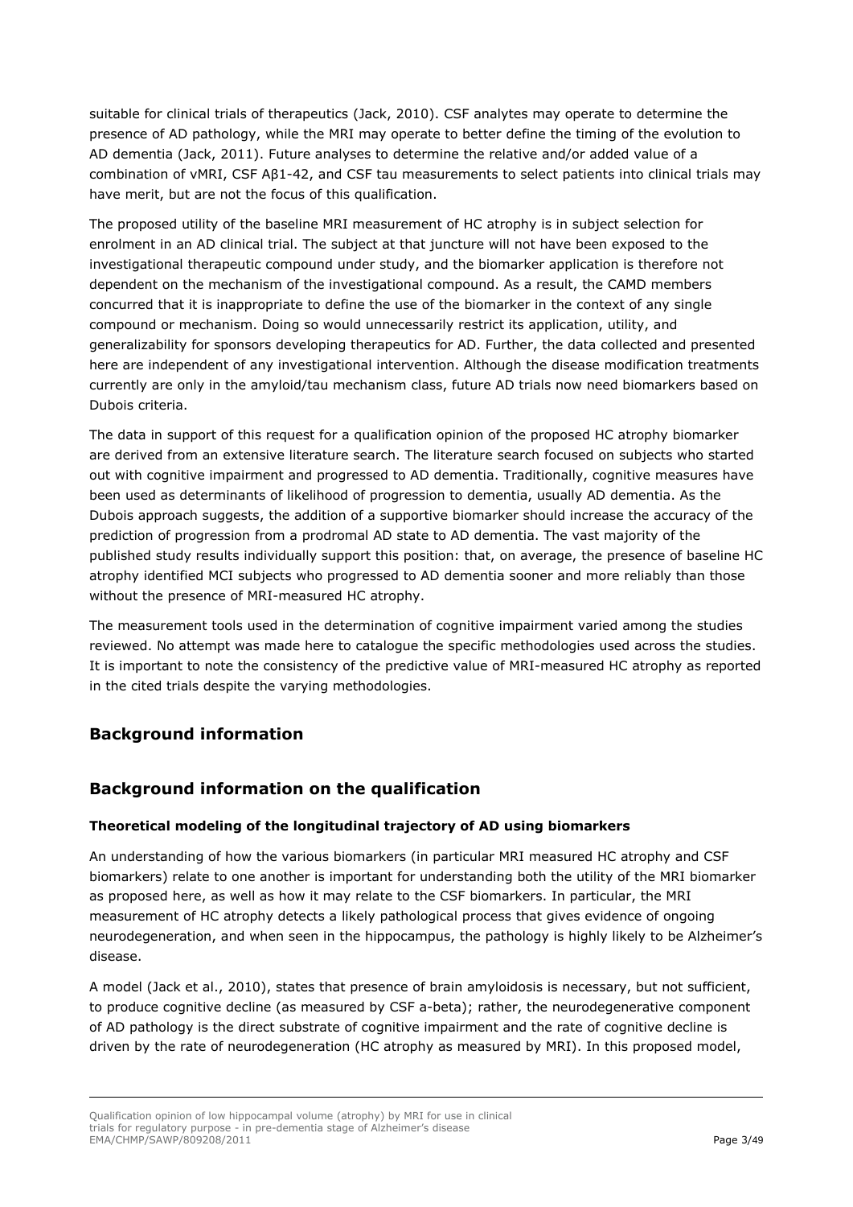suitable for clinical trials of therapeutics (Jack, 2010). CSF analytes may operate to determine the presence of AD pathology, while the MRI may operate to better define the timing of the evolution to AD dementia (Jack, 2011). Future analyses to determine the relative and/or added value of a combination of vMRI, CSF Aβ1-42, and CSF tau measurements to select patients into clinical trials may have merit, but are not the focus of this qualification.

The proposed utility of the baseline MRI measurement of HC atrophy is in subject selection for enrolment in an AD clinical trial. The subject at that juncture will not have been exposed to the investigational therapeutic compound under study, and the biomarker application is therefore not dependent on the mechanism of the investigational compound. As a result, the CAMD members concurred that it is inappropriate to define the use of the biomarker in the context of any single compound or mechanism. Doing so would unnecessarily restrict its application, utility, and generalizability for sponsors developing therapeutics for AD. Further, the data collected and presented here are independent of any investigational intervention. Although the disease modification treatments currently are only in the amyloid/tau mechanism class, future AD trials now need biomarkers based on Dubois criteria.

The data in support of this request for a qualification opinion of the proposed HC atrophy biomarker are derived from an extensive literature search. The literature search focused on subjects who started out with cognitive impairment and progressed to AD dementia. Traditionally, cognitive measures have been used as determinants of likelihood of progression to dementia, usually AD dementia. As the Dubois approach suggests, the addition of a supportive biomarker should increase the accuracy of the prediction of progression from a prodromal AD state to AD dementia. The vast majority of the published study results individually support this position: that, on average, the presence of baseline HC atrophy identified MCI subjects who progressed to AD dementia sooner and more reliably than those without the presence of MRI-measured HC atrophy.

The measurement tools used in the determination of cognitive impairment varied among the studies reviewed. No attempt was made here to catalogue the specific methodologies used across the studies. It is important to note the consistency of the predictive value of MRI-measured HC atrophy as reported in the cited trials despite the varying methodologies.

## Background information

## Background information on the qualification

### Theoretical modeling of the longitudinal trajectory of AD using biomarkers

An understanding of how the various biomarkers (in particular MRI measured HC atrophy and CSF biomarkers) relate to one another is important for understanding both the utility of the MRI biomarker as proposed here, as well as how it may relate to the CSF biomarkers. In particular, the MRI measurement of HC atrophy detects a likely pathological process that gives evidence of ongoing neurodegeneration, and when seen in the hippocampus, the pathology is highly likely to be Alzheimer's disease.

A model (Jack et al., 2010), states that presence of brain amyloidosis is necessary, but not sufficient, to produce cognitive decline (as measured by CSF a-beta); rather, the neurodegenerative component of AD pathology is the direct substrate of cognitive impairment and the rate of cognitive decline is driven by the rate of neurodegeneration (HC atrophy as measured by MRI). In this proposed model,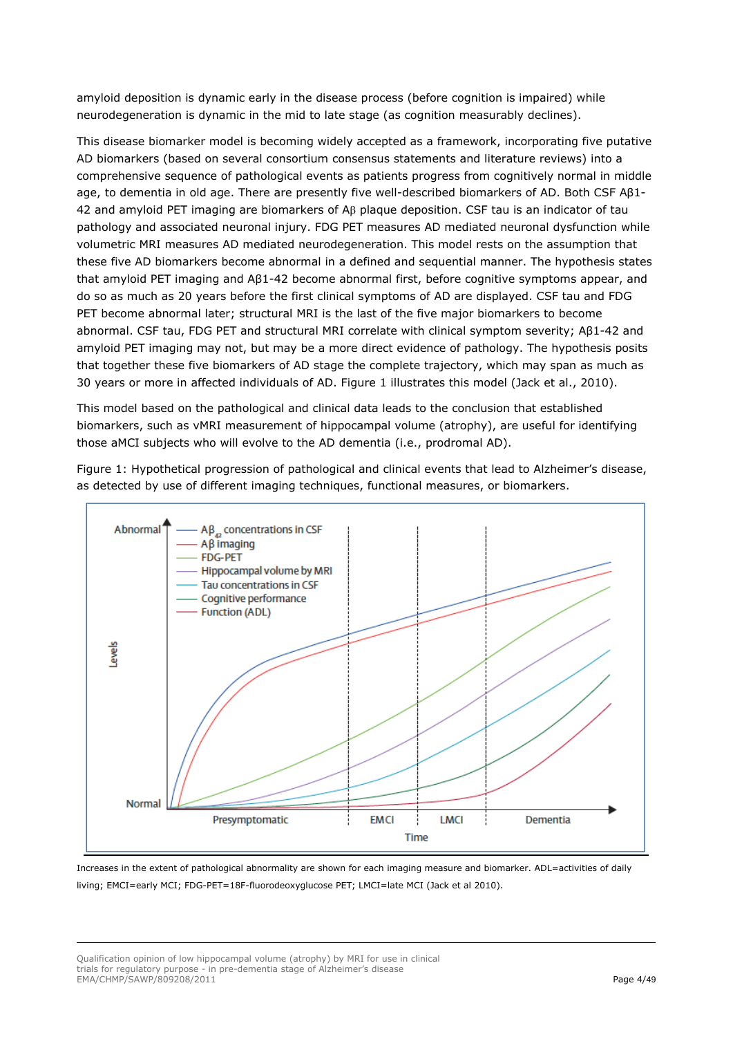amyloid deposition is dynamic early in the disease process (before cognition is impaired) while neurodegeneration is dynamic in the mid to late stage (as cognition measurably declines).

This disease biomarker model is becoming widely accepted as a framework, incorporating five putative AD biomarkers (based on several consortium consensus statements and literature reviews) into a comprehensive sequence of pathological events as patients progress from cognitively normal in middle age, to dementia in old age. There are presently five well-described biomarkers of AD. Both CSF Aβ1-42 and amyloid PET imaging are biomarkers of Aβ plaque deposition. CSF tau is an indicator of tau pathology and associated neuronal injury. FDG PET measures AD mediated neuronal dysfunction while volumetric MRI measures AD mediated neurodegeneration. This model rests on the assumption that these five AD biomarkers become abnormal in a defined and sequential manner. The hypothesis states that amyloid PET imaging and Aβ1-42 become abnormal first, before cognitive symptoms appear, and do so as much as 20 years before the first clinical symptoms of AD are displayed. CSF tau and FDG PET become abnormal later; structural MRI is the last of the five major biomarkers to become abnormal. CSF tau, FDG PET and structural MRI correlate with clinical symptom severity; Aβ1-42 and amyloid PET imaging may not, but may be a more direct evidence of pathology. The hypothesis posits that together these five biomarkers of AD stage the complete trajectory, which may span as much as 30 years or more in affected individuals of AD. Figure 1 illustrates this model (Jack et al., 2010).

This model based on the pathological and clinical data leads to the conclusion that established biomarkers, such as vMRI measurement of hippocampal volume (atrophy), are useful for identifying those aMCI subjects who will evolve to the AD dementia (i.e., prodromal AD).

Figure 1: Hypothetical progression of pathological and clinical events that lead to Alzheimer's disease, as detected by use of different imaging techniques, functional measures, or biomarkers.

Increases in the extent of pathological abnormality are shown for each imaging measure and biomarker. ADL=activities of daily living; EMCI=early MCI; FDG-PET=18F-fluorodeoxyglucose PET; LMCI=late MCI (Jack et al 2010).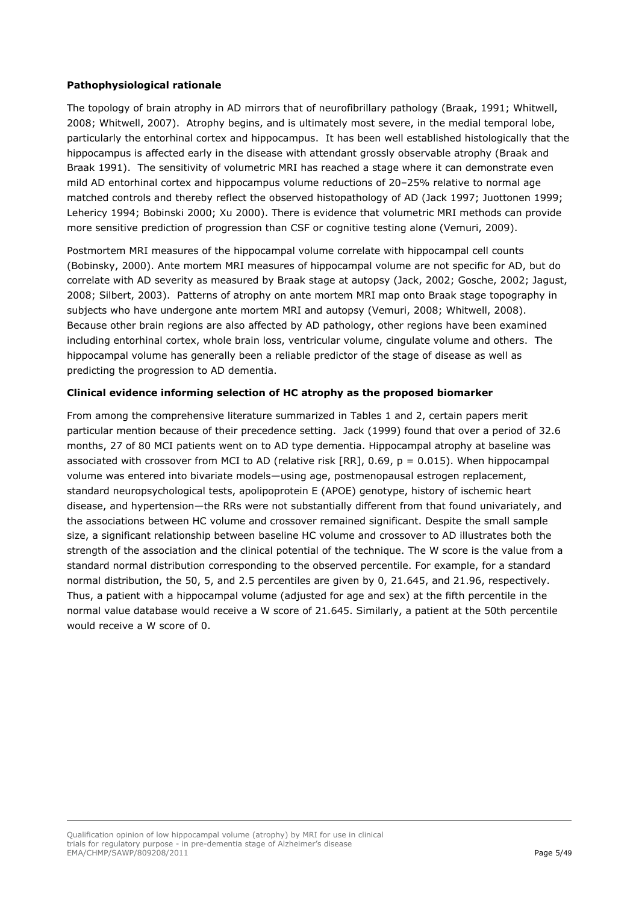**Pathophysiological rationale**

The topology of brain atrophy in AD mirrors that of neurofibrillary pathology (Braak, 1991; Whitwell, 2008; Whitwell, 2007). Atrophy begins, and is ultimately most severe, in the medial temporal lobe, particularly the entorhinal cortex and hippocampus. It has been well established histologically that the hippocampus is affected early in the disease with attendant grossly observable atrophy (Braak and Braak 1991). The sensitivity of volumetric MRI has reached a stage where it can demonstrate even mild AD entorhinal cortex and hippocampus volume reductions of 20–25% relative to normal age matched controls and thereby reflect the observed histopathology of AD (Jack 1997; Juottonen 1999; Lehericy 1994; Bobinski 2000; Xu 2000). There is evidence that volumetric MRI methods can provide more sensitive prediction of progression than CSF or cognitive testing alone (Vemuri, 2009).

Postmortem MRI measures of the hippocampal volume correlate with hippocampal cell counts (Bobinsky, 2000). Ante mortem MRI measures of hippocampal volume are not specific for AD, but do correlate with AD severity as measured by Braak stage at autopsy (Jack, 2002; Gosche, 2002; Jagust, 2008; Silbert, 2003). Patterns of atrophy on ante mortem MRI map onto Braak stage topography in subjects who have undergone ante mortem MRI and autopsy (Vemuri, 2008; Whitwell, 2008). Because other brain regions are also affected by AD pathology, other regions have been examined including entorhinal cortex, whole brain loss, ventricular volume, cingulate volume and others. The hippocampal volume has generally been a reliable predictor of the stage of disease as well as predicting the progression to AD dementia.

**Clinical evidence informing selection of HC atrophy as the proposed biomarker**

From among the comprehensive literature summarized in Tables 1 and 2, certain papers merit particular mention because of their precedence setting. Jack (1999) found that over a period of 32.6 months, 27 of 80 MCI patients went on to AD type dementia. Hippocampal atrophy at baseline was associated with crossover from MCI to AD (relative risk [RR], 0.69, $p = 0.015$). When hippocampal volume was entered into bivariate models—using age, postmenopausal estrogen replacement, standard neuropsychological tests, apolipoprotein E (APOE) genotype, history of ischemic heart disease, and hypertension—the RRs were not substantially different from that found univariately, and the associations between HC volume and crossover remained significant. Despite the small sample size, a significant relationship between baseline HC volume and crossover to AD illustrates both the strength of the association and the clinical potential of the technique. The W score is the value from a standard normal distribution corresponding to the observed percentile. For example, for a standard normal distribution, the 50, 5, and 2.5 percentiles are given by 0, 21.645, and 21.96, respectively. Thus, a patient with a hippocampal volume (adjusted for age and sex) at the fifth percentile in the normal value database would receive a W score of 21.645. Similarly, a patient at the 50th percentile would receive a W score of 0.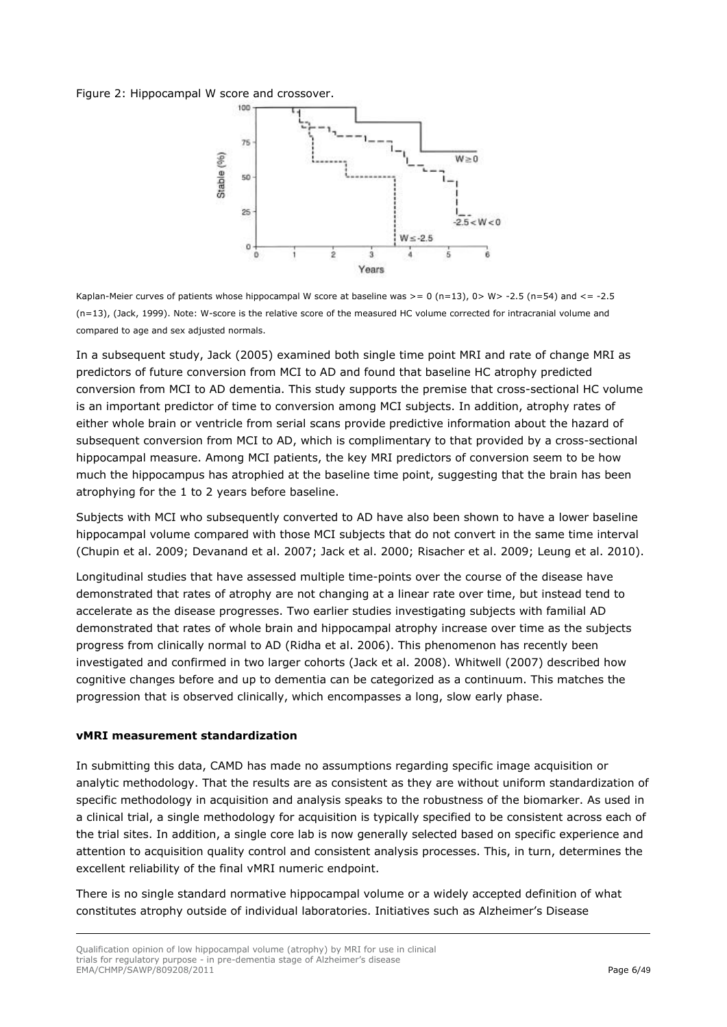Figure 2: Hippocampal W score and crossover.

Kaplan-Meier curves of patients whose hippocampal W score at baseline was >= 0 (n=13), 0> W> -2.5 (n=54) and <= -2.5 (n=13), (Jack, 1999). Note: W-score is the relative score of the measured HC volume corrected for intracranial volume and compared to age and sex adjusted normals.

In a subsequent study, Jack (2005) examined both single time point MRI and rate of change MRI as predictors of future conversion from MCI to AD and found that baseline HC atrophy predicted conversion from MCI to AD dementia. This study supports the premise that cross-sectional HC volume is an important predictor of time to conversion among MCI subjects. In addition, atrophy rates of either whole brain or ventricle from serial scans provide predictive information about the hazard of subsequent conversion from MCI to AD, which is complimentary to that provided by a cross-sectional hippocampal measure. Among MCI patients, the key MRI predictors of conversion seem to be how much the hippocampus has atrophied at the baseline time point, suggesting that the brain has been atrophying for the 1 to 2 years before baseline.

Subjects with MCI who subsequently converted to AD have also been shown to have a lower baseline hippocampal volume compared with those MCI subjects that do not convert in the same time interval (Chupin et al. 2009; Devanand et al. 2007; Jack et al. 2000; Risacher et al. 2009; Leung et al. 2010).

Longitudinal studies that have assessed multiple time-points over the course of the disease have demonstrated that rates of atrophy are not changing at a linear rate over time, but instead tend to accelerate as the disease progresses. Two earlier studies investigating subjects with familial AD demonstrated that rates of whole brain and hippocampal atrophy increase over time as the subjects progress from clinically normal to AD (Ridha et al. 2006). This phenomenon has recently been investigated and confirmed in two larger cohorts (Jack et al. 2008). Whitwell (2007) described how cognitive changes before and up to dementia can be categorized as a continuum. This matches the progression that is observed clinically, which encompasses a long, slow early phase.

**vMRI measurement standardization**

In submitting this data, CAMD has made no assumptions regarding specific image acquisition or analytic methodology. That the results are as consistent as they are without uniform standardization of specific methodology in acquisition and analysis speaks to the robustness of the biomarker. As used in a clinical trial, a single methodology for acquisition is typically specified to be consistent across each of the trial sites. In addition, a single core lab is now generally selected based on specific experience and attention to acquisition quality control and consistent analysis processes. This, in turn, determines the excellent reliability of the final vMRI numeric endpoint.

There is no single standard normative hippocampal volume or a widely accepted definition of what constitutes atrophy outside of individual laboratories. Initiatives such as Alzheimer's Disease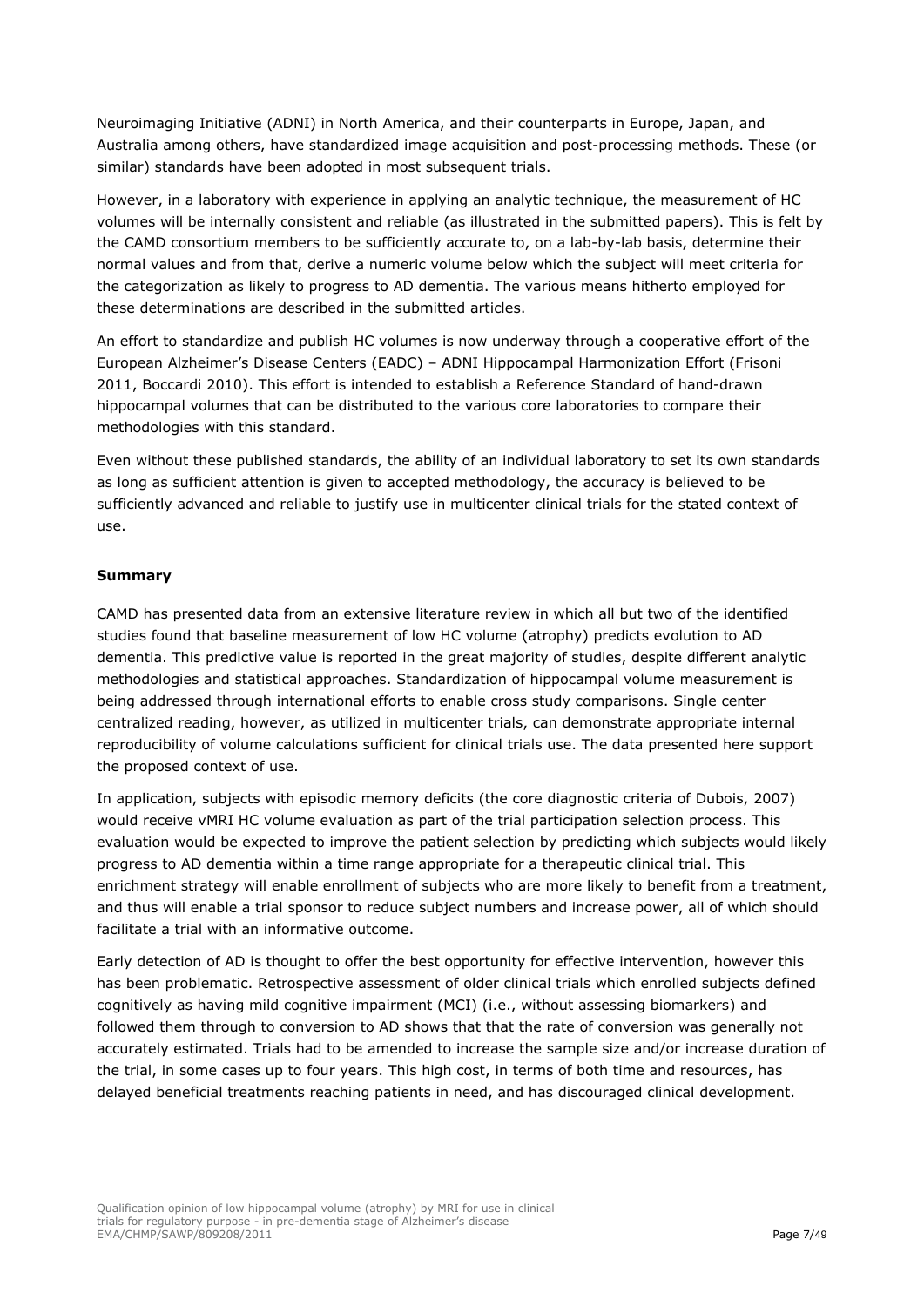Neuroimaging Initiative (ADNI) in North America, and their counterparts in Europe, Japan, and Australia among others, have standardized image acquisition and post-processing methods. These (or similar) standards have been adopted in most subsequent trials.

However, in a laboratory with experience in applying an analytic technique, the measurement of HC volumes will be internally consistent and reliable (as illustrated in the submitted papers). This is felt by the CAMD consortium members to be sufficiently accurate to, on a lab-by-lab basis, determine their normal values and from that, derive a numeric volume below which the subject will meet criteria for the categorization as likely to progress to AD dementia. The various means hitherto employed for these determinations are described in the submitted articles.

An effort to standardize and publish HC volumes is now underway through a cooperative effort of the European Alzheimer's Disease Centers (EADC) – ADNI Hippocampal Harmonization Effort (Frisoni 2011, Boccardi 2010). This effort is intended to establish a Reference Standard of hand-drawn hippocampal volumes that can be distributed to the various core laboratories to compare their methodologies with this standard.

Even without these published standards, the ability of an individual laboratory to set its own standards as long as sufficient attention is given to accepted methodology, the accuracy is believed to be sufficiently advanced and reliable to justify use in multicenter clinical trials for the stated context of use.

**Summary**

CAMD has presented data from an extensive literature review in which all but two of the identified studies found that baseline measurement of low HC volume (atrophy) predicts evolution to AD dementia. This predictive value is reported in the great majority of studies, despite different analytic methodologies and statistical approaches. Standardization of hippocampal volume measurement is being addressed through international efforts to enable cross study comparisons. Single center centralized reading, however, as utilized in multicenter trials, can demonstrate appropriate internal reproducibility of volume calculations sufficient for clinical trials use. The data presented here support the proposed context of use.

In application, subjects with episodic memory deficits (the core diagnostic criteria of Dubois, 2007) would receive vMRI HC volume evaluation as part of the trial participation selection process. This evaluation would be expected to improve the patient selection by predicting which subjects would likely progress to AD dementia within a time range appropriate for a therapeutic clinical trial. This enrichment strategy will enable enrollment of subjects who are more likely to benefit from a treatment, and thus will enable a trial sponsor to reduce subject numbers and increase power, all of which should facilitate a trial with an informative outcome.

Early detection of AD is thought to offer the best opportunity for effective intervention, however this has been problematic. Retrospective assessment of older clinical trials which enrolled subjects defined cognitively as having mild cognitive impairment (MCI) (i.e., without assessing biomarkers) and followed them through to conversion to AD shows that that the rate of conversion was generally not accurately estimated. Trials had to be amended to increase the sample size and/or increase duration of the trial, in some cases up to four years. This high cost, in terms of both time and resources, has delayed beneficial treatments reaching patients in need, and has discouraged clinical development.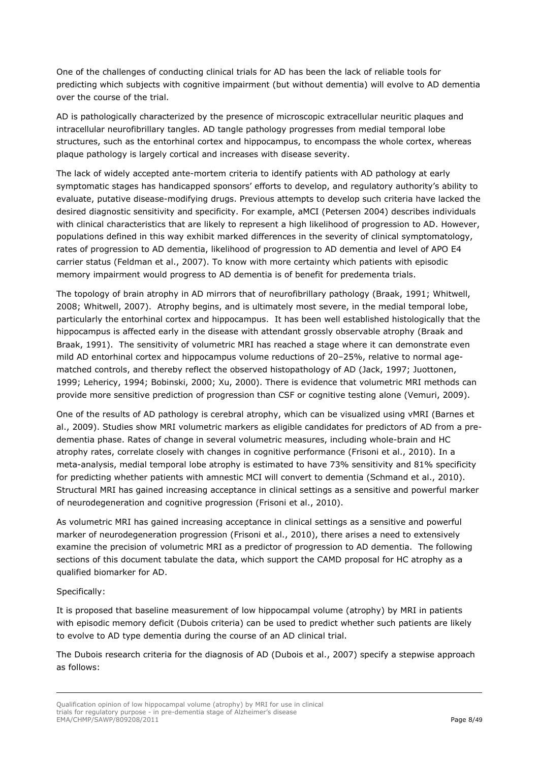One of the challenges of conducting clinical trials for AD has been the lack of reliable tools for predicting which subjects with cognitive impairment (but without dementia) will evolve to AD dementia over the course of the trial.

AD is pathologically characterized by the presence of microscopic extracellular neuritic plaques and intracellular neurofibrillary tangles. AD tangle pathology progresses from medial temporal lobe structures, such as the entorhinal cortex and hippocampus, to encompass the whole cortex, whereas plaque pathology is largely cortical and increases with disease severity.

The lack of widely accepted ante-mortem criteria to identify patients with AD pathology at early symptomatic stages has handicapped sponsors' efforts to develop, and regulatory authority's ability to evaluate, putative disease-modifying drugs. Previous attempts to develop such criteria have lacked the desired diagnostic sensitivity and specificity. For example, aMCI (Petersen 2004) describes individuals with clinical characteristics that are likely to represent a high likelihood of progression to AD. However, populations defined in this way exhibit marked differences in the severity of clinical symptomatology, rates of progression to AD dementia, likelihood of progression to AD dementia and level of APO E4 carrier status (Feldman et al., 2007). To know with more certainty which patients with episodic memory impairment would progress to AD dementia is of benefit for predementa trials.

The topology of brain atrophy in AD mirrors that of neurofibrillary pathology (Braak, 1991; Whitwell, 2008; Whitwell, 2007). Atrophy begins, and is ultimately most severe, in the medial temporal lobe, particularly the entorhinal cortex and hippocampus. It has been well established histologically that the hippocampus is affected early in the disease with attendant grossly observable atrophy (Braak and Braak, 1991). The sensitivity of volumetric MRI has reached a stage where it can demonstrate even mild AD entorhinal cortex and hippocampus volume reductions of 20–25%, relative to normal age-matched controls, and thereby reflect the observed histopathology of AD (Jack, 1997; Juottonen, 1999; Lehericy, 1994; Bobinski, 2000; Xu, 2000). There is evidence that volumetric MRI methods can provide more sensitive prediction of progression than CSF or cognitive testing alone (Vemuri, 2009).

One of the results of AD pathology is cerebral atrophy, which can be visualized using vMRI (Barnes et al., 2009). Studies show MRI volumetric markers as eligible candidates for predictors of AD from a pre-dementia phase. Rates of change in several volumetric measures, including whole-brain and HC atrophy rates, correlate closely with changes in cognitive performance (Frisoni et al., 2010). In a meta-analysis, medial temporal lobe atrophy is estimated to have 73% sensitivity and 81% specificity for predicting whether patients with amnestic MCI will convert to dementia (Schmand et al., 2010). Structural MRI has gained increasing acceptance in clinical settings as a sensitive and powerful marker of neurodegeneration and cognitive progression (Frisoni et al., 2010).

As volumetric MRI has gained increasing acceptance in clinical settings as a sensitive and powerful marker of neurodegeneration progression (Frisoni et al., 2010), there arises a need to extensively examine the precision of volumetric MRI as a predictor of progression to AD dementia. The following sections of this document tabulate the data, which support the CAMD proposal for HC atrophy as a qualified biomarker for AD.

Specifically:

It is proposed that baseline measurement of low hippocampal volume (atrophy) by MRI in patients with episodic memory deficit (Dubois criteria) can be used to predict whether such patients are likely to evolve to AD type dementia during the course of an AD clinical trial.

The Dubois research criteria for the diagnosis of AD (Dubois et al., 2007) specify a stepwise approach as follows: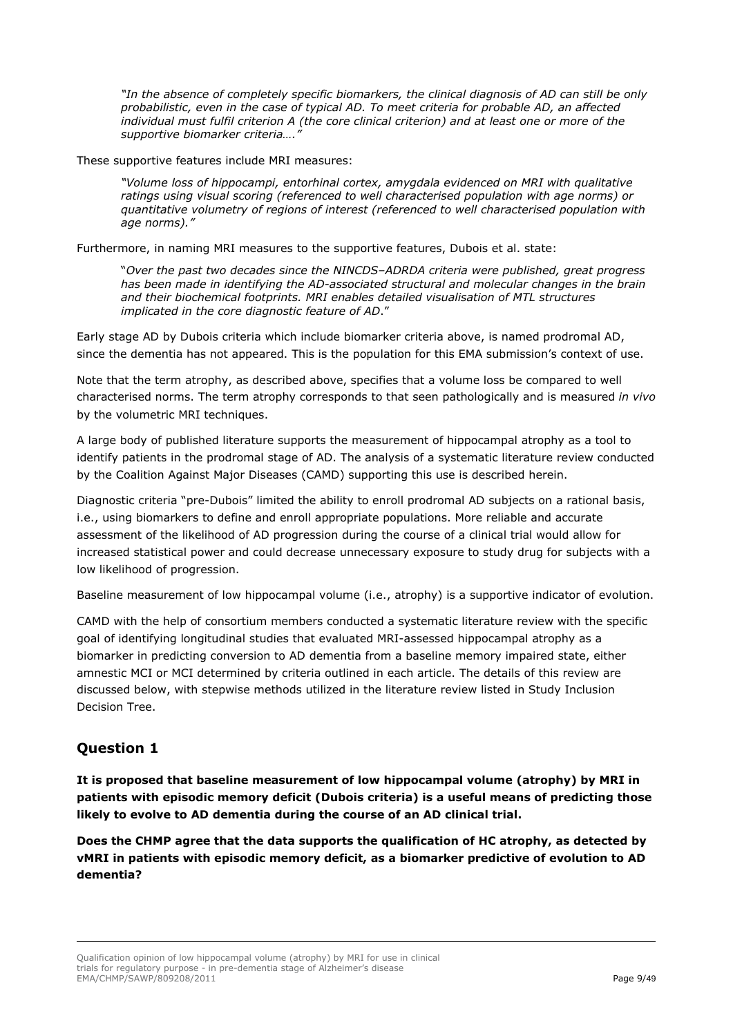> *"In the absence of completely specific biomarkers, the clinical diagnosis of AD can still be only probabilistic, even in the case of typical AD. To meet criteria for probable AD, an affected individual must fulfil criterion A (the core clinical criterion) and at least one or more of the supportive biomarker criteria…."*

These supportive features include MRI measures:

> *"Volume loss of hippocampi, entorhinal cortex, amygdala evidenced on MRI with qualitative ratings using visual scoring (referenced to well characterised population with age norms) or quantitative volumetry of regions of interest (referenced to well characterised population with age norms)."*

Furthermore, in naming MRI measures to the supportive features, Dubois et al. state:

> "*Over the past two decades since the NINCDS–ADRDA criteria were published, great progress has been made in identifying the AD-associated structural and molecular changes in the brain and their biochemical footprints. MRI enables detailed visualisation of MTL structures implicated in the core diagnostic feature of AD*."

Early stage AD by Dubois criteria which include biomarker criteria above, is named prodromal AD, since the dementia has not appeared. This is the population for this EMA submission's context of use.

Note that the term atrophy, as described above, specifies that a volume loss be compared to well characterised norms. The term atrophy corresponds to that seen pathologically and is measured *in vivo* by the volumetric MRI techniques.

A large body of published literature supports the measurement of hippocampal atrophy as a tool to identify patients in the prodromal stage of AD. The analysis of a systematic literature review conducted by the Coalition Against Major Diseases (CAMD) supporting this use is described herein.

Diagnostic criteria "pre-Dubois" limited the ability to enroll prodromal AD subjects on a rational basis, i.e., using biomarkers to define and enroll appropriate populations. More reliable and accurate assessment of the likelihood of AD progression during the course of a clinical trial would allow for increased statistical power and could decrease unnecessary exposure to study drug for subjects with a low likelihood of progression.

Baseline measurement of low hippocampal volume (i.e., atrophy) is a supportive indicator of evolution.

CAMD with the help of consortium members conducted a systematic literature review with the specific goal of identifying longitudinal studies that evaluated MRI-assessed hippocampal atrophy as a biomarker in predicting conversion to AD dementia from a baseline memory impaired state, either amnestic MCI or MCI determined by criteria outlined in each article. The details of this review are discussed below, with stepwise methods utilized in the literature review listed in Study Inclusion Decision Tree.

## Question 1

**It is proposed that baseline measurement of low hippocampal volume (atrophy) by MRI in patients with episodic memory deficit (Dubois criteria) is a useful means of predicting those likely to evolve to AD dementia during the course of an AD clinical trial.**

**Does the CHMP agree that the data supports the qualification of HC atrophy, as detected by vMRI in patients with episodic memory deficit, as a biomarker predictive of evolution to AD dementia?**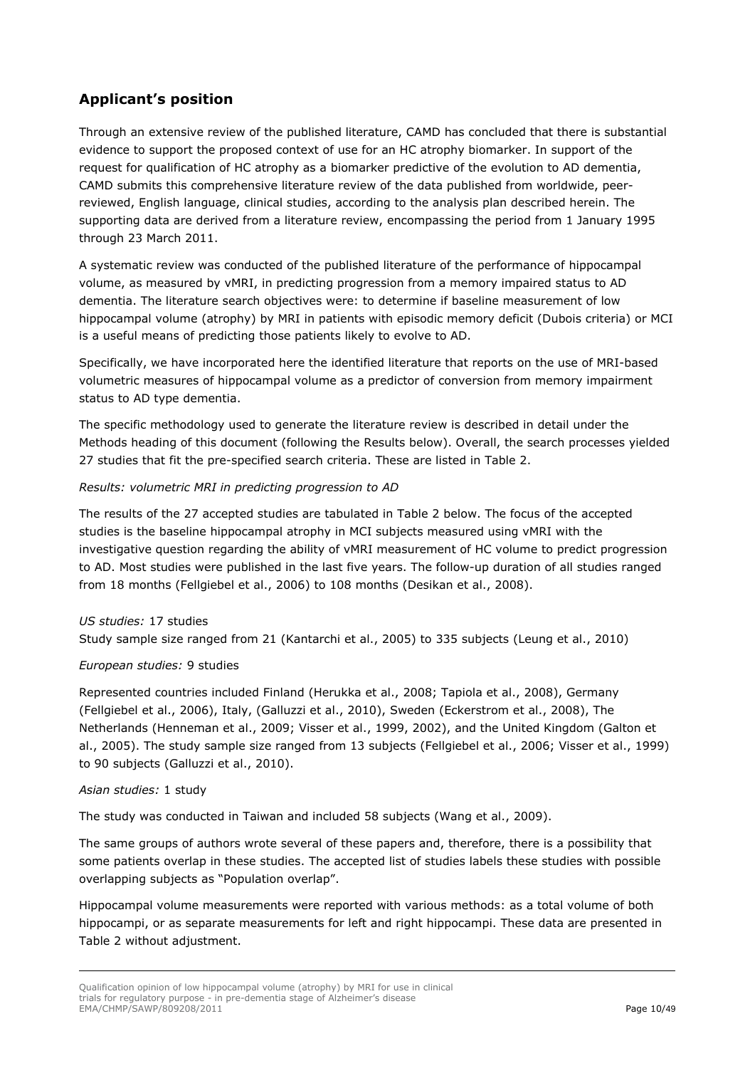## Applicant's position

Through an extensive review of the published literature, CAMD has concluded that there is substantial evidence to support the proposed context of use for an HC atrophy biomarker. In support of the request for qualification of HC atrophy as a biomarker predictive of the evolution to AD dementia, CAMD submits this comprehensive literature review of the data published from worldwide, peer-reviewed, English language, clinical studies, according to the analysis plan described herein. The supporting data are derived from a literature review, encompassing the period from 1 January 1995 through 23 March 2011.

A systematic review was conducted of the published literature of the performance of hippocampal volume, as measured by vMRI, in predicting progression from a memory impaired status to AD dementia. The literature search objectives were: to determine if baseline measurement of low hippocampal volume (atrophy) by MRI in patients with episodic memory deficit (Dubois criteria) or MCI is a useful means of predicting those patients likely to evolve to AD.

Specifically, we have incorporated here the identified literature that reports on the use of MRI-based volumetric measures of hippocampal volume as a predictor of conversion from memory impairment status to AD type dementia.

The specific methodology used to generate the literature review is described in detail under the Methods heading of this document (following the Results below). Overall, the search processes yielded 27 studies that fit the pre-specified search criteria. These are listed in Table 2.

*Results: volumetric MRI in predicting progression to AD*

The results of the 27 accepted studies are tabulated in Table 2 below. The focus of the accepted studies is the baseline hippocampal atrophy in MCI subjects measured using vMRI with the investigative question regarding the ability of vMRI measurement of HC volume to predict progression to AD. Most studies were published in the last five years. The follow-up duration of all studies ranged from 18 months (Fellgiebel et al., 2006) to 108 months (Desikan et al., 2008).

*US studies:* 17 studies

Study sample size ranged from 21 (Kantarchi et al., 2005) to 335 subjects (Leung et al., 2010)

*European studies:* 9 studies

Represented countries included Finland (Herukka et al., 2008; Tapiola et al., 2008), Germany (Fellgiebel et al., 2006), Italy, (Galluzzi et al., 2010), Sweden (Eckerstrom et al., 2008), The Netherlands (Henneman et al., 2009; Visser et al., 1999, 2002), and the United Kingdom (Galton et al., 2005). The study sample size ranged from 13 subjects (Fellgiebel et al., 2006; Visser et al., 1999) to 90 subjects (Galluzzi et al., 2010).

*Asian studies:* 1 study

The study was conducted in Taiwan and included 58 subjects (Wang et al., 2009).

The same groups of authors wrote several of these papers and, therefore, there is a possibility that some patients overlap in these studies. The accepted list of studies labels these studies with possible overlapping subjects as "Population overlap".

Hippocampal volume measurements were reported with various methods: as a total volume of both hippocampi, or as separate measurements for left and right hippocampi. These data are presented in Table 2 without adjustment.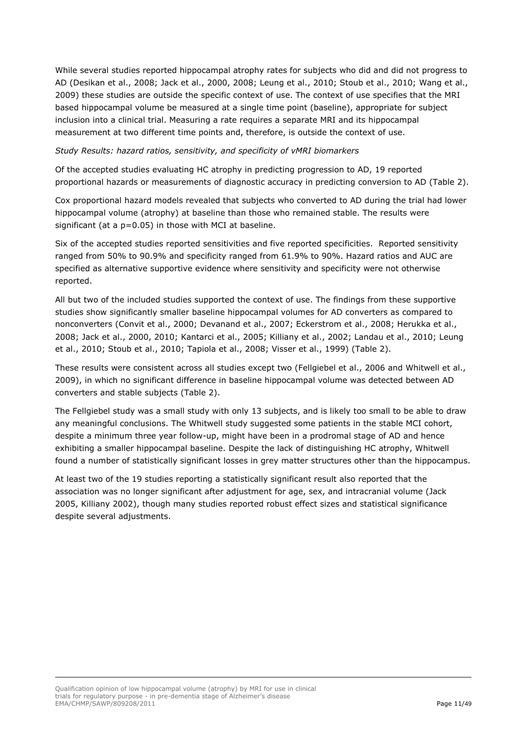While several studies reported hippocampal atrophy rates for subjects who did and did not progress to AD (Desikan et al., 2008; Jack et al., 2000, 2008; Leung et al., 2010; Stoub et al., 2010; Wang et al., 2009) these studies are outside the specific context of use. The context of use specifies that the MRI based hippocampal volume be measured at a single time point (baseline), appropriate for subject inclusion into a clinical trial. Measuring a rate requires a separate MRI and its hippocampal measurement at two different time points and, therefore, is outside the context of use.

*Study Results: hazard ratios, sensitivity, and specificity of vMRI biomarkers*

Of the accepted studies evaluating HC atrophy in predicting progression to AD, 19 reported proportional hazards or measurements of diagnostic accuracy in predicting conversion to AD (Table 2).

Cox proportional hazard models revealed that subjects who converted to AD during the trial had lower hippocampal volume (atrophy) at baseline than those who remained stable. The results were significant (at a $p=0.05$) in those with MCI at baseline.

Six of the accepted studies reported sensitivities and five reported specificities. Reported sensitivity ranged from 50% to 90.9% and specificity ranged from 61.9% to 90%. Hazard ratios and AUC are specified as alternative supportive evidence where sensitivity and specificity were not otherwise reported.

All but two of the included studies supported the context of use. The findings from these supportive studies show significantly smaller baseline hippocampal volumes for AD converters as compared to nonconverters (Convit et al., 2000; Devanand et al., 2007; Eckerstrom et al., 2008; Herukka et al., 2008; Jack et al., 2000, 2010; Kantarci et al., 2005; Killiany et al., 2002; Landau et al., 2010; Leung et al., 2010; Stoub et al., 2010; Tapiola et al., 2008; Visser et al., 1999) (Table 2).

These results were consistent across all studies except two (Fellgiebel et al., 2006 and Whitwell et al., 2009), in which no significant difference in baseline hippocampal volume was detected between AD converters and stable subjects (Table 2).

The Fellgiebel study was a small study with only 13 subjects, and is likely too small to be able to draw any meaningful conclusions. The Whitwell study suggested some patients in the stable MCI cohort, despite a minimum three year follow-up, might have been in a prodromal stage of AD and hence exhibiting a smaller hippocampal baseline. Despite the lack of distinguishing HC atrophy, Whitwell found a number of statistically significant losses in grey matter structures other than the hippocampus.

At least two of the 19 studies reporting a statistically significant result also reported that the association was no longer significant after adjustment for age, sex, and intracranial volume (Jack 2005, Killiany 2002), though many studies reported robust effect sizes and statistical significance despite several adjustments.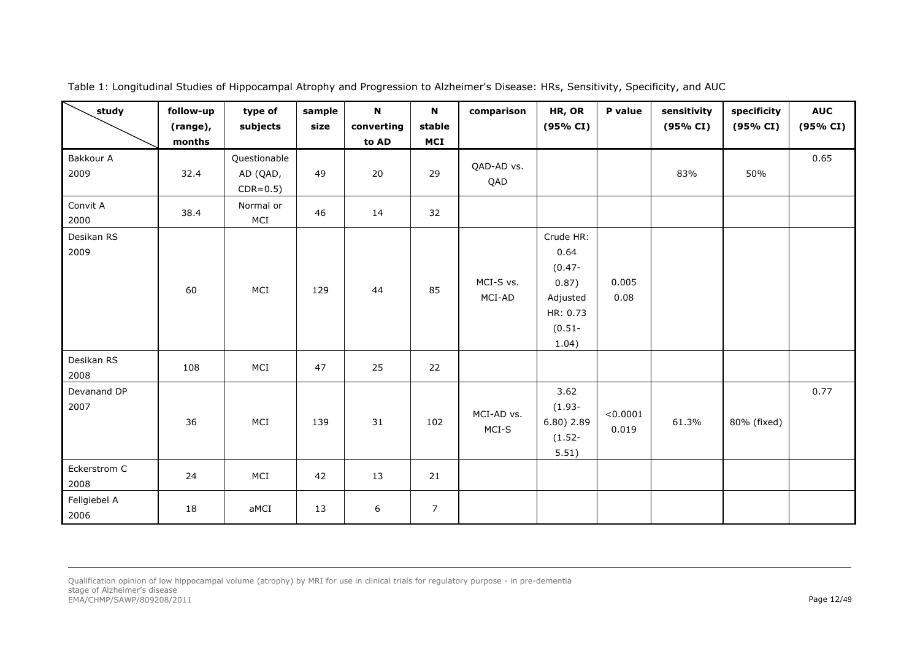Table 1: Longitudinal Studies of Hippocampal Atrophy and Progression to Alzheimer's Disease: HRs, Sensitivity, Specificity, and AUC

| study | follow-up (range), months | type of subjects | sample size | N converting to AD | N stable MCI | comparison | HR, OR (95% CI) | P value | sensitivity (95% CI) | specificity (95% CI) | AUC (95% CI) |
|---|---|---|---|---|---|---|---|---|---|---|---|
| Bakkour A 2009 | 32.4 | Questionable AD (QAD, CDR=0.5) | 49 | 20 | 29 | QAD-AD vs. QAD | | | 83% | 50% | 0.65 |
| Convit A 2000 | 38.4 | Normal or MCI | 46 | 14 | 32 | | | | | | |
| Desikan RS 2009 | 60 | MCI | 129 | 44 | 85 | MCI-S vs. MCI-AD | Crude HR: 0.64 (0.47-0.87) Adjusted HR: 0.73 (0.51-1.04) | 0.005 0.08 | | | |
| Desikan RS 2008 | 108 | MCI | 47 | 25 | 22 | | | | | | |
| Devanand DP 2007 | 36 | MCI | 139 | 31 | 102 | MCI-AD vs. MCI-S | 3.62 (1.93-6.80) 2.89 (1.52-5.51) | <0.0001 0.019 | 61.3% | 80% (fixed) | 0.77 |
| Eckerstrom C 2008 | 24 | MCI | 42 | 13 | 21 | | | | | | |
| Fellgiebel A 2006 | 18 | aMCI | 13 | 6 | 7 | | | | | | |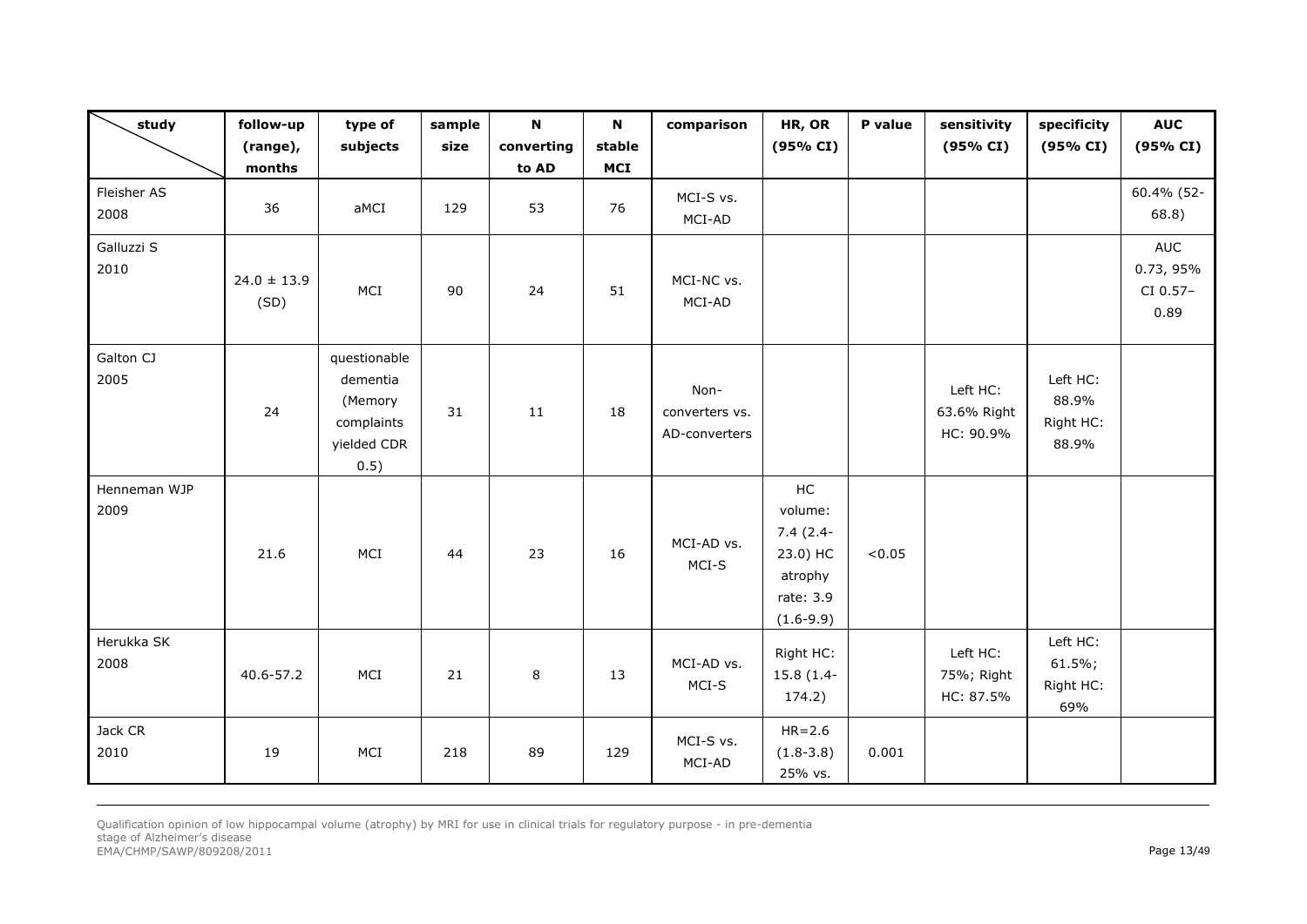| study | follow-up (range), months | type of subjects | sample size | N converting to AD | N stable MCI | comparison | HR, OR (95% CI) | P value | sensitivity (95% CI) | specificity (95% CI) | AUC (95% CI) |
|---|---|---|---|---|---|---|---|---|---|---|---|
| Fleisher AS 2008 | 36 | aMCI | 129 | 53 | 76 | MCI-S vs. MCI-AD | | | | | 60.4% (52-68.8) |
| Galluzzi S 2010 | 24.0 ± 13.9 (SD) | MCI | 90 | 24 | 51 | MCI-NC vs. MCI-AD | | | | | AUC 0.73, 95% CI 0.57–0.89 |
| Galton CJ 2005 | 24 | questionable dementia (Memory complaints yielded CDR 0.5) | 31 | 11 | 18 | Non-converters vs. AD-converters | | | Left HC: 63.6% Right HC: 90.9% | Left HC: 88.9% Right HC: 88.9% | |
| Henneman WJP 2009 | 21.6 | MCI | 44 | 23 | 16 | MCI-AD vs. MCI-S | HC volume: 7.4 (2.4-23.0) HC atrophy rate: 3.9 (1.6-9.9) | <0.05 | | | |
| Herukka SK 2008 | 40.6-57.2 | MCI | 21 | 8 | 13 | MCI-AD vs. MCI-S | Right HC: 15.8 (1.4-174.2) | | Left HC: 75%; Right HC: 87.5% | Left HC: 61.5%; Right HC: 69% | |
| Jack CR 2010 | 19 | MCI | 218 | 89 | 129 | MCI-S vs. MCI-AD | HR=2.6 (1.8-3.8) 25% vs. | 0.001 | | | |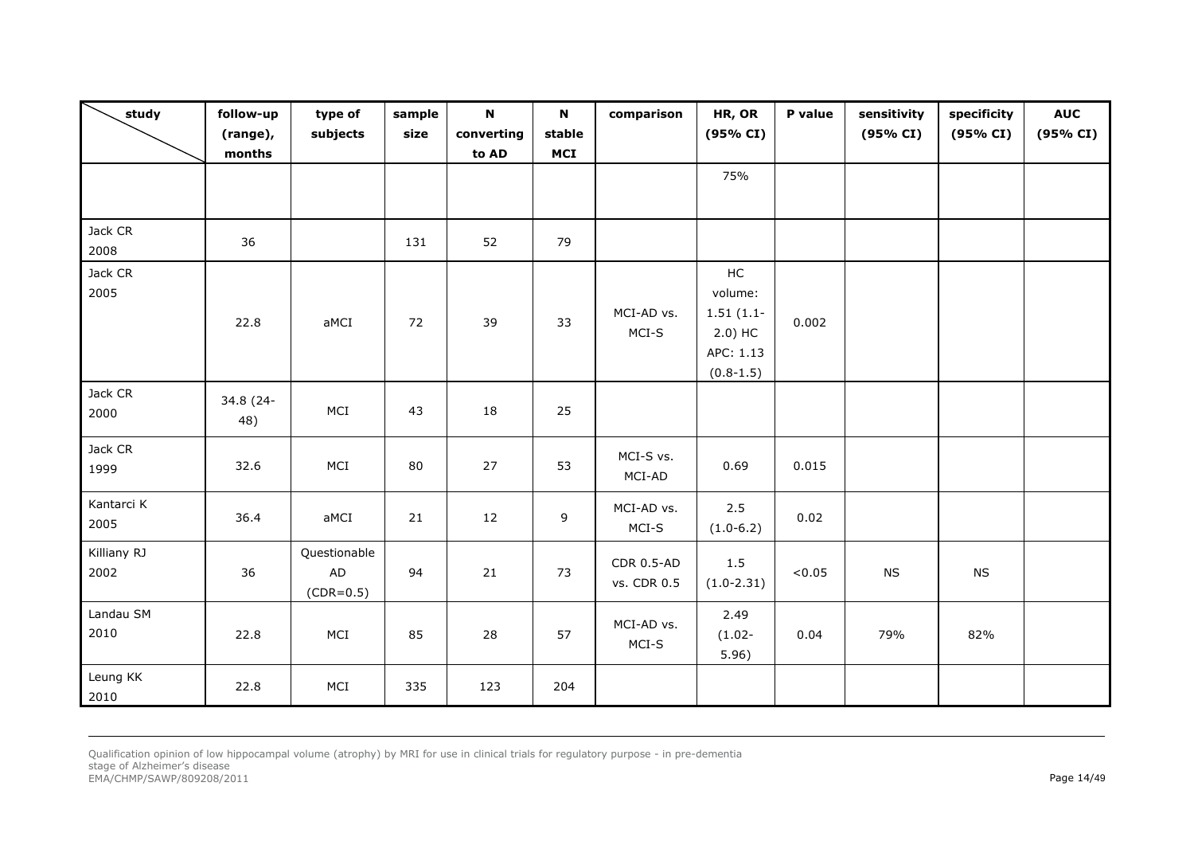| study | follow-up (range), months | type of subjects | sample size | N converting to AD | N stable MCI | comparison | HR, OR (95% CI) | P value | sensitivity (95% CI) | specificity (95% CI) | AUC (95% CI) |
|---|---|---|---|---|---|---|---|---|---|---|---|
| | | | | | | | 75% | | | | |
| Jack CR 2008 | 36 | | 131 | 52 | 79 | | | | | | |
| Jack CR 2005 | 22.8 | aMCI | 72 | 39 | 33 | MCI-AD vs. MCI-S | HC volume: 1.51 (1.1-2.0) HC APC: 1.13 (0.8-1.5) | 0.002 | | | |
| Jack CR 2000 | 34.8 (24-48) | MCI | 43 | 18 | 25 | | | | | | |
| Jack CR 1999 | 32.6 | MCI | 80 | 27 | 53 | MCI-S vs. MCI-AD | 0.69 | 0.015 | | | |
| Kantarci K 2005 | 36.4 | aMCI | 21 | 12 | 9 | MCI-AD vs. MCI-S | 2.5 (1.0-6.2) | 0.02 | | | |
| Killiany RJ 2002 | 36 | Questionable AD (CDR=0.5) | 94 | 21 | 73 | CDR 0.5-AD vs. CDR 0.5 | 1.5 (1.0-2.31) | <0.05 | NS | NS | |
| Landau SM 2010 | 22.8 | MCI | 85 | 28 | 57 | MCI-AD vs. MCI-S | 2.49 (1.02-5.96) | 0.04 | 79% | 82% | |
| Leung KK 2010 | 22.8 | MCI | 335 | 123 | 204 | | | | | | |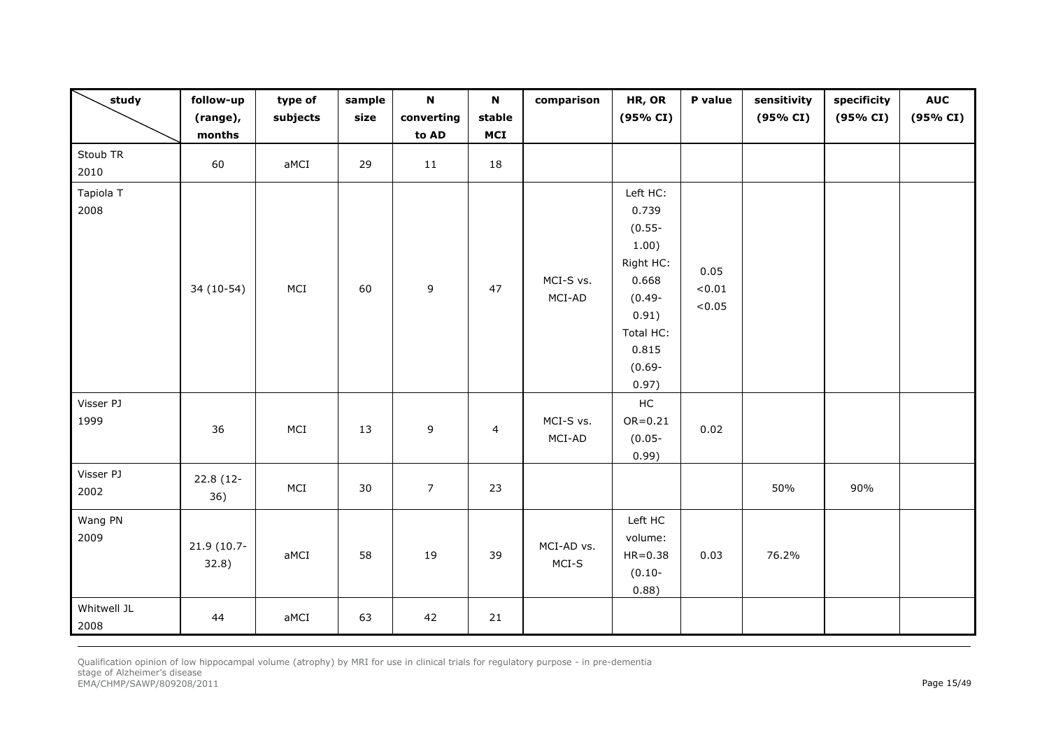| study | follow-up (range), months | type of subjects | sample size | N converting to AD | N stable MCI | comparison | HR, OR (95% CI) | P value | sensitivity (95% CI) | specificity (95% CI) | AUC (95% CI) |
|---|---|---|---|---|---|---|---|---|---|---|---|
| Stoub TR 2010 | 60 | aMCI | 29 | 11 | 18 | | | | | | |
| Tapiola T 2008 | 34 (10-54) | MCI | 60 | 9 | 47 | MCI-S vs. MCI-AD | Left HC: 0.739 (0.55-1.00) Right HC: 0.668 (0.49-0.91) Total HC: 0.815 (0.69-0.97) | 0.05 <0.01 <0.05 | | | |
| Visser PJ 1999 | 36 | MCI | 13 | 9 | 4 | MCI-S vs. MCI-AD | HC OR=0.21 (0.05-0.99) | 0.02 | | | |
| Visser PJ 2002 | 22.8 (12-36) | MCI | 30 | 7 | 23 | | | | 50% | 90% | |
| Wang PN 2009 | 21.9 (10.7-32.8) | aMCI | 58 | 19 | 39 | MCI-AD vs. MCI-S | Left HC volume: HR=0.38 (0.10-0.88) | 0.03 | 76.2% | | |
| Whitwell JL 2008 | 44 | aMCI | 63 | 42 | 21 | | | | | | |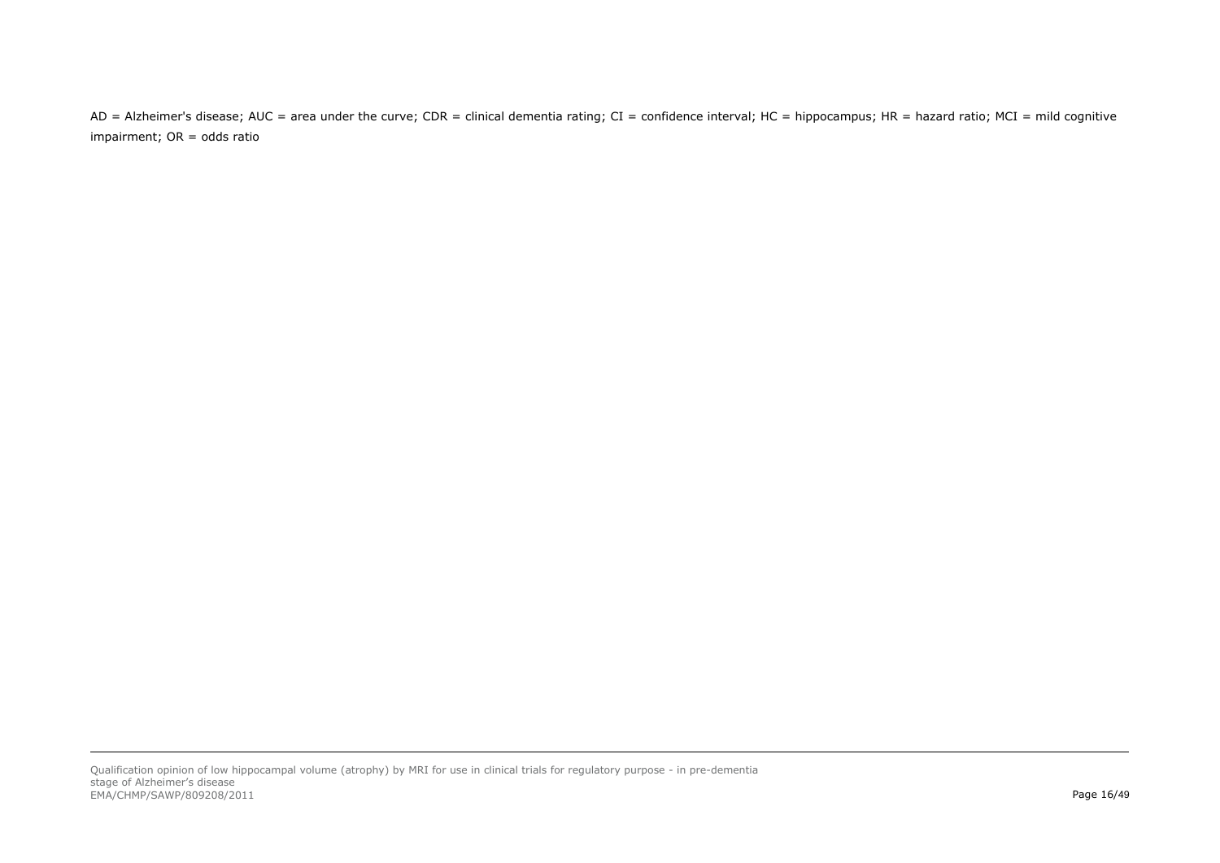AD = Alzheimer's disease; AUC = area under the curve; CDR = clinical dementia rating; CI = confidence interval; HC = hippocampus; HR = hazard ratio; MCI = mild cognitive impairment; OR = odds ratio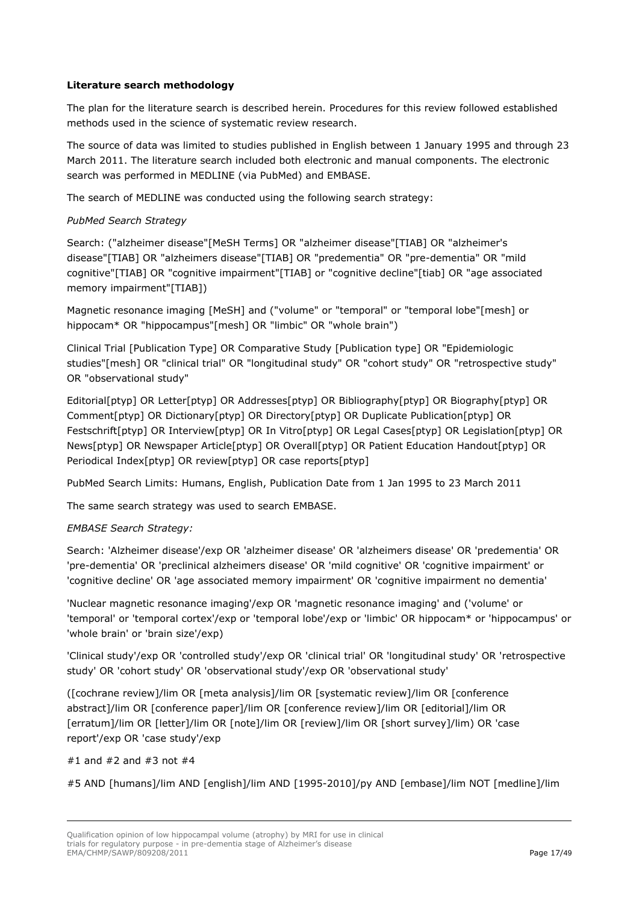**Literature search methodology**

The plan for the literature search is described herein. Procedures for this review followed established methods used in the science of systematic review research.

The source of data was limited to studies published in English between 1 January 1995 and through 23 March 2011. The literature search included both electronic and manual components. The electronic search was performed in MEDLINE (via PubMed) and EMBASE.

The search of MEDLINE was conducted using the following search strategy:

*PubMed Search Strategy*

Search: ("alzheimer disease"[MeSH Terms] OR "alzheimer disease"[TIAB] OR "alzheimer's disease"[TIAB] OR "alzheimers disease"[TIAB] OR "predementia" OR "pre-dementia" OR "mild cognitive"[TIAB] OR "cognitive impairment"[TIAB] or "cognitive decline"[tiab] OR "age associated memory impairment"[TIAB])

Magnetic resonance imaging [MeSH] and ("volume" or "temporal" or "temporal lobe"[mesh] or hippocam* OR "hippocampus"[mesh] OR "limbic" OR "whole brain")

Clinical Trial [Publication Type] OR Comparative Study [Publication type] OR "Epidemiologic studies"[mesh] OR "clinical trial" OR "longitudinal study" OR "cohort study" OR "retrospective study" OR "observational study"

Editorial[ptyp] OR Letter[ptyp] OR Addresses[ptyp] OR Bibliography[ptyp] OR Biography[ptyp] OR Comment[ptyp] OR Dictionary[ptyp] OR Directory[ptyp] OR Duplicate Publication[ptyp] OR Festschrift[ptyp] OR Interview[ptyp] OR In Vitro[ptyp] OR Legal Cases[ptyp] OR Legislation[ptyp] OR News[ptyp] OR Newspaper Article[ptyp] OR Overall[ptyp] OR Patient Education Handout[ptyp] OR Periodical Index[ptyp] OR review[ptyp] OR case reports[ptyp]

PubMed Search Limits: Humans, English, Publication Date from 1 Jan 1995 to 23 March 2011

The same search strategy was used to search EMBASE.

*EMBASE Search Strategy:*

Search: 'Alzheimer disease'/exp OR 'alzheimer disease' OR 'alzheimers disease' OR 'predementia' OR 'pre-dementia' OR 'preclinical alzheimers disease' OR 'mild cognitive' OR 'cognitive impairment' or 'cognitive decline' OR 'age associated memory impairment' OR 'cognitive impairment no dementia'

'Nuclear magnetic resonance imaging'/exp OR 'magnetic resonance imaging' and ('volume' or 'temporal' or 'temporal cortex'/exp or 'temporal lobe'/exp or 'limbic' OR hippocam* or 'hippocampus' or 'whole brain' or 'brain size'/exp)

'Clinical study'/exp OR 'controlled study'/exp OR 'clinical trial' OR 'longitudinal study' OR 'retrospective study' OR 'cohort study' OR 'observational study'/exp OR 'observational study'

([cochrane review]/lim OR [meta analysis]/lim OR [systematic review]/lim OR [conference abstract]/lim OR [conference paper]/lim OR [conference review]/lim OR [editorial]/lim OR [erratum]/lim OR [letter]/lim OR [note]/lim OR [review]/lim OR [short survey]/lim) OR 'case report'/exp OR 'case study'/exp

#1 and #2 and #3 not #4

#5 AND [humans]/lim AND [english]/lim AND [1995-2010]/py AND [embase]/lim NOT [medline]/lim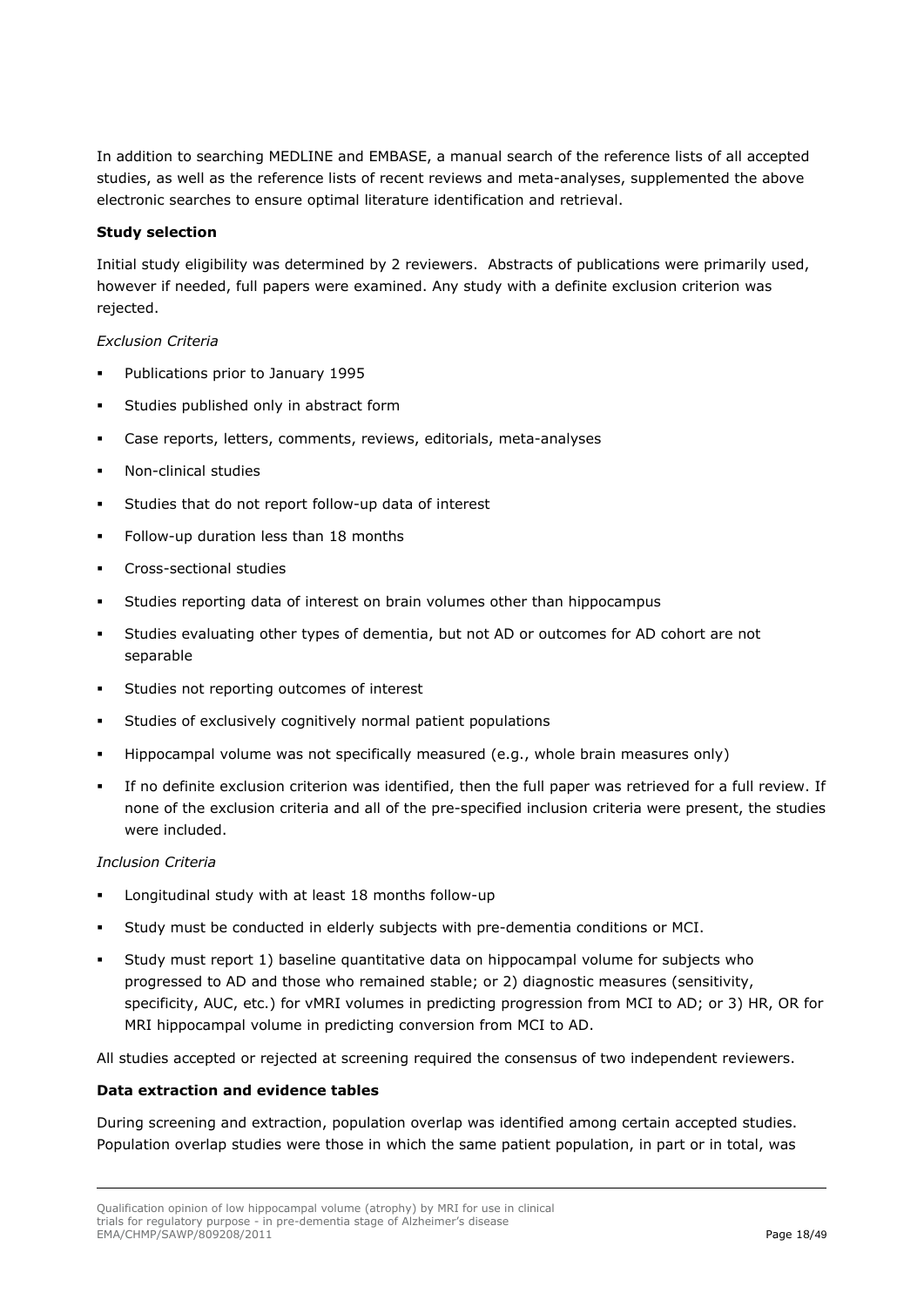In addition to searching MEDLINE and EMBASE, a manual search of the reference lists of all accepted studies, as well as the reference lists of recent reviews and meta-analyses, supplemented the above electronic searches to ensure optimal literature identification and retrieval.

**Study selection**

Initial study eligibility was determined by 2 reviewers. Abstracts of publications were primarily used, however if needed, full papers were examined. Any study with a definite exclusion criterion was rejected.

*Exclusion Criteria*

- Publications prior to January 1995
- Studies published only in abstract form
- Case reports, letters, comments, reviews, editorials, meta-analyses
- Non-clinical studies
- Studies that do not report follow-up data of interest
- Follow-up duration less than 18 months
- Cross-sectional studies
- Studies reporting data of interest on brain volumes other than hippocampus
- Studies evaluating other types of dementia, but not AD or outcomes for AD cohort are not separable
- Studies not reporting outcomes of interest
- Studies of exclusively cognitively normal patient populations
- Hippocampal volume was not specifically measured (e.g., whole brain measures only)
- If no definite exclusion criterion was identified, then the full paper was retrieved for a full review. If none of the exclusion criteria and all of the pre-specified inclusion criteria were present, the studies were included.

*Inclusion Criteria*

- Longitudinal study with at least 18 months follow-up
- Study must be conducted in elderly subjects with pre-dementia conditions or MCI.
- Study must report 1) baseline quantitative data on hippocampal volume for subjects who progressed to AD and those who remained stable; or 2) diagnostic measures (sensitivity, specificity, AUC, etc.) for vMRI volumes in predicting progression from MCI to AD; or 3) HR, OR for MRI hippocampal volume in predicting conversion from MCI to AD.

All studies accepted or rejected at screening required the consensus of two independent reviewers.

**Data extraction and evidence tables**

During screening and extraction, population overlap was identified among certain accepted studies. Population overlap studies were those in which the same patient population, in part or in total, was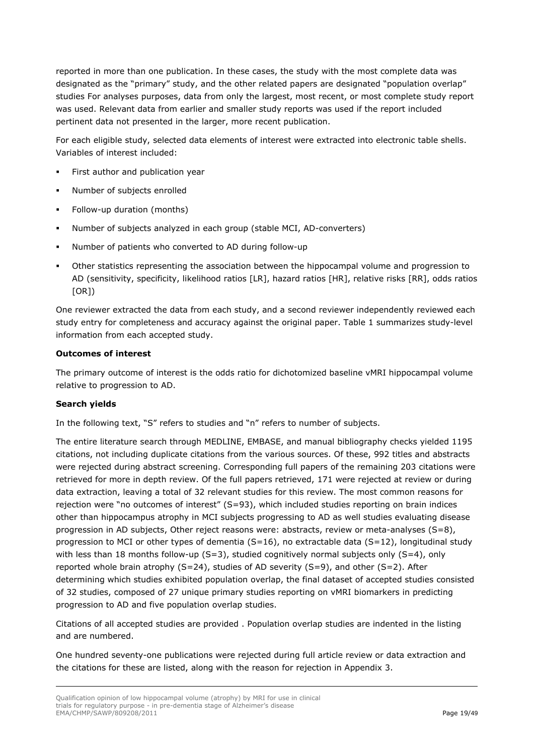reported in more than one publication. In these cases, the study with the most complete data was designated as the "primary" study, and the other related papers are designated "population overlap" studies For analyses purposes, data from only the largest, most recent, or most complete study report was used. Relevant data from earlier and smaller study reports was used if the report included pertinent data not presented in the larger, more recent publication.

For each eligible study, selected data elements of interest were extracted into electronic table shells. Variables of interest included:

- First author and publication year
- Number of subjects enrolled
- Follow-up duration (months)
- Number of subjects analyzed in each group (stable MCI, AD-converters)
- Number of patients who converted to AD during follow-up
- Other statistics representing the association between the hippocampal volume and progression to AD (sensitivity, specificity, likelihood ratios [LR], hazard ratios [HR], relative risks [RR], odds ratios [OR])

One reviewer extracted the data from each study, and a second reviewer independently reviewed each study entry for completeness and accuracy against the original paper. Table 1 summarizes study-level information from each accepted study.

**Outcomes of interest**

The primary outcome of interest is the odds ratio for dichotomized baseline vMRI hippocampal volume relative to progression to AD.

**Search yields**

In the following text, "S" refers to studies and "n" refers to number of subjects.

The entire literature search through MEDLINE, EMBASE, and manual bibliography checks yielded 1195 citations, not including duplicate citations from the various sources. Of these, 992 titles and abstracts were rejected during abstract screening. Corresponding full papers of the remaining 203 citations were retrieved for more in depth review. Of the full papers retrieved, 171 were rejected at review or during data extraction, leaving a total of 32 relevant studies for this review. The most common reasons for rejection were "no outcomes of interest" (S=93), which included studies reporting on brain indices other than hippocampus atrophy in MCI subjects progressing to AD as well studies evaluating disease progression in AD subjects, Other reject reasons were: abstracts, review or meta-analyses (S=8), progression to MCI or other types of dementia (S=16), no extractable data (S=12), longitudinal study with less than 18 months follow-up (S=3), studied cognitively normal subjects only (S=4), only reported whole brain atrophy (S=24), studies of AD severity (S=9), and other (S=2). After determining which studies exhibited population overlap, the final dataset of accepted studies consisted of 32 studies, composed of 27 unique primary studies reporting on vMRI biomarkers in predicting progression to AD and five population overlap studies.

Citations of all accepted studies are provided . Population overlap studies are indented in the listing and are numbered.

One hundred seventy-one publications were rejected during full article review or data extraction and the citations for these are listed, along with the reason for rejection in Appendix 3.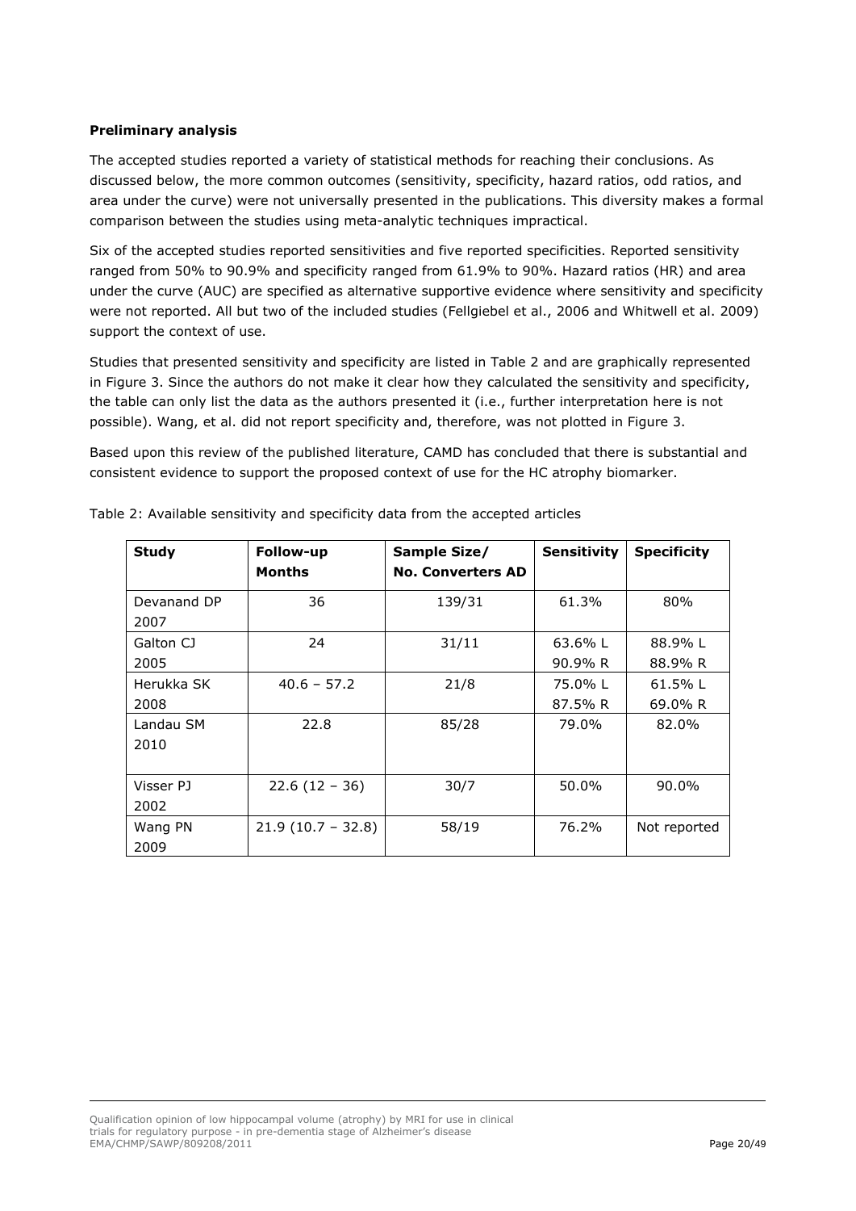**Preliminary analysis**

The accepted studies reported a variety of statistical methods for reaching their conclusions. As discussed below, the more common outcomes (sensitivity, specificity, hazard ratios, odd ratios, and area under the curve) were not universally presented in the publications. This diversity makes a formal comparison between the studies using meta-analytic techniques impractical.

Six of the accepted studies reported sensitivities and five reported specificities. Reported sensitivity ranged from 50% to 90.9% and specificity ranged from 61.9% to 90%. Hazard ratios (HR) and area under the curve (AUC) are specified as alternative supportive evidence where sensitivity and specificity were not reported. All but two of the included studies (Fellgiebel et al., 2006 and Whitwell et al. 2009) support the context of use.

Studies that presented sensitivity and specificity are listed in Table 2 and are graphically represented in Figure 3. Since the authors do not make it clear how they calculated the sensitivity and specificity, the table can only list the data as the authors presented it (i.e., further interpretation here is not possible). Wang, et al. did not report specificity and, therefore, was not plotted in Figure 3.

Based upon this review of the published literature, CAMD has concluded that there is substantial and consistent evidence to support the proposed context of use for the HC atrophy biomarker.

Table 2: Available sensitivity and specificity data from the accepted articles

| Study | Follow-up Months | Sample Size/ No. Converters AD | Sensitivity | Specificity |
|---|---|---|---|---|
| Devanand DP 2007 | 36 | 139/31 | 61.3% | 80% |
| Galton CJ 2005 | 24 | 31/11 | 63.6% L<br>90.9% R | 88.9% L<br>88.9% R |
| Herukka SK 2008 | 40.6 – 57.2 | 21/8 | 75.0% L<br>87.5% R | 61.5% L<br>69.0% R |
| Landau SM 2010 | 22.8 | 85/28 | 79.0% | 82.0% |
| Visser PJ 2002 | 22.6 (12 – 36) | 30/7 | 50.0% | 90.0% |
| Wang PN 2009 | 21.9 (10.7 – 32.8) | 58/19 | 76.2% | Not reported |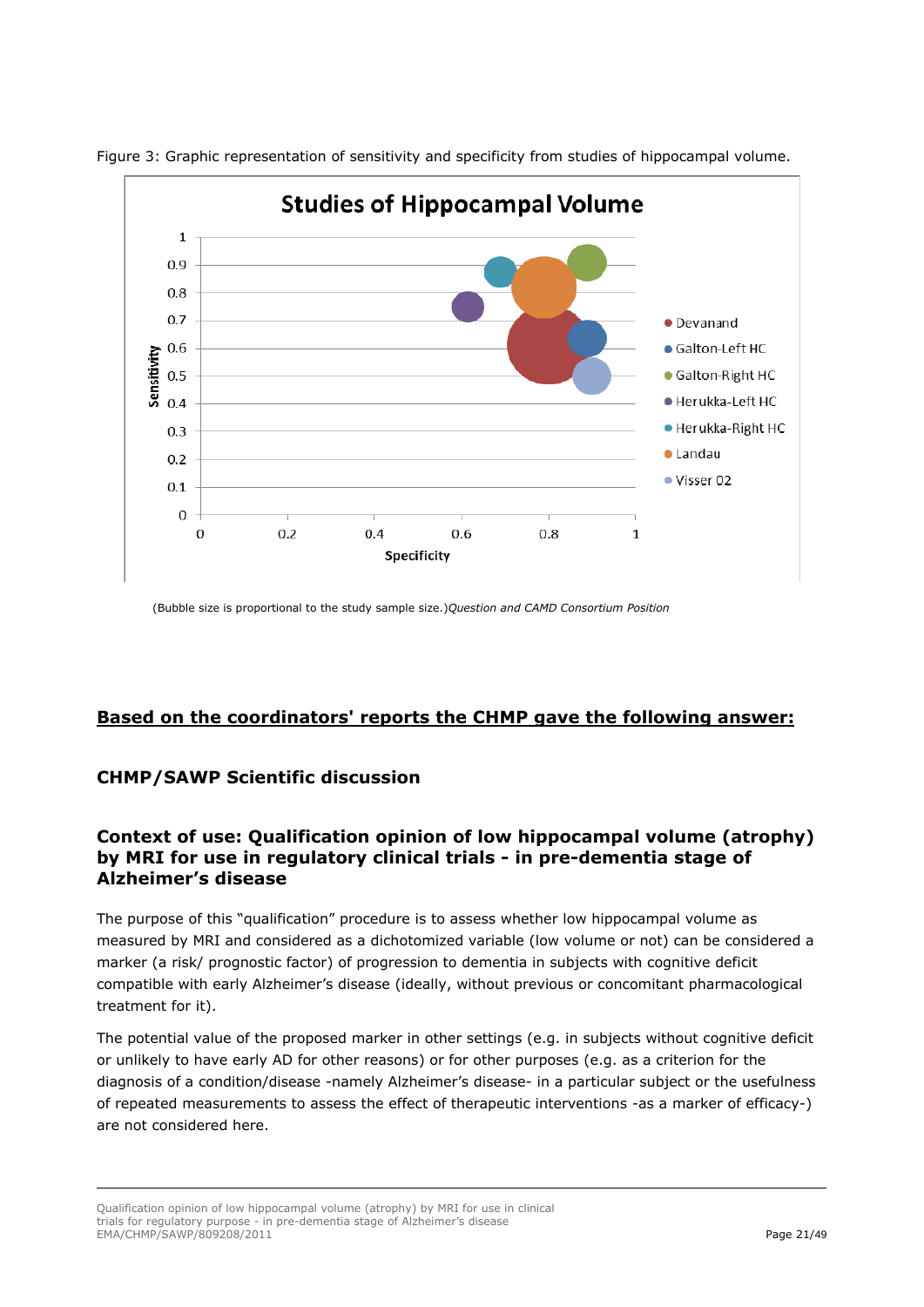Figure 3: Graphic representation of sensitivity and specificity from studies of hippocampal volume.

(Bubble size is proportional to the study sample size.)*Question and CAMD Consortium Position*

**<u>Based on the coordinators' reports the CHMP gave the following answer:</u>**

## CHMP/SAWP Scientific discussion

### Context of use: Qualification opinion of low hippocampal volume (atrophy) by MRI for use in regulatory clinical trials - in pre-dementia stage of Alzheimer's disease

The purpose of this "qualification" procedure is to assess whether low hippocampal volume as measured by MRI and considered as a dichotomized variable (low volume or not) can be considered a marker (a risk/ prognostic factor) of progression to dementia in subjects with cognitive deficit compatible with early Alzheimer's disease (ideally, without previous or concomitant pharmacological treatment for it).

The potential value of the proposed marker in other settings (e.g. in subjects without cognitive deficit or unlikely to have early AD for other reasons) or for other purposes (e.g. as a criterion for the diagnosis of a condition/disease -namely Alzheimer's disease- in a particular subject or the usefulness of repeated measurements to assess the effect of therapeutic interventions -as a marker of efficacy-) are not considered here.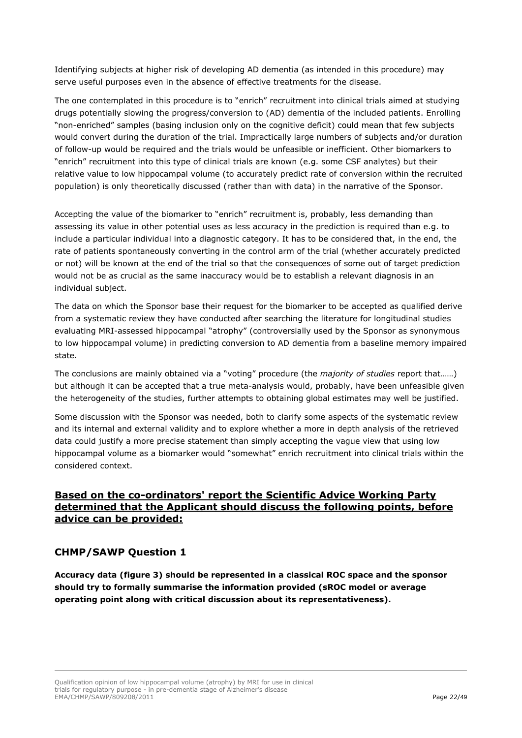Identifying subjects at higher risk of developing AD dementia (as intended in this procedure) may serve useful purposes even in the absence of effective treatments for the disease.

The one contemplated in this procedure is to "enrich" recruitment into clinical trials aimed at studying drugs potentially slowing the progress/conversion to (AD) dementia of the included patients. Enrolling "non-enriched" samples (basing inclusion only on the cognitive deficit) could mean that few subjects would convert during the duration of the trial. Impractically large numbers of subjects and/or duration of follow-up would be required and the trials would be unfeasible or inefficient. Other biomarkers to "enrich" recruitment into this type of clinical trials are known (e.g. some CSF analytes) but their relative value to low hippocampal volume (to accurately predict rate of conversion within the recruited population) is only theoretically discussed (rather than with data) in the narrative of the Sponsor.

Accepting the value of the biomarker to "enrich" recruitment is, probably, less demanding than assessing its value in other potential uses as less accuracy in the prediction is required than e.g. to include a particular individual into a diagnostic category. It has to be considered that, in the end, the rate of patients spontaneously converting in the control arm of the trial (whether accurately predicted or not) will be known at the end of the trial so that the consequences of some out of target prediction would not be as crucial as the same inaccuracy would be to establish a relevant diagnosis in an individual subject.

The data on which the Sponsor base their request for the biomarker to be accepted as qualified derive from a systematic review they have conducted after searching the literature for longitudinal studies evaluating MRI-assessed hippocampal "atrophy" (controversially used by the Sponsor as synonymous to low hippocampal volume) in predicting conversion to AD dementia from a baseline memory impaired state.

The conclusions are mainly obtained via a "voting" procedure (the *majority of studies* report that……) but although it can be accepted that a true meta-analysis would, probably, have been unfeasible given the heterogeneity of the studies, further attempts to obtaining global estimates may well be justified.

Some discussion with the Sponsor was needed, both to clarify some aspects of the systematic review and its internal and external validity and to explore whether a more in depth analysis of the retrieved data could justify a more precise statement than simply accepting the vague view that using low hippocampal volume as a biomarker would "somewhat" enrich recruitment into clinical trials within the considered context.

## Based on the co-ordinators' report the Scientific Advice Working Party determined that the Applicant should discuss the following points, before advice can be provided:

### CHMP/SAWP Question 1

**Accuracy data (figure 3) should be represented in a classical ROC space and the sponsor should try to formally summarise the information provided (sROC model or average operating point along with critical discussion about its representativeness).**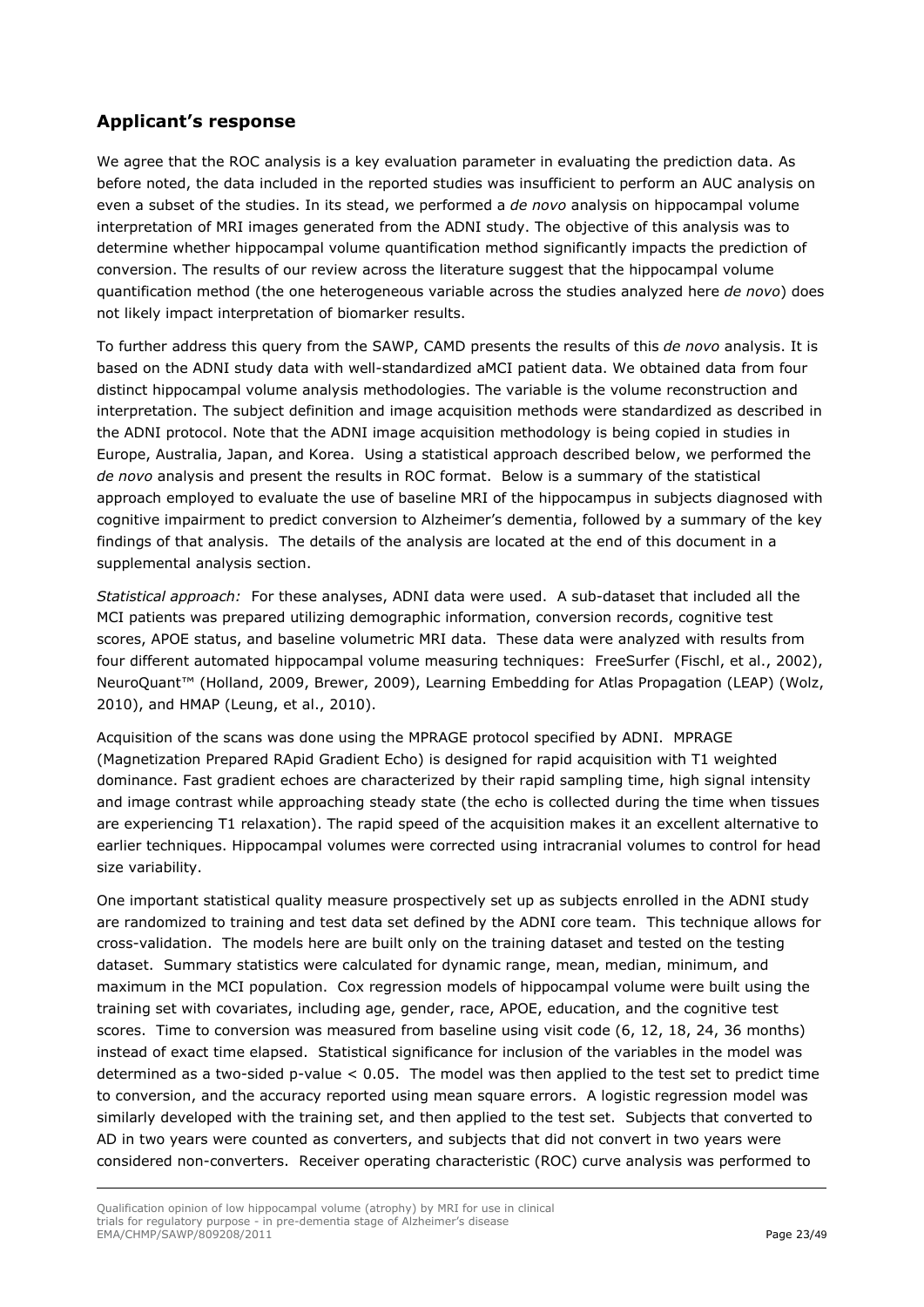## Applicant's response

We agree that the ROC analysis is a key evaluation parameter in evaluating the prediction data. As before noted, the data included in the reported studies was insufficient to perform an AUC analysis on even a subset of the studies. In its stead, we performed a *de novo* analysis on hippocampal volume interpretation of MRI images generated from the ADNI study. The objective of this analysis was to determine whether hippocampal volume quantification method significantly impacts the prediction of conversion. The results of our review across the literature suggest that the hippocampal volume quantification method (the one heterogeneous variable across the studies analyzed here *de novo*) does not likely impact interpretation of biomarker results.

To further address this query from the SAWP, CAMD presents the results of this *de novo* analysis. It is based on the ADNI study data with well-standardized aMCI patient data. We obtained data from four distinct hippocampal volume analysis methodologies. The variable is the volume reconstruction and interpretation. The subject definition and image acquisition methods were standardized as described in the ADNI protocol. Note that the ADNI image acquisition methodology is being copied in studies in Europe, Australia, Japan, and Korea. Using a statistical approach described below, we performed the *de novo* analysis and present the results in ROC format. Below is a summary of the statistical approach employed to evaluate the use of baseline MRI of the hippocampus in subjects diagnosed with cognitive impairment to predict conversion to Alzheimer's dementia, followed by a summary of the key findings of that analysis. The details of the analysis are located at the end of this document in a supplemental analysis section.

*Statistical approach:* For these analyses, ADNI data were used. A sub-dataset that included all the MCI patients was prepared utilizing demographic information, conversion records, cognitive test scores, APOE status, and baseline volumetric MRI data. These data were analyzed with results from four different automated hippocampal volume measuring techniques: FreeSurfer (Fischl, et al., 2002), NeuroQuant™ (Holland, 2009, Brewer, 2009), Learning Embedding for Atlas Propagation (LEAP) (Wolz, 2010), and HMAP (Leung, et al., 2010).

Acquisition of the scans was done using the MPRAGE protocol specified by ADNI. MPRAGE (Magnetization Prepared RApid Gradient Echo) is designed for rapid acquisition with T1 weighted dominance. Fast gradient echoes are characterized by their rapid sampling time, high signal intensity and image contrast while approaching steady state (the echo is collected during the time when tissues are experiencing T1 relaxation). The rapid speed of the acquisition makes it an excellent alternative to earlier techniques. Hippocampal volumes were corrected using intracranial volumes to control for head size variability.

One important statistical quality measure prospectively set up as subjects enrolled in the ADNI study are randomized to training and test data set defined by the ADNI core team. This technique allows for cross-validation. The models here are built only on the training dataset and tested on the testing dataset. Summary statistics were calculated for dynamic range, mean, median, minimum, and maximum in the MCI population. Cox regression models of hippocampal volume were built using the training set with covariates, including age, gender, race, APOE, education, and the cognitive test scores. Time to conversion was measured from baseline using visit code (6, 12, 18, 24, 36 months) instead of exact time elapsed. Statistical significance for inclusion of the variables in the model was determined as a two-sided p-value $< 0.05$. The model was then applied to the test set to predict time to conversion, and the accuracy reported using mean square errors. A logistic regression model was similarly developed with the training set, and then applied to the test set. Subjects that converted to AD in two years were counted as converters, and subjects that did not convert in two years were considered non-converters. Receiver operating characteristic (ROC) curve analysis was performed to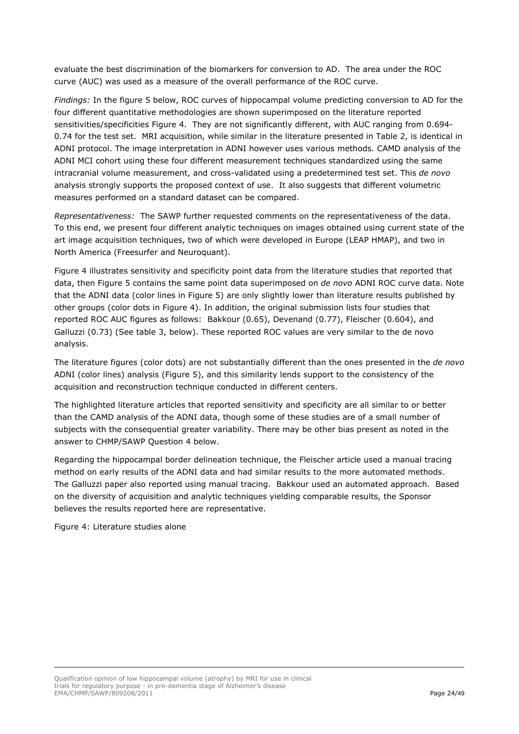evaluate the best discrimination of the biomarkers for conversion to AD. The area under the ROC curve (AUC) was used as a measure of the overall performance of the ROC curve.

*Findings:* In the figure 5 below, ROC curves of hippocampal volume predicting conversion to AD for the four different quantitative methodologies are shown superimposed on the literature reported sensitivities/specificities Figure 4. They are not significantly different, with AUC ranging from 0.694-0.74 for the test set. MRI acquisition, while similar in the literature presented in Table 2, is identical in ADNI protocol. The image interpretation in ADNI however uses various methods. CAMD analysis of the ADNI MCI cohort using these four different measurement techniques standardized using the same intracranial volume measurement, and cross-validated using a predetermined test set. This *de novo* analysis strongly supports the proposed context of use. It also suggests that different volumetric measures performed on a standard dataset can be compared.

*Representativeness:* The SAWP further requested comments on the representativeness of the data. To this end, we present four different analytic techniques on images obtained using current state of the art image acquisition techniques, two of which were developed in Europe (LEAP HMAP), and two in North America (Freesurfer and Neuroquant).

Figure 4 illustrates sensitivity and specificity point data from the literature studies that reported that data, then Figure 5 contains the same point data superimposed on *de novo* ADNI ROC curve data. Note that the ADNI data (color lines in Figure 5) are only slightly lower than literature results published by other groups (color dots in Figure 4). In addition, the original submission lists four studies that reported ROC AUC figures as follows: Bakkour (0.65), Devenand (0.77), Fleischer (0.604), and Galluzzi (0.73) (See table 3, below). These reported ROC values are very similar to the de novo analysis.

The literature figures (color dots) are not substantially different than the ones presented in the *de novo* ADNI (color lines) analysis (Figure 5), and this similarity lends support to the consistency of the acquisition and reconstruction technique conducted in different centers.

The highlighted literature articles that reported sensitivity and specificity are all similar to or better than the CAMD analysis of the ADNI data, though some of these studies are of a small number of subjects with the consequential greater variability. There may be other bias present as noted in the answer to CHMP/SAWP Question 4 below.

Regarding the hippocampal border delineation technique, the Fleischer article used a manual tracing method on early results of the ADNI data and had similar results to the more automated methods. The Galluzzi paper also reported using manual tracing. Bakkour used an automated approach. Based on the diversity of acquisition and analytic techniques yielding comparable results, the Sponsor believes the results reported here are representative.

Figure 4: Literature studies alone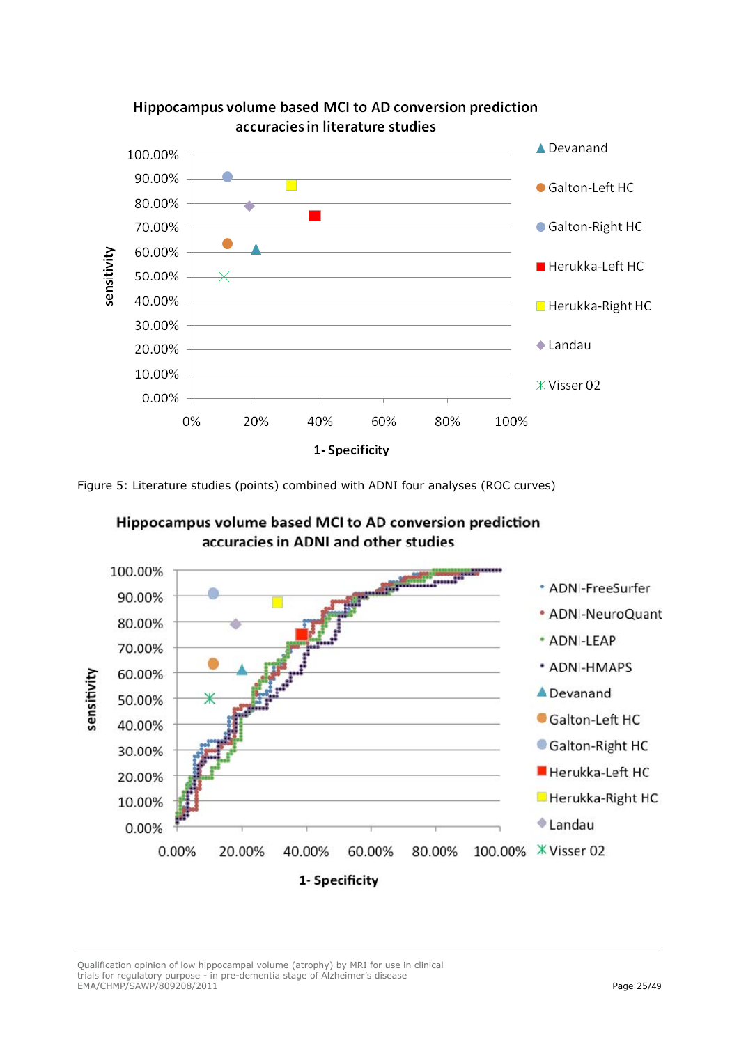Hippocampus volume based MCI to AD conversion prediction accuracies in literature studies

Figure 5: Literature studies (points) combined with ADNI four analyses (ROC curves)

Hippocampus volume based MCI to AD conversion prediction accuracies in ADNI and other studies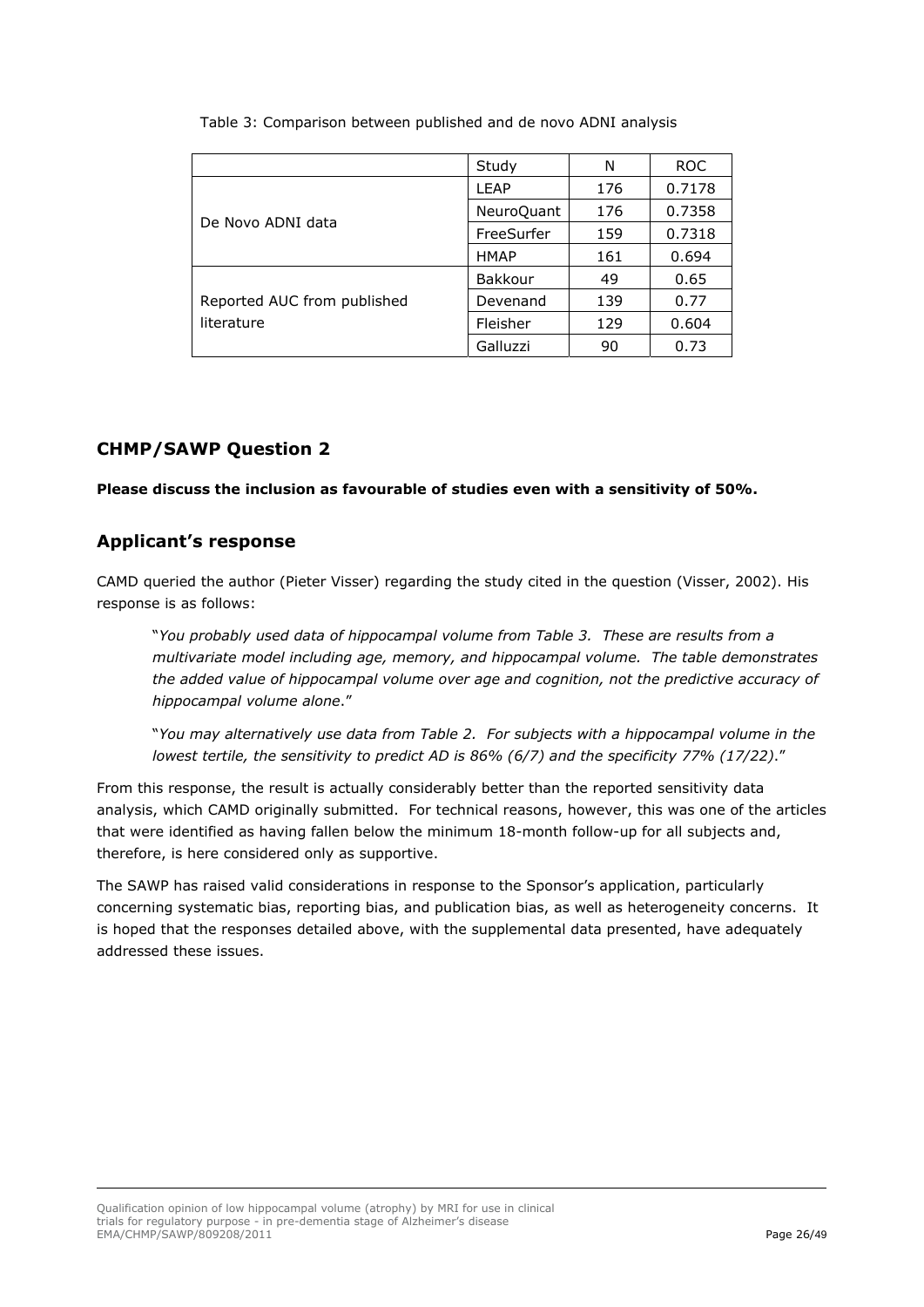Table 3: Comparison between published and de novo ADNI analysis

| | Study | N | ROC |
|---|---|---|---|
| De Novo ADNI data | LEAP | 176 | 0.7178 |
| | NeuroQuant | 176 | 0.7358 |
| | FreeSurfer | 159 | 0.7318 |
| | HMAP | 161 | 0.694 |
| Reported AUC from published literature | Bakkour | 49 | 0.65 |
| | Devenand | 139 | 0.77 |
| | Fleisher | 129 | 0.604 |
| | Galluzzi | 90 | 0.73 |

## CHMP/SAWP Question 2

**Please discuss the inclusion as favourable of studies even with a sensitivity of 50%.**

## Applicant's response

CAMD queried the author (Pieter Visser) regarding the study cited in the question (Visser, 2002). His response is as follows:

> "*You probably used data of hippocampal volume from Table 3. These are results from a multivariate model including age, memory, and hippocampal volume. The table demonstrates the added value of hippocampal volume over age and cognition, not the predictive accuracy of hippocampal volume alone*."
>
> "*You may alternatively use data from Table 2. For subjects with a hippocampal volume in the lowest tertile, the sensitivity to predict AD is 86% (6/7) and the specificity 77% (17/22)*."

From this response, the result is actually considerably better than the reported sensitivity data analysis, which CAMD originally submitted. For technical reasons, however, this was one of the articles that were identified as having fallen below the minimum 18-month follow-up for all subjects and, therefore, is here considered only as supportive.

The SAWP has raised valid considerations in response to the Sponsor's application, particularly concerning systematic bias, reporting bias, and publication bias, as well as heterogeneity concerns. It is hoped that the responses detailed above, with the supplemental data presented, have adequately addressed these issues.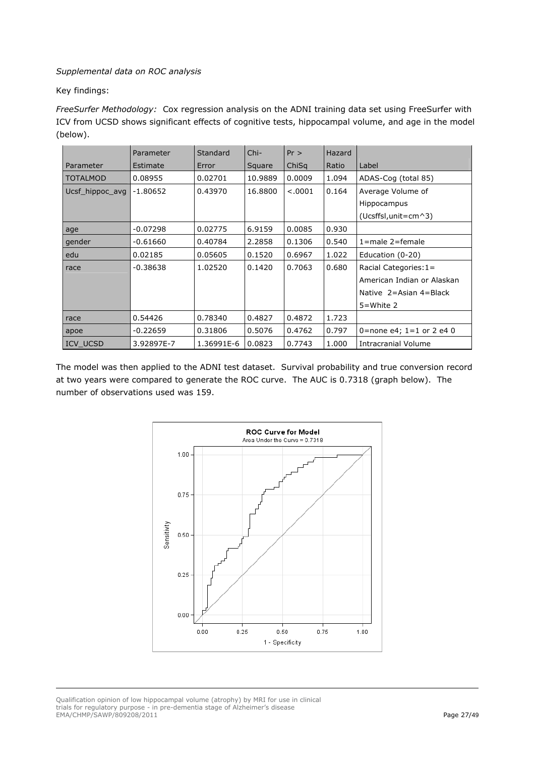*Supplemental data on ROC analysis*

Key findings:

*FreeSurfer Methodology:* Cox regression analysis on the ADNI training data set using FreeSurfer with ICV from UCSD shows significant effects of cognitive tests, hippocampal volume, and age in the model (below).

| Parameter | Parameter Estimate | Standard Error | Chi-Square | Pr > ChiSq | Hazard Ratio | Label |
|---|---|---|---|---|---|---|
| TOTALMOD | 0.08955 | 0.02701 | 10.9889 | 0.0009 | 1.094 | ADAS-Cog (total 85) |
| Ucsf_hippoc_avg | -1.80652 | 0.43970 | 16.8800 | <.0001 | 0.164 | Average Volume of Hippocampus (Ucsffsl,unit=cm^3) |
| age | -0.07298 | 0.02775 | 6.9159 | 0.0085 | 0.930 | |
| gender | -0.61660 | 0.40784 | 2.2858 | 0.1306 | 0.540 | 1=male 2=female |
| edu | 0.02185 | 0.05605 | 0.1520 | 0.6967 | 1.022 | Education (0-20) |
| race | -0.38638 | 1.02520 | 0.1420 | 0.7063 | 0.680 | Racial Categories:1= American Indian or Alaskan Native 2=Asian 4=Black 5=White 2 |
| race | 0.54426 | 0.78340 | 0.4827 | 0.4872 | 1.723 | |
| apoe | -0.22659 | 0.31806 | 0.5076 | 0.4762 | 0.797 | 0=none e4; 1=1 or 2 e4 0 |
| ICV_UCSD | 3.92897E-7 | 1.36991E-6 | 0.0823 | 0.7743 | 1.000 | Intracranial Volume |

The model was then applied to the ADNI test dataset. Survival probability and true conversion record at two years were compared to generate the ROC curve. The AUC is 0.7318 (graph below). The number of observations used was 159.

**ROC Curve for Model**
Area Under the Curve = 0.7318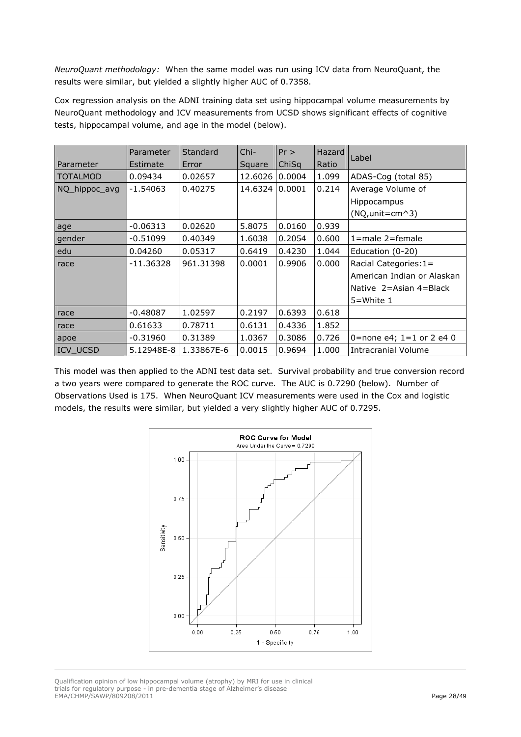*NeuroQuant methodology:* When the same model was run using ICV data from NeuroQuant, the results were similar, but yielded a slightly higher AUC of 0.7358.

Cox regression analysis on the ADNI training data set using hippocampal volume measurements by NeuroQuant methodology and ICV measurements from UCSD shows significant effects of cognitive tests, hippocampal volume, and age in the model (below).

| Parameter | Parameter Estimate | Standard Error | Chi-Square | Pr > ChiSq | Hazard Ratio | Label |
|---|---|---|---|---|---|---|
| TOTALMOD | 0.09434 | 0.02657 | 12.6026 | 0.0004 | 1.099 | ADAS-Cog (total 85) |
| NQ_hippoc_avg | -1.54063 | 0.40275 | 14.6324 | 0.0001 | 0.214 | Average Volume of Hippocampus (NQ,unit=cm^3) |
| age | -0.06313 | 0.02620 | 5.8075 | 0.0160 | 0.939 | |
| gender | -0.51099 | 0.40349 | 1.6038 | 0.2054 | 0.600 | 1=male 2=female |
| edu | 0.04260 | 0.05317 | 0.6419 | 0.4230 | 1.044 | Education (0-20) |
| race | -11.36328 | 961.31398 | 0.0001 | 0.9906 | 0.000 | Racial Categories:1= American Indian or Alaskan Native 2=Asian 4=Black 5=White 1 |
| race | -0.48087 | 1.02597 | 0.2197 | 0.6393 | 0.618 | |
| race | 0.61633 | 0.78711 | 0.6131 | 0.4336 | 1.852 | |
| apoe | -0.31960 | 0.31389 | 1.0367 | 0.3086 | 0.726 | 0=none e4; 1=1 or 2 e4 0 |
| ICV_UCSD | 5.12948E-8 | 1.33867E-6 | 0.0015 | 0.9694 | 1.000 | Intracranial Volume |

This model was then applied to the ADNI test data set. Survival probability and true conversion record a two years were compared to generate the ROC curve. The AUC is 0.7290 (below). Number of Observations Used is 175. When NeuroQuant ICV measurements were used in the Cox and logistic models, the results were similar, but yielded a very slightly higher AUC of 0.7295.

ROC Curve for Model
Area Under the Curve = 0.7290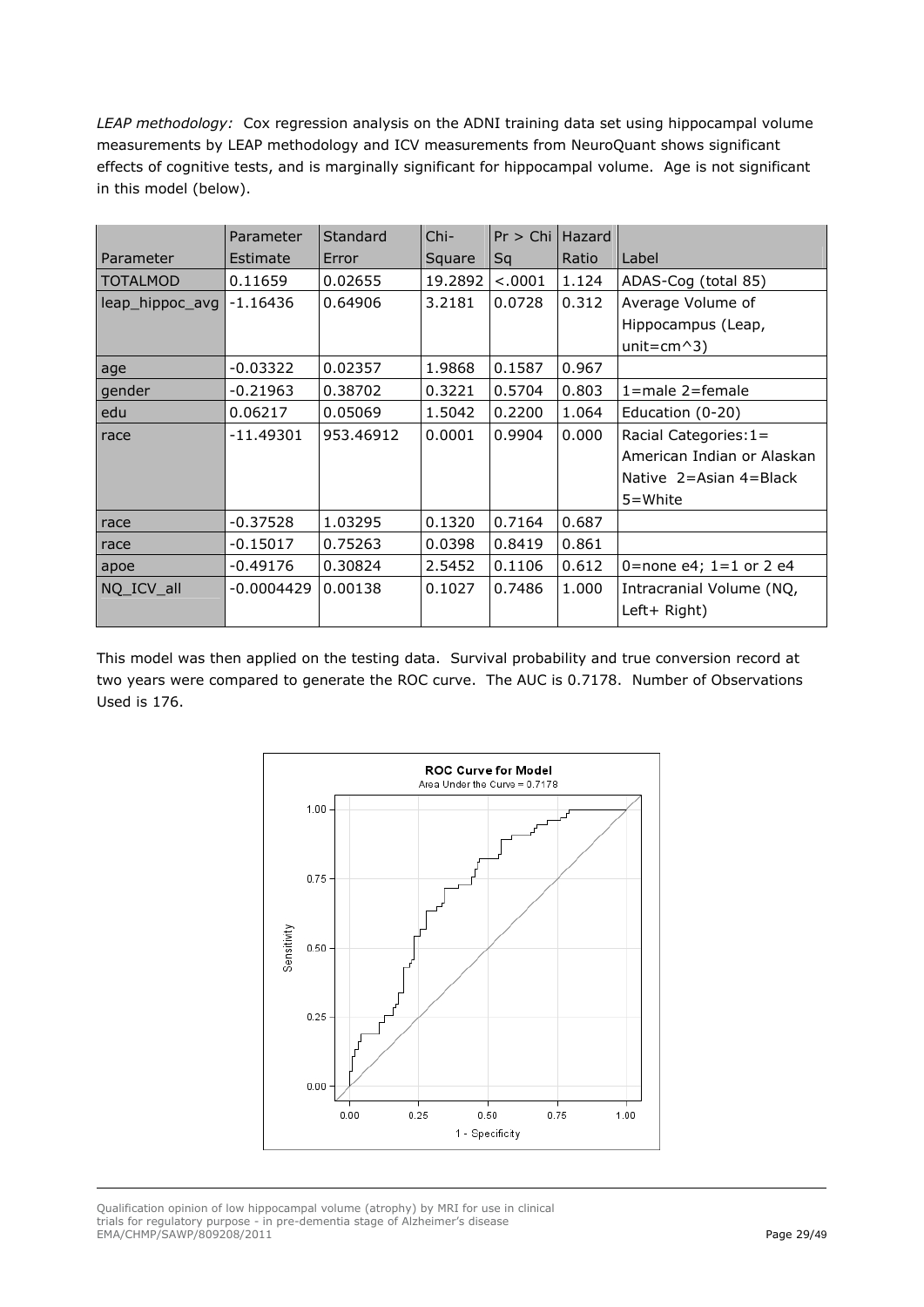*LEAP methodology:* Cox regression analysis on the ADNI training data set using hippocampal volume measurements by LEAP methodology and ICV measurements from NeuroQuant shows significant effects of cognitive tests, and is marginally significant for hippocampal volume. Age is not significant in this model (below).

| Parameter | Parameter Estimate | Standard Error | Chi-Square | Pr > Chi Sq | Hazard Ratio | Label |
|---|---|---|---|---|---|---|
| TOTALMOD | 0.11659 | 0.02655 | 19.2892 | <.0001 | 1.124 | ADAS-Cog (total 85) |
| leap_hippoc_avg | -1.16436 | 0.64906 | 3.2181 | 0.0728 | 0.312 | Average Volume of Hippocampus (Leap, unit=cm^3) |
| age | -0.03322 | 0.02357 | 1.9868 | 0.1587 | 0.967 | |
| gender | -0.21963 | 0.38702 | 0.3221 | 0.5704 | 0.803 | 1=male 2=female |
| edu | 0.06217 | 0.05069 | 1.5042 | 0.2200 | 1.064 | Education (0-20) |
| race | -11.49301 | 953.46912 | 0.0001 | 0.9904 | 0.000 | Racial Categories:1= American Indian or Alaskan Native 2=Asian 4=Black 5=White |
| race | -0.37528 | 1.03295 | 0.1320 | 0.7164 | 0.687 | |
| race | -0.15017 | 0.75263 | 0.0398 | 0.8419 | 0.861 | |
| apoe | -0.49176 | 0.30824 | 2.5452 | 0.1106 | 0.612 | 0=none e4; 1=1 or 2 e4 |
| NQ_ICV_all | -0.0004429 | 0.00138 | 0.1027 | 0.7486 | 1.000 | Intracranial Volume (NQ, Left+ Right) |

This model was then applied on the testing data. Survival probability and true conversion record at two years were compared to generate the ROC curve. The AUC is 0.7178. Number of Observations Used is 176.

ROC Curve for Model
Area Under the Curve = 0.7178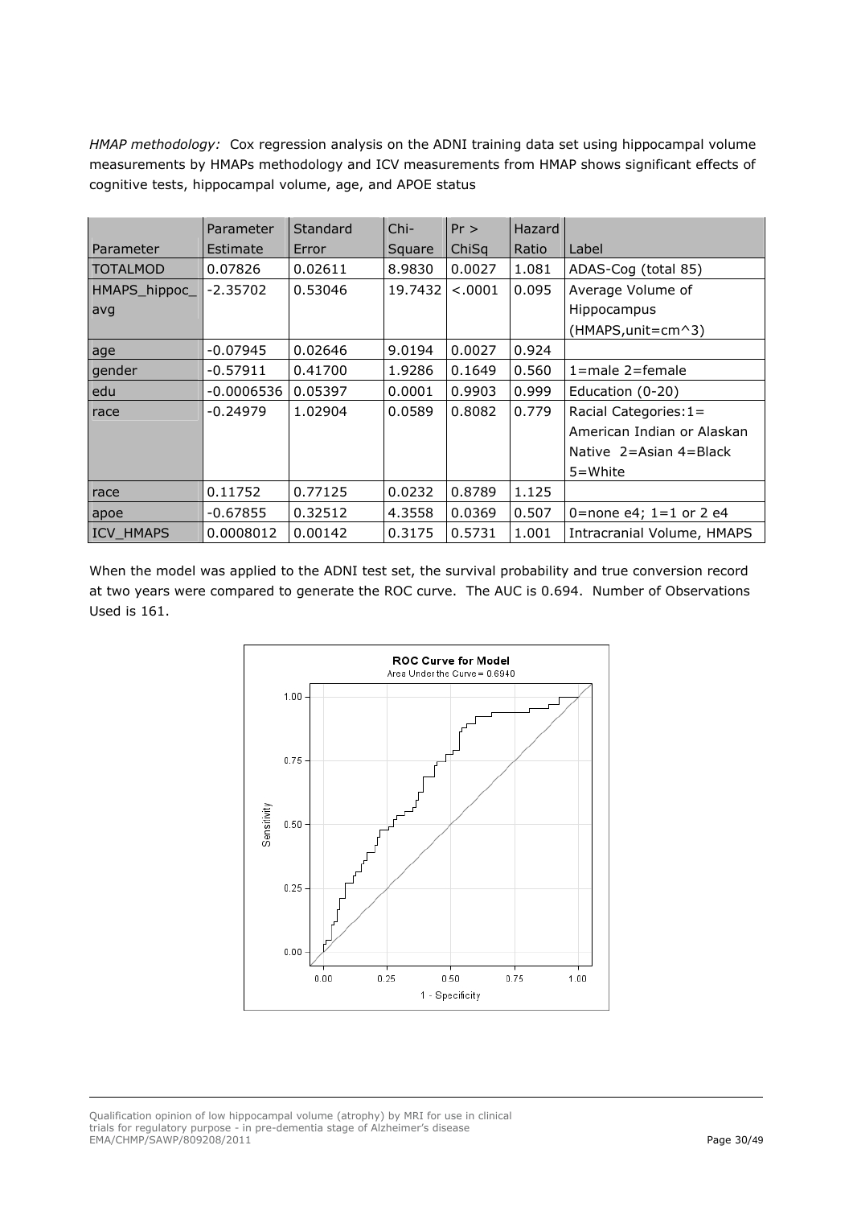*HMAP methodology:* Cox regression analysis on the ADNI training data set using hippocampal volume measurements by HMAPs methodology and ICV measurements from HMAP shows significant effects of cognitive tests, hippocampal volume, age, and APOE status

| Parameter | Parameter Estimate | Standard Error | Chi-Square | Pr > ChiSq | Hazard Ratio | Label |
|---|---|---|---|---|---|---|
| TOTALMOD | 0.07826 | 0.02611 | 8.9830 | 0.0027 | 1.081 | ADAS-Cog (total 85) |
| HMAPS_hippoc_avg | -2.35702 | 0.53046 | 19.7432 | <.0001 | 0.095 | Average Volume of Hippocampus (HMAPS,unit=cm^3) |
| age | -0.07945 | 0.02646 | 9.0194 | 0.0027 | 0.924 | |
| gender | -0.57911 | 0.41700 | 1.9286 | 0.1649 | 0.560 | 1=male 2=female |
| edu | -0.0006536 | 0.05397 | 0.0001 | 0.9903 | 0.999 | Education (0-20) |
| race | -0.24979 | 1.02904 | 0.0589 | 0.8082 | 0.779 | Racial Categories:1= American Indian or Alaskan Native 2=Asian 4=Black 5=White |
| race | 0.11752 | 0.77125 | 0.0232 | 0.8789 | 1.125 | |
| apoe | -0.67855 | 0.32512 | 4.3558 | 0.0369 | 0.507 | 0=none e4; 1=1 or 2 e4 |
| ICV_HMAPS | 0.0008012 | 0.00142 | 0.3175 | 0.5731 | 1.001 | Intracranial Volume, HMAPS |

When the model was applied to the ADNI test set, the survival probability and true conversion record at two years were compared to generate the ROC curve. The AUC is 0.694. Number of Observations Used is 161.

ROC Curve for Model
Area Under the Curve = 0.6940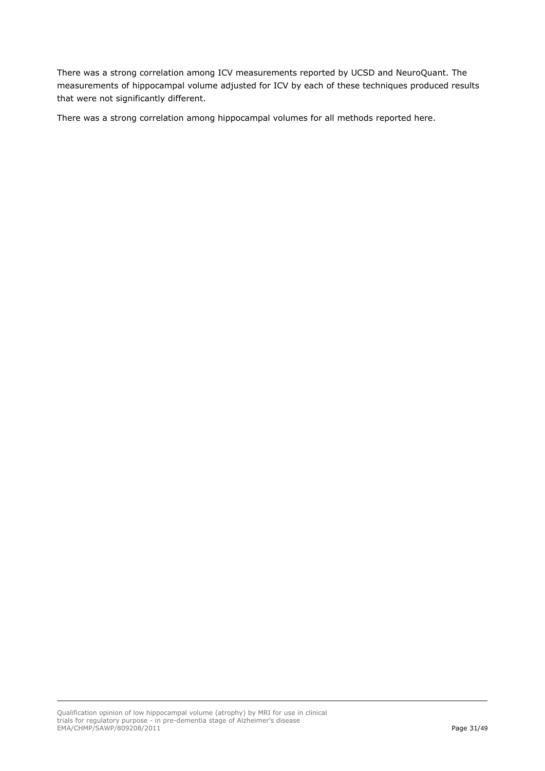There was a strong correlation among ICV measurements reported by UCSD and NeuroQuant. The measurements of hippocampal volume adjusted for ICV by each of these techniques produced results that were not significantly different.

There was a strong correlation among hippocampal volumes for all methods reported here.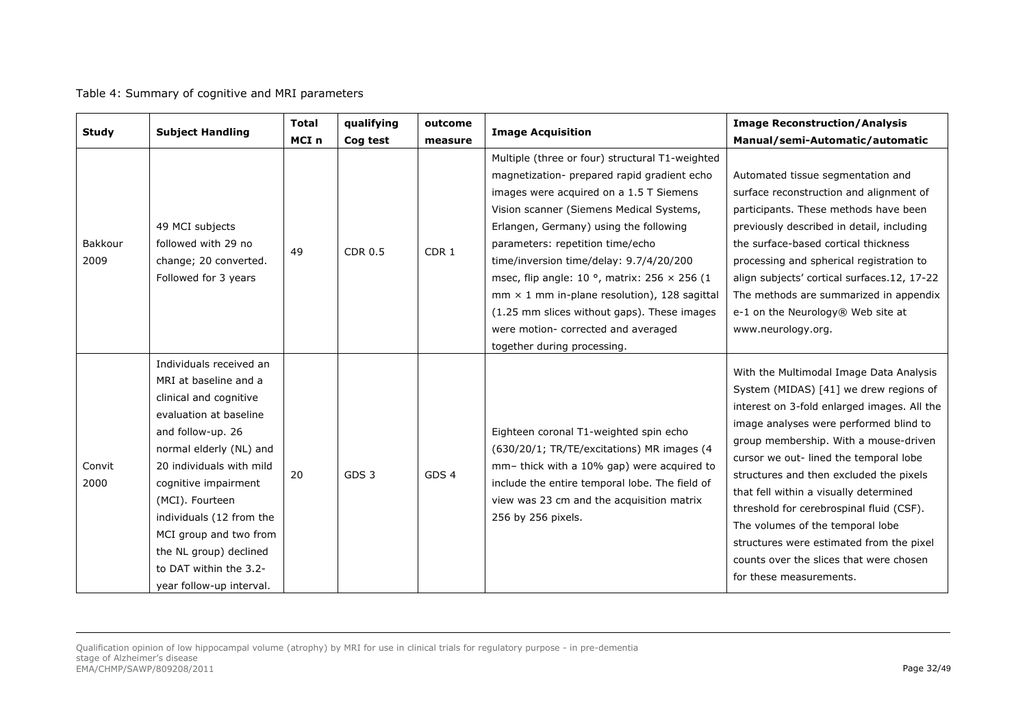Table 4: Summary of cognitive and MRI parameters

| Study | Subject Handling | Total MCI n | qualifying Cog test | outcome measure | Image Acquisition | Image Reconstruction/Analysis Manual/semi-Automatic/automatic |
|---|---|---|---|---|---|---|
| Bakkour 2009 | 49 MCI subjects followed with 29 no change; 20 converted. Followed for 3 years | 49 | CDR 0.5 | CDR 1 | Multiple (three or four) structural T1-weighted magnetization- prepared rapid gradient echo images were acquired on a 1.5 T Siemens Vision scanner (Siemens Medical Systems, Erlangen, Germany) using the following parameters: repetition time/echo time/inversion time/delay: 9.7/4/20/200 msec, flip angle: 10 °, matrix: 256 × 256 (1 mm × 1 mm in-plane resolution), 128 sagittal (1.25 mm slices without gaps). These images were motion- corrected and averaged together during processing. | Automated tissue segmentation and surface reconstruction and alignment of participants. These methods have been previously described in detail, including the surface-based cortical thickness processing and spherical registration to align subjects' cortical surfaces.12, 17-22 The methods are summarized in appendix e-1 on the Neurology® Web site at www.neurology.org. |
| Convit 2000 | Individuals received an MRI at baseline and a clinical and cognitive evaluation at baseline and follow-up. 26 normal elderly (NL) and 20 individuals with mild cognitive impairment (MCI). Fourteen individuals (12 from the MCI group and two from the NL group) declined to DAT within the 3.2-year follow-up interval. | 20 | GDS 3 | GDS 4 | Eighteen coronal T1-weighted spin echo (630/20/1; TR/TE/excitations) MR images (4 mm– thick with a 10% gap) were acquired to include the entire temporal lobe. The field of view was 23 cm and the acquisition matrix 256 by 256 pixels. | With the Multimodal Image Data Analysis System (MIDAS) [41] we drew regions of interest on 3-fold enlarged images. All the image analyses were performed blind to group membership. With a mouse-driven cursor we out- lined the temporal lobe structures and then excluded the pixels that fell within a visually determined threshold for cerebrospinal fluid (CSF). The volumes of the temporal lobe structures were estimated from the pixel counts over the slices that were chosen for these measurements. |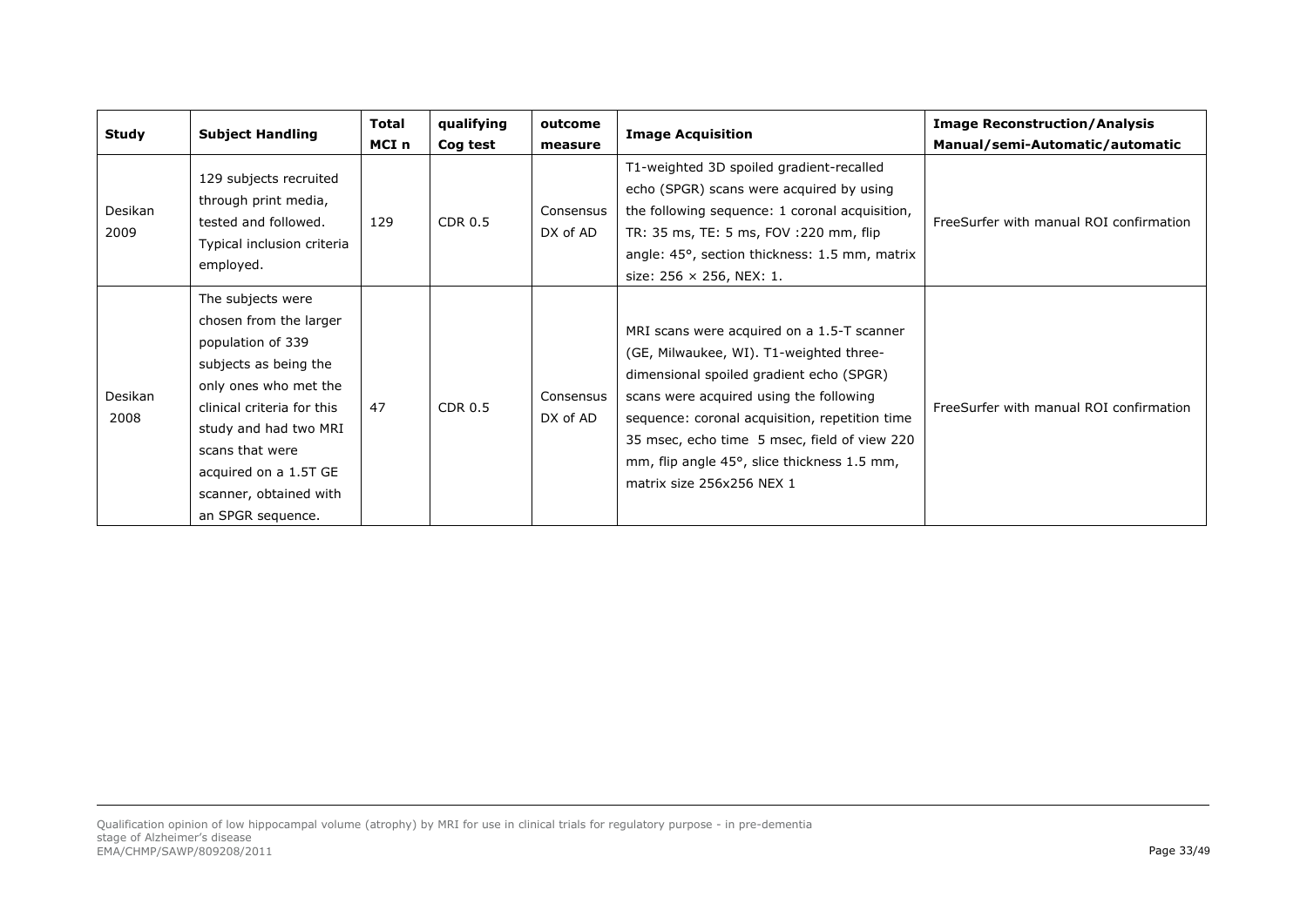| Study | Subject Handling | Total MCI n | qualifying Cog test | outcome measure | Image Acquisition | Image Reconstruction/Analysis Manual/semi-Automatic/automatic |
|---|---|---|---|---|---|---|
| Desikan 2009 | 129 subjects recruited through print media, tested and followed. Typical inclusion criteria employed. | 129 | CDR 0.5 | Consensus DX of AD | T1-weighted 3D spoiled gradient-recalled echo (SPGR) scans were acquired by using the following sequence: 1 coronal acquisition, TR: 35 ms, TE: 5 ms, FOV :220 mm, flip angle: 45°, section thickness: 1.5 mm, matrix size: 256 × 256, NEX: 1. | FreeSurfer with manual ROI confirmation |
| Desikan 2008 | The subjects were chosen from the larger population of 339 subjects as being the only ones who met the clinical criteria for this study and had two MRI scans that were acquired on a 1.5T GE scanner, obtained with an SPGR sequence. | 47 | CDR 0.5 | Consensus DX of AD | MRI scans were acquired on a 1.5-T scanner (GE, Milwaukee, WI). T1-weighted three-dimensional spoiled gradient echo (SPGR) scans were acquired using the following sequence: coronal acquisition, repetition time 35 msec, echo time 5 msec, field of view 220 mm, flip angle 45°, slice thickness 1.5 mm, matrix size 256x256 NEX 1 | FreeSurfer with manual ROI confirmation |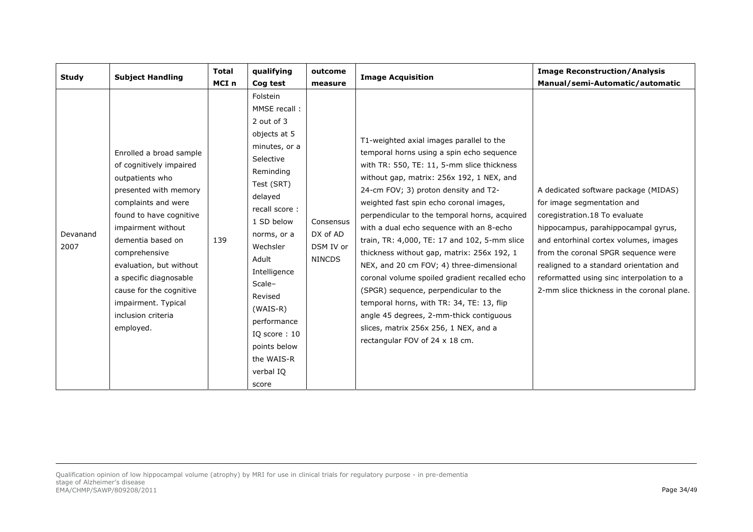| Study | Subject Handling | Total MCI n | qualifying Cog test | outcome measure | Image Acquisition | Image Reconstruction/Analysis Manual/semi-Automatic/automatic |
|---|---|---|---|---|---|---|
| Devanand 2007 | Enrolled a broad sample of cognitively impaired outpatients who presented with memory complaints and were found to have cognitive impairment without dementia based on comprehensive evaluation, but without a specific diagnosable cause for the cognitive impairment. Typical inclusion criteria employed. | 139 | Folstein MMSE recall : 2 out of 3 objects at 5 minutes, or a Selective Reminding Test (SRT) delayed recall score : 1 SD below norms, or a Wechsler Adult Intelligence Scale–Revised (WAIS-R) performance IQ score : 10 points below the WAIS-R verbal IQ score | Consensus DX of AD DSM IV or NINCDS | T1-weighted axial images parallel to the temporal horns using a spin echo sequence with TR: 550, TE: 11, 5-mm slice thickness without gap, matrix: 256x 192, 1 NEX, and 24-cm FOV; 3) proton density and T2-weighted fast spin echo coronal images, perpendicular to the temporal horns, acquired with a dual echo sequence with an 8-echo train, TR: 4,000, TE: 17 and 102, 5-mm slice thickness without gap, matrix: 256x 192, 1 NEX, and 20 cm FOV; 4) three-dimensional coronal volume spoiled gradient recalled echo (SPGR) sequence, perpendicular to the temporal horns, with TR: 34, TE: 13, flip angle 45 degrees, 2-mm-thick contiguous slices, matrix 256x 256, 1 NEX, and a rectangular FOV of 24 x 18 cm. | A dedicated software package (MIDAS) for image segmentation and coregistration.18 To evaluate hippocampus, parahippocampal gyrus, and entorhinal cortex volumes, images from the coronal SPGR sequence were realigned to a standard orientation and reformatted using sinc interpolation to a 2-mm slice thickness in the coronal plane. |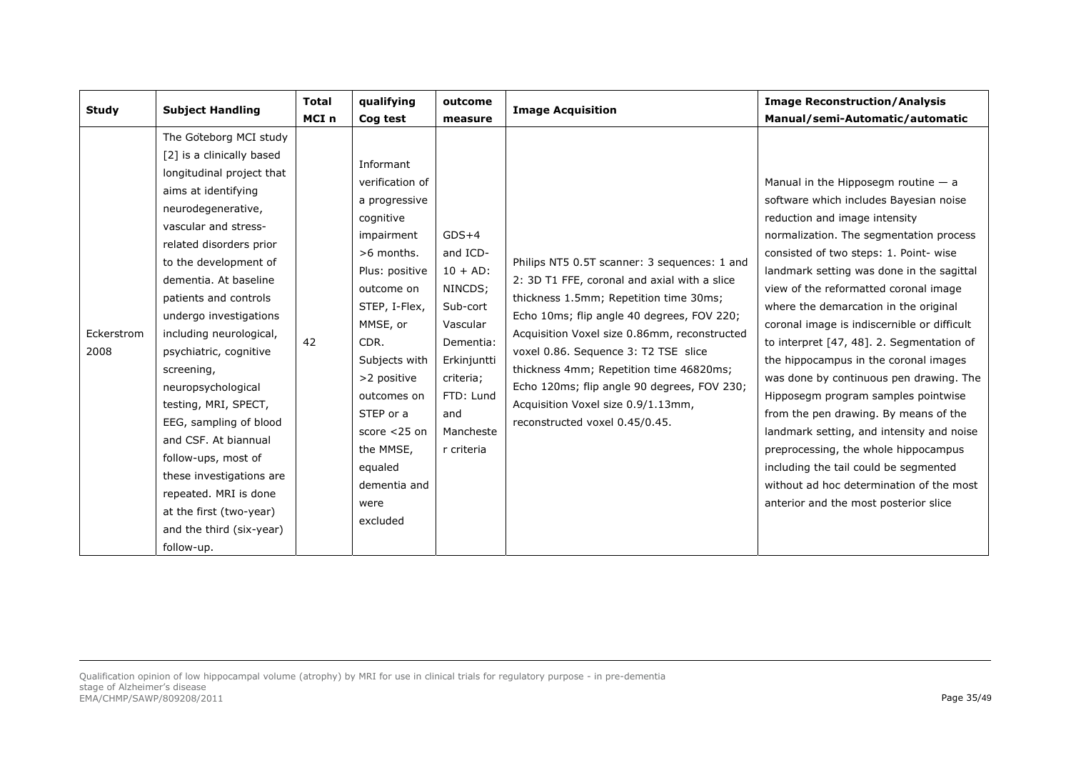| Study | Subject Handling | Total MCI n | qualifying Cog test | outcome measure | Image Acquisition | Image Reconstruction/Analysis Manual/semi-Automatic/automatic |
|---|---|---|---|---|---|---|
| Eckerstrom 2008 | The Göteborg MCI study [2] is a clinically based longitudinal project that aims at identifying neurodegenerative, vascular and stress-related disorders prior to the development of dementia. At baseline patients and controls undergo investigations including neurological, psychiatric, cognitive screening, neuropsychological testing, MRI, SPECT, EEG, sampling of blood and CSF. At biannual follow-ups, most of these investigations are repeated. MRI is done at the first (two-year) and the third (six-year) follow-up. | 42 | Informant verification of a progressive cognitive impairment >6 months. Plus: positive outcome on STEP, I-Flex, MMSE, or CDR. Subjects with >2 positive outcomes on STEP or a score <25 on the MMSE, equaled dementia and were excluded | GDS+4 and ICD-10 + AD: NINCDS; Sub-cort Vascular Dementia: Erkinjuntti criteria; FTD: Lund and Manchester criteria | Philips NT5 0.5T scanner: 3 sequences: 1 and 2: 3D T1 FFE, coronal and axial with a slice thickness 1.5mm; Repetition time 30ms; Echo 10ms; flip angle 40 degrees, FOV 220; Acquisition Voxel size 0.86mm, reconstructed voxel 0.86. Sequence 3: T2 TSE slice thickness 4mm; Repetition time 46820ms; Echo 120ms; flip angle 90 degrees, FOV 230; Acquisition Voxel size 0.9/1.13mm, reconstructed voxel 0.45/0.45. | Manual in the Hipposegm routine — a software which includes Bayesian noise reduction and image intensity normalization. The segmentation process consisted of two steps: 1. Point- wise landmark setting was done in the sagittal view of the reformatted coronal image where the demarcation in the original coronal image is indiscernible or difficult to interpret [47, 48]. 2. Segmentation of the hippocampus in the coronal images was done by continuous pen drawing. The Hipposegm program samples pointwise from the pen drawing. By means of the landmark setting, and intensity and noise preprocessing, the whole hippocampus including the tail could be segmented without ad hoc determination of the most anterior and the most posterior slice |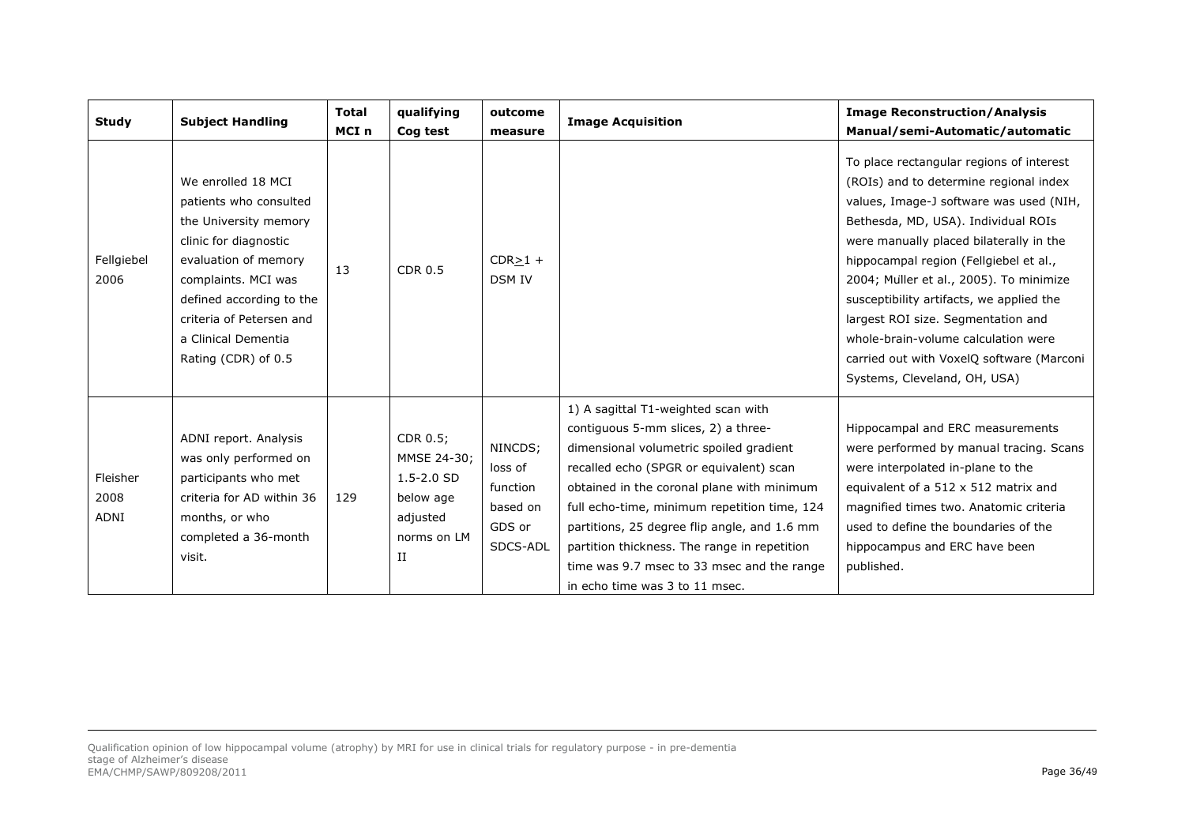| Study | Subject Handling | Total MCI n | qualifying Cog test | outcome measure | Image Acquisition | Image Reconstruction/Analysis Manual/semi-Automatic/automatic |
|---|---|---|---|---|---|---|
| Fellgiebel 2006 | We enrolled 18 MCI patients who consulted the University memory clinic for diagnostic evaluation of memory complaints. MCI was defined according to the criteria of Petersen and a Clinical Dementia Rating (CDR) of 0.5 | 13 | CDR 0.5 | CDR≥1 + DSM IV | | To place rectangular regions of interest (ROIs) and to determine regional index values, Image-J software was used (NIH, Bethesda, MD, USA). Individual ROIs were manually placed bilaterally in the hippocampal region (Fellgiebel et al., 2004; Muller et al., 2005). To minimize susceptibility artifacts, we applied the largest ROI size. Segmentation and whole-brain-volume calculation were carried out with VoxelQ software (Marconi Systems, Cleveland, OH, USA) |
| Fleisher 2008 ADNI | ADNI report. Analysis was only performed on participants who met criteria for AD within 36 months, or who completed a 36-month visit. | 129 | CDR 0.5; MMSE 24-30; 1.5-2.0 SD below age adjusted norms on LM II | NINCDS; loss of function based on GDS or SDCS-ADL | 1) A sagittal T1-weighted scan with contiguous 5-mm slices, 2) a three-dimensional volumetric spoiled gradient recalled echo (SPGR or equivalent) scan obtained in the coronal plane with minimum full echo-time, minimum repetition time, 124 partitions, 25 degree flip angle, and 1.6 mm partition thickness. The range in repetition time was 9.7 msec to 33 msec and the range in echo time was 3 to 11 msec. | Hippocampal and ERC measurements were performed by manual tracing. Scans were interpolated in-plane to the equivalent of a 512 x 512 matrix and magnified times two. Anatomic criteria used to define the boundaries of the hippocampus and ERC have been published. |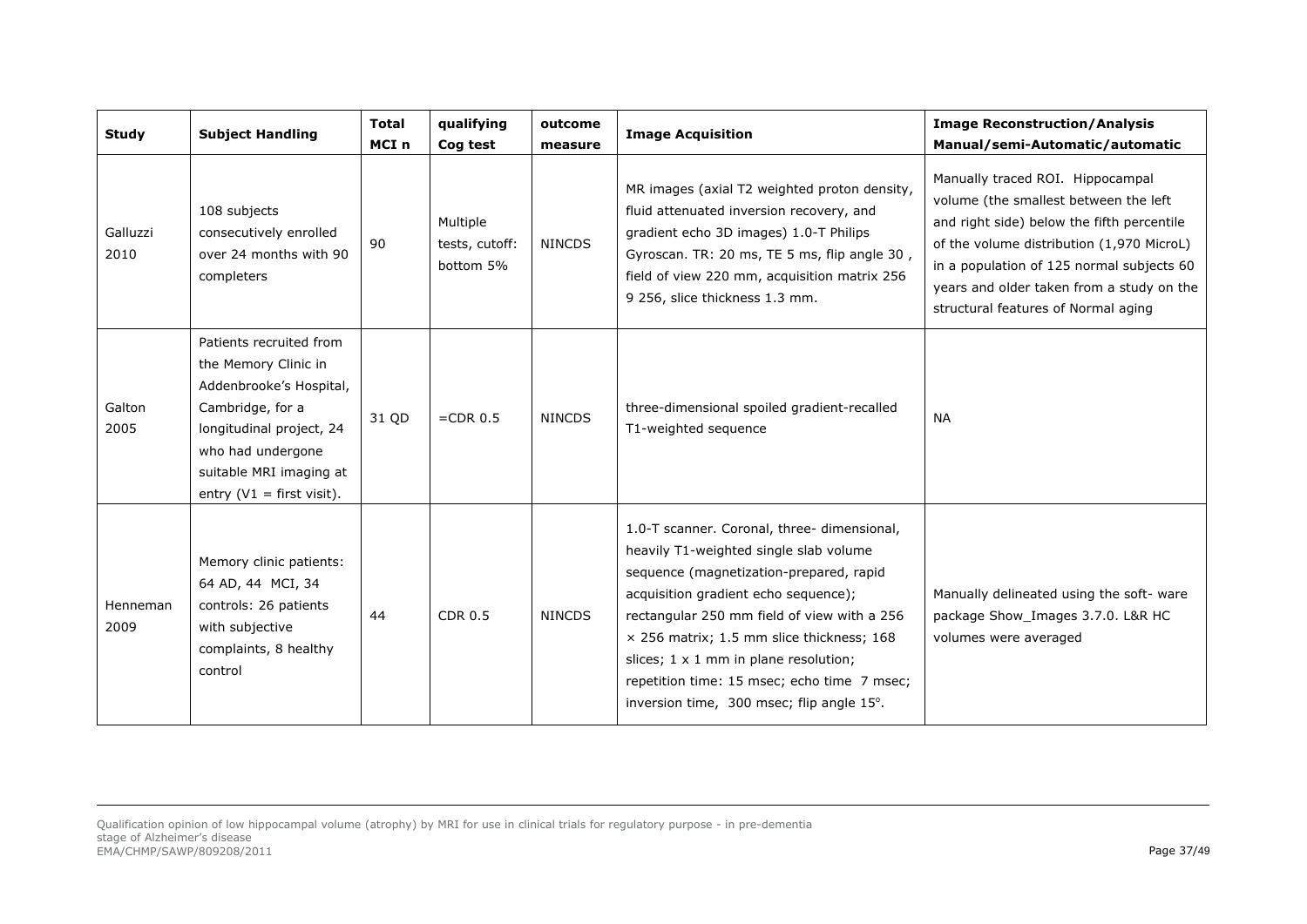| Study | Subject Handling | Total MCI n | qualifying Cog test | outcome measure | Image Acquisition | Image Reconstruction/Analysis Manual/semi-Automatic/automatic |
|---|---|---|---|---|---|---|
| Galluzzi 2010 | 108 subjects consecutively enrolled over 24 months with 90 completers | 90 | Multiple tests, cutoff: bottom 5% | NINCDS | MR images (axial T2 weighted proton density, fluid attenuated inversion recovery, and gradient echo 3D images) 1.0-T Philips Gyroscan. TR: 20 ms, TE 5 ms, flip angle 30 , field of view 220 mm, acquisition matrix 256 9 256, slice thickness 1.3 mm. | Manually traced ROI. Hippocampal volume (the smallest between the left and right side) below the fifth percentile of the volume distribution (1,970 MicroL) in a population of 125 normal subjects 60 years and older taken from a study on the structural features of Normal aging |
| Galton 2005 | Patients recruited from the Memory Clinic in Addenbrooke's Hospital, Cambridge, for a longitudinal project, 24 who had undergone suitable MRI imaging at entry (V1 = first visit). | 31 QD | =CDR 0.5 | NINCDS | three-dimensional spoiled gradient-recalled T1-weighted sequence | NA |
| Henneman 2009 | Memory clinic patients: 64 AD, 44 MCI, 34 controls: 26 patients with subjective complaints, 8 healthy control | 44 | CDR 0.5 | NINCDS | 1.0-T scanner. Coronal, three- dimensional, heavily T1-weighted single slab volume sequence (magnetization-prepared, rapid acquisition gradient echo sequence); rectangular 250 mm field of view with a 256 × 256 matrix; 1.5 mm slice thickness; 168 slices; 1 x 1 mm in plane resolution; repetition time: 15 msec; echo time 7 msec; inversion time, 300 msec; flip angle 15°. | Manually delineated using the soft- ware package Show_Images 3.7.0. L&R HC volumes were averaged |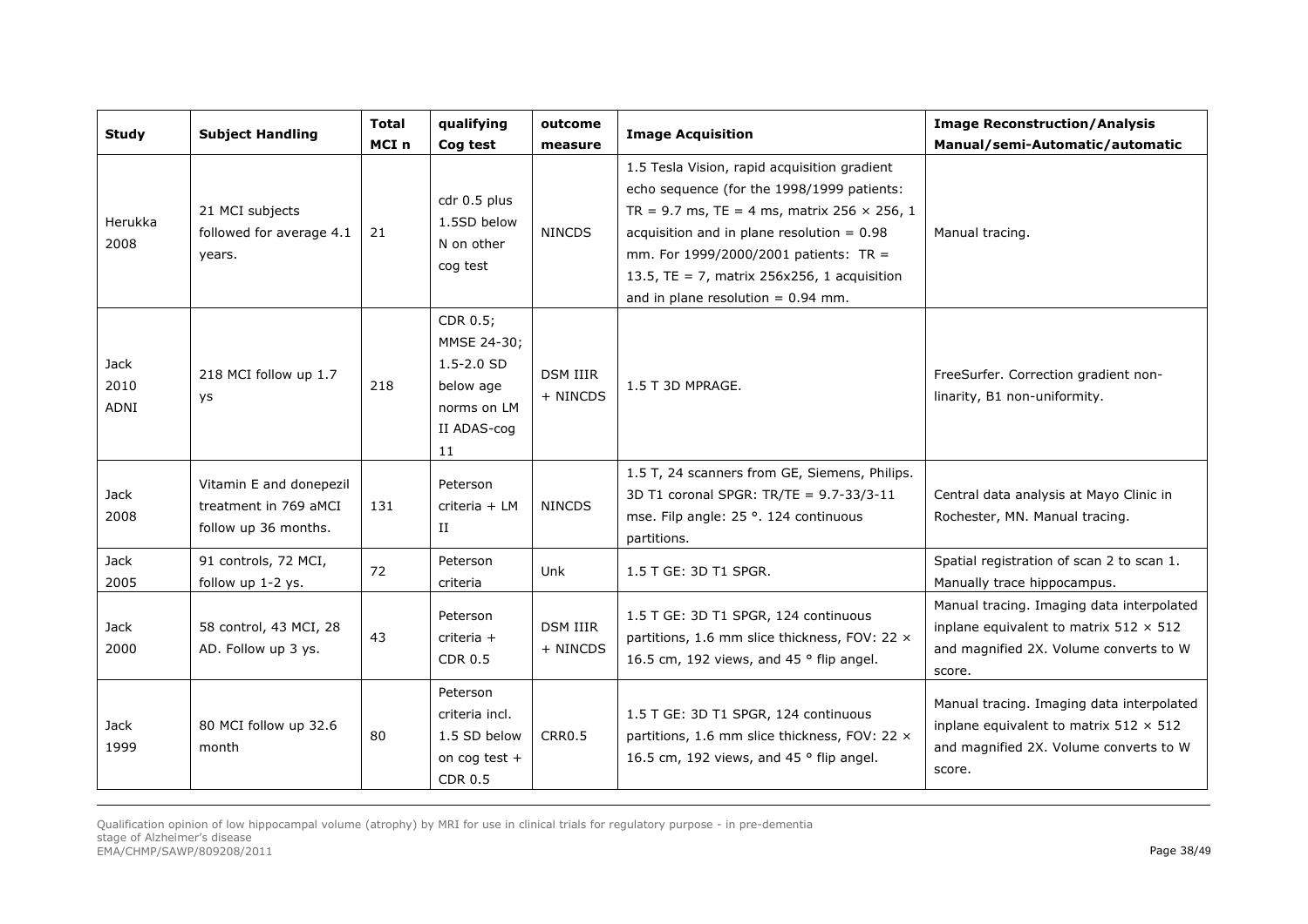| Study | Subject Handling | Total MCI n | qualifying Cog test | outcome measure | Image Acquisition | Image Reconstruction/Analysis Manual/semi-Automatic/automatic |
|---|---|---|---|---|---|---|
| Herukka 2008 | 21 MCI subjects followed for average 4.1 years. | 21 | cdr 0.5 plus 1.5SD below N on other cog test | NINCDS | 1.5 Tesla Vision, rapid acquisition gradient echo sequence (for the 1998/1999 patients: TR = 9.7 ms, TE = 4 ms, matrix 256 × 256, 1 acquisition and in plane resolution = 0.98 mm. For 1999/2000/2001 patients: TR = 13.5, TE = 7, matrix 256x256, 1 acquisition and in plane resolution = 0.94 mm. | Manual tracing. |
| Jack 2010 ADNI | 218 MCI follow up 1.7 ys | 218 | CDR 0.5; MMSE 24-30; 1.5-2.0 SD below age norms on LM II ADAS-cog 11 | DSM IIIR + NINCDS | 1.5 T 3D MPRAGE. | FreeSurfer. Correction gradient non-linarity, B1 non-uniformity. |
| Jack 2008 | Vitamin E and donepezil treatment in 769 aMCI follow up 36 months. | 131 | Peterson criteria + LM II | NINCDS | 1.5 T, 24 scanners from GE, Siemens, Philips. 3D T1 coronal SPGR: TR/TE = 9.7-33/3-11 mse. Filp angle: 25 °. 124 continuous partitions. | Central data analysis at Mayo Clinic in Rochester, MN. Manual tracing. |
| Jack 2005 | 91 controls, 72 MCI, follow up 1-2 ys. | 72 | Peterson criteria | Unk | 1.5 T GE: 3D T1 SPGR. | Spatial registration of scan 2 to scan 1. Manually trace hippocampus. |
| Jack 2000 | 58 control, 43 MCI, 28 AD. Follow up 3 ys. | 43 | Peterson criteria + CDR 0.5 | DSM IIIR + NINCDS | 1.5 T GE: 3D T1 SPGR, 124 continuous partitions, 1.6 mm slice thickness, FOV: 22 × 16.5 cm, 192 views, and 45 ° flip angel. | Manual tracing. Imaging data interpolated inplane equivalent to matrix 512 × 512 and magnified 2X. Volume converts to W score. |
| Jack 1999 | 80 MCI follow up 32.6 month | 80 | Peterson criteria incl. 1.5 SD below on cog test + CDR 0.5 | CRR0.5 | 1.5 T GE: 3D T1 SPGR, 124 continuous partitions, 1.6 mm slice thickness, FOV: 22 × 16.5 cm, 192 views, and 45 ° flip angel. | Manual tracing. Imaging data interpolated inplane equivalent to matrix 512 × 512 and magnified 2X. Volume converts to W score. |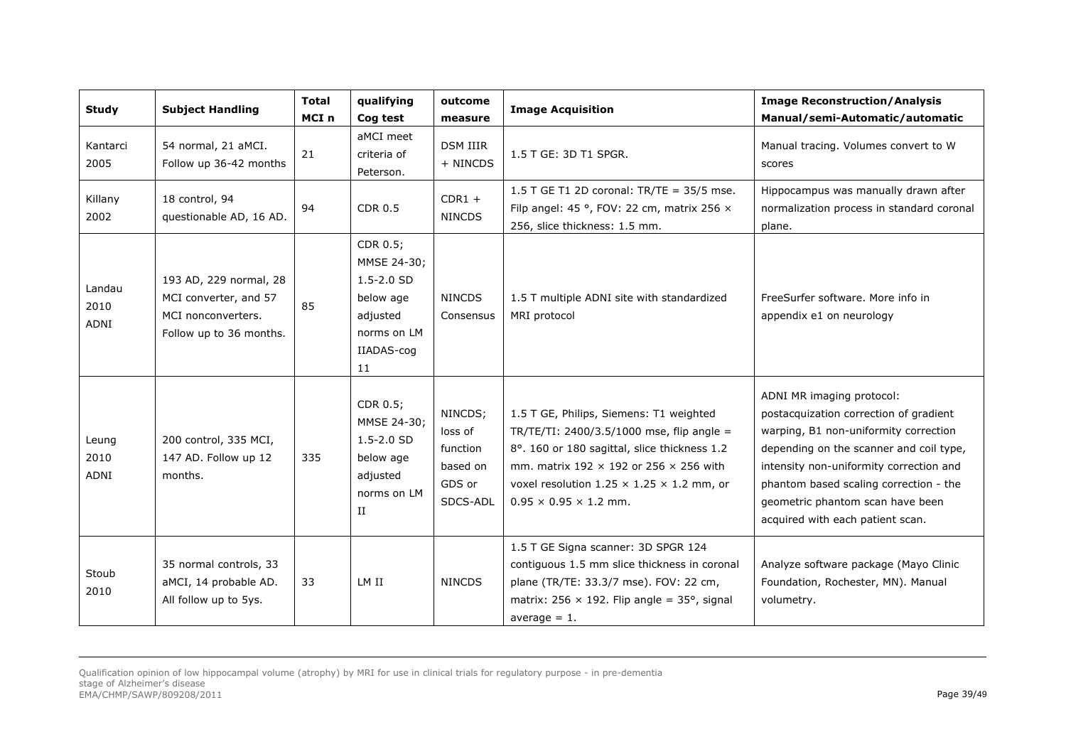| Study | Subject Handling | Total MCI n | qualifying Cog test | outcome measure | Image Acquisition | Image Reconstruction/Analysis Manual/semi-Automatic/automatic |
|---|---|---|---|---|---|---|
| Kantarci 2005 | 54 normal, 21 aMCI. Follow up 36-42 months | 21 | aMCI meet criteria of Peterson. | DSM IIIR + NINCDS | 1.5 T GE: 3D T1 SPGR. | Manual tracing. Volumes convert to W scores |
| Killany 2002 | 18 control, 94 questionable AD, 16 AD. | 94 | CDR 0.5 | CDR1 + NINCDS | 1.5 T GE T1 2D coronal: TR/TE = 35/5 mse. Filp angel: 45 °, FOV: 22 cm, matrix 256 × 256, slice thickness: 1.5 mm. | Hippocampus was manually drawn after normalization process in standard coronal plane. |
| Landau 2010 ADNI | 193 AD, 229 normal, 28 MCI converter, and 57 MCI nonconverters. Follow up to 36 months. | 85 | CDR 0.5; MMSE 24-30; 1.5-2.0 SD below age adjusted norms on LM IIADAS-cog 11 | NINCDS Consensus | 1.5 T multiple ADNI site with standardized MRI protocol | FreeSurfer software. More info in appendix e1 on neurology |
| Leung 2010 ADNI | 200 control, 335 MCI, 147 AD. Follow up 12 months. | 335 | CDR 0.5; MMSE 24-30; 1.5-2.0 SD below age adjusted norms on LM II | NINCDS; loss of function based on GDS or SDCS-ADL | 1.5 T GE, Philips, Siemens: T1 weighted TR/TE/TI: 2400/3.5/1000 mse, flip angle = 8°. 160 or 180 sagittal, slice thickness 1.2 mm. matrix 192 × 192 or 256 × 256 with voxel resolution 1.25 × 1.25 × 1.2 mm, or 0.95 × 0.95 × 1.2 mm. | ADNI MR imaging protocol: postacquization correction of gradient warping, B1 non-uniformity correction depending on the scanner and coil type, intensity non-uniformity correction and phantom based scaling correction - the geometric phantom scan have been acquired with each patient scan. |
| Stoub 2010 | 35 normal controls, 33 aMCI, 14 probable AD. All follow up to 5ys. | 33 | LM II | NINCDS | 1.5 T GE Signa scanner: 3D SPGR 124 contiguous 1.5 mm slice thickness in coronal plane (TR/TE: 33.3/7 mse). FOV: 22 cm, matrix: 256 × 192. Flip angle = 35°, signal average = 1. | Analyze software package (Mayo Clinic Foundation, Rochester, MN). Manual volumetry. |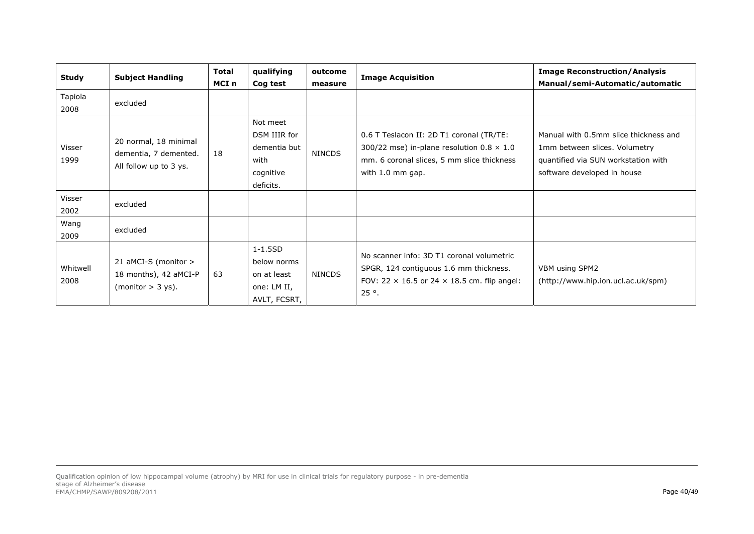| Study | Subject Handling | Total MCI n | qualifying Cog test | outcome measure | Image Acquisition | Image Reconstruction/Analysis Manual/semi-Automatic/automatic |
|---|---|---|---|---|---|---|
| Tapiola 2008 | excluded | | | | | |
| Visser 1999 | 20 normal, 18 minimal dementia, 7 demented. All follow up to 3 ys. | 18 | Not meet DSM IIIR for dementia but with cognitive deficits. | NINCDS | 0.6 T Teslacon II: 2D T1 coronal (TR/TE: 300/22 mse) in-plane resolution 0.8 × 1.0 mm. 6 coronal slices, 5 mm slice thickness with 1.0 mm gap. | Manual with 0.5mm slice thickness and 1mm between slices. Volumetry quantified via SUN workstation with software developed in house |
| Visser 2002 | excluded | | | | | |
| Wang 2009 | excluded | | | | | |
| Whitwell 2008 | 21 aMCI-S (monitor > 18 months), 42 aMCI-P (monitor > 3 ys). | 63 | 1-1.5SD below norms on at least one: LM II, AVLT, FCSRT, | NINCDS | No scanner info: 3D T1 coronal volumetric SPGR, 124 contiguous 1.6 mm thickness. FOV: 22 × 16.5 or 24 × 18.5 cm. flip angel: 25 °. | VBM using SPM2 (http://www.hip.ion.ucl.ac.uk/spm) |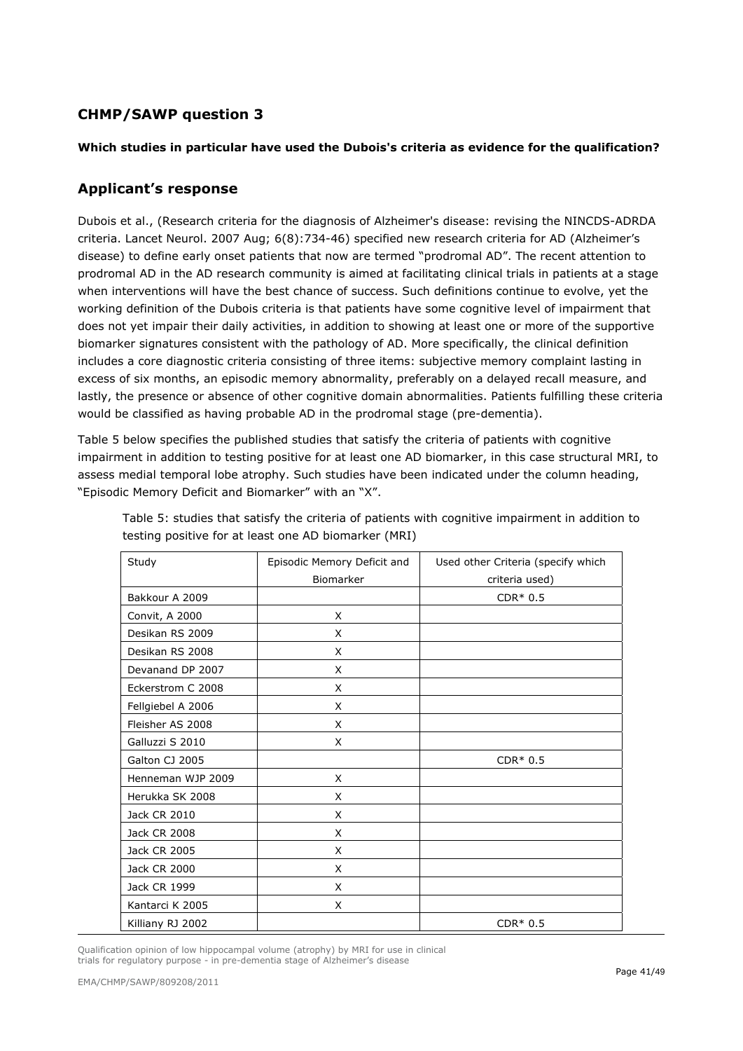## CHMP/SAWP question 3

**Which studies in particular have used the Dubois's criteria as evidence for the qualification?**

## Applicant's response

Dubois et al., (Research criteria for the diagnosis of Alzheimer's disease: revising the NINCDS-ADRDA criteria. Lancet Neurol. 2007 Aug; 6(8):734-46) specified new research criteria for AD (Alzheimer's disease) to define early onset patients that now are termed "prodromal AD". The recent attention to prodromal AD in the AD research community is aimed at facilitating clinical trials in patients at a stage when interventions will have the best chance of success. Such definitions continue to evolve, yet the working definition of the Dubois criteria is that patients have some cognitive level of impairment that does not yet impair their daily activities, in addition to showing at least one or more of the supportive biomarker signatures consistent with the pathology of AD. More specifically, the clinical definition includes a core diagnostic criteria consisting of three items: subjective memory complaint lasting in excess of six months, an episodic memory abnormality, preferably on a delayed recall measure, and lastly, the presence or absence of other cognitive domain abnormalities. Patients fulfilling these criteria would be classified as having probable AD in the prodromal stage (pre-dementia).

Table 5 below specifies the published studies that satisfy the criteria of patients with cognitive impairment in addition to testing positive for at least one AD biomarker, in this case structural MRI, to assess medial temporal lobe atrophy. Such studies have been indicated under the column heading, "Episodic Memory Deficit and Biomarker" with an "X".

Table 5: studies that satisfy the criteria of patients with cognitive impairment in addition to testing positive for at least one AD biomarker (MRI)

| Study | Episodic Memory Deficit and Biomarker | Used other Criteria (specify which criteria used) |
|---|---|---|
| Bakkour A 2009 | | CDR* 0.5 |
| Convit, A 2000 | X | |
| Desikan RS 2009 | X | |
| Desikan RS 2008 | X | |
| Devanand DP 2007 | X | |
| Eckerstrom C 2008 | X | |
| Fellgiebel A 2006 | X | |
| Fleisher AS 2008 | X | |
| Galluzzi S 2010 | X | |
| Galton CJ 2005 | | CDR* 0.5 |
| Henneman WJP 2009 | X | |
| Herukka SK 2008 | X | |
| Jack CR 2010 | X | |
| Jack CR 2008 | X | |
| Jack CR 2005 | X | |
| Jack CR 2000 | X | |
| Jack CR 1999 | X | |
| Kantarci K 2005 | X | |
| Killiany RJ 2002 | | CDR* 0.5 |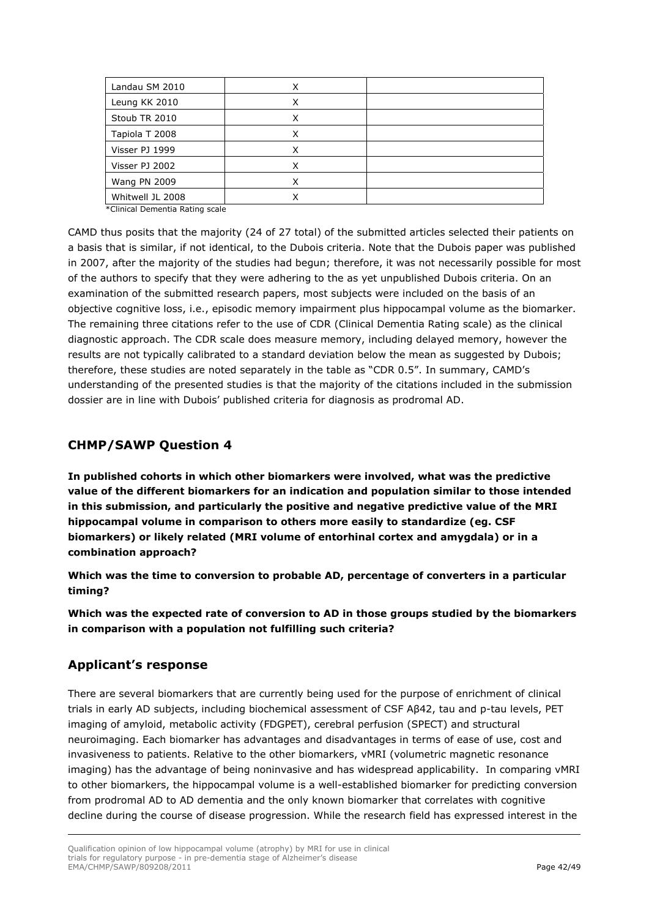| | | |
|---|---|---|
| Landau SM 2010 | X | |
| Leung KK 2010 | X | |
| Stoub TR 2010 | X | |
| Tapiola T 2008 | X | |
| Visser PJ 1999 | X | |
| Visser PJ 2002 | X | |
| Wang PN 2009 | X | |
| Whitwell JL 2008 | X | |

*Clinical Dementia Rating scale

CAMD thus posits that the majority (24 of 27 total) of the submitted articles selected their patients on a basis that is similar, if not identical, to the Dubois criteria. Note that the Dubois paper was published in 2007, after the majority of the studies had begun; therefore, it was not necessarily possible for most of the authors to specify that they were adhering to the as yet unpublished Dubois criteria. On an examination of the submitted research papers, most subjects were included on the basis of an objective cognitive loss, i.e., episodic memory impairment plus hippocampal volume as the biomarker. The remaining three citations refer to the use of CDR (Clinical Dementia Rating scale) as the clinical diagnostic approach. The CDR scale does measure memory, including delayed memory, however the results are not typically calibrated to a standard deviation below the mean as suggested by Dubois; therefore, these studies are noted separately in the table as "CDR 0.5". In summary, CAMD's understanding of the presented studies is that the majority of the citations included in the submission dossier are in line with Dubois' published criteria for diagnosis as prodromal AD.

## CHMP/SAWP Question 4

**In published cohorts in which other biomarkers were involved, what was the predictive value of the different biomarkers for an indication and population similar to those intended in this submission, and particularly the positive and negative predictive value of the MRI hippocampal volume in comparison to others more easily to standardize (eg. CSF biomarkers) or likely related (MRI volume of entorhinal cortex and amygdala) or in a combination approach?**

**Which was the time to conversion to probable AD, percentage of converters in a particular timing?**

**Which was the expected rate of conversion to AD in those groups studied by the biomarkers in comparison with a population not fulfilling such criteria?**

## Applicant's response

There are several biomarkers that are currently being used for the purpose of enrichment of clinical trials in early AD subjects, including biochemical assessment of CSF Aβ42, tau and p-tau levels, PET imaging of amyloid, metabolic activity (FDGPET), cerebral perfusion (SPECT) and structural neuroimaging. Each biomarker has advantages and disadvantages in terms of ease of use, cost and invasiveness to patients. Relative to the other biomarkers, vMRI (volumetric magnetic resonance imaging) has the advantage of being noninvasive and has widespread applicability. In comparing vMRI to other biomarkers, the hippocampal volume is a well-established biomarker for predicting conversion from prodromal AD to AD dementia and the only known biomarker that correlates with cognitive decline during the course of disease progression. While the research field has expressed interest in the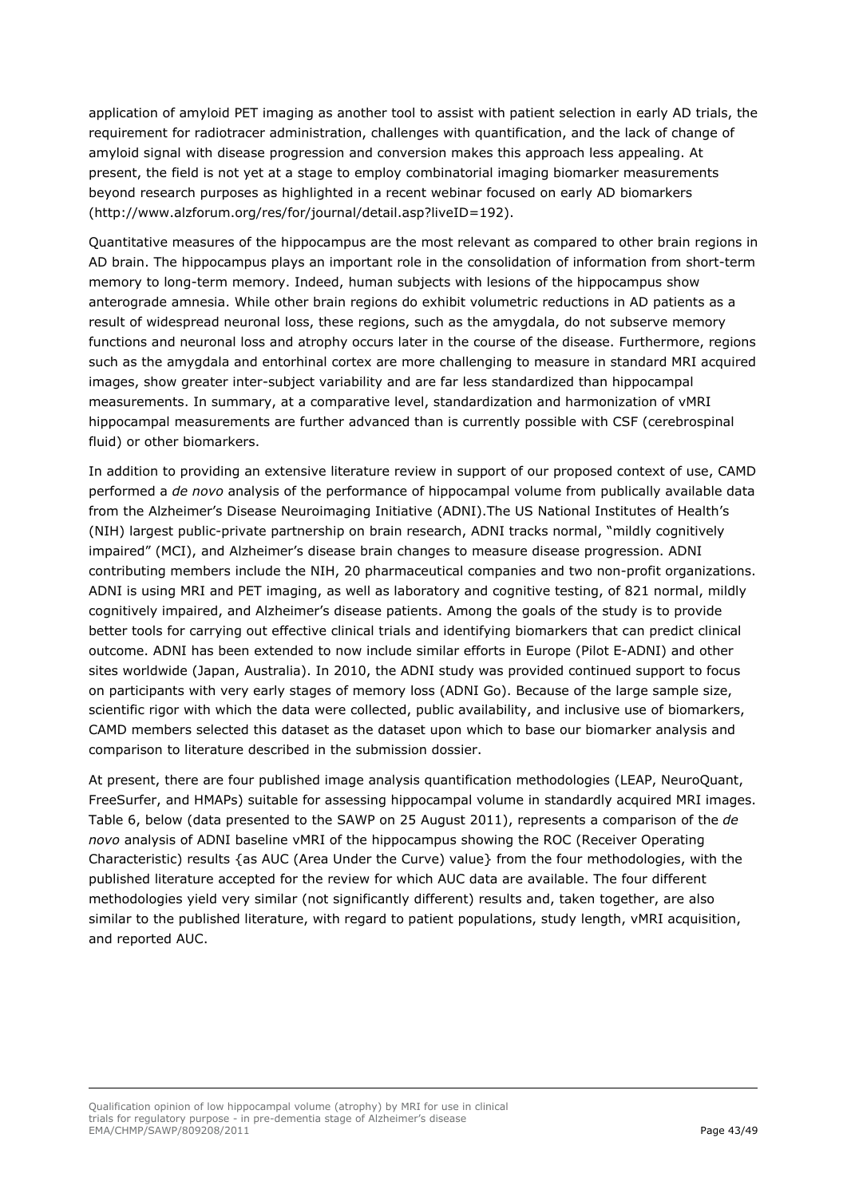application of amyloid PET imaging as another tool to assist with patient selection in early AD trials, the requirement for radiotracer administration, challenges with quantification, and the lack of change of amyloid signal with disease progression and conversion makes this approach less appealing. At present, the field is not yet at a stage to employ combinatorial imaging biomarker measurements beyond research purposes as highlighted in a recent webinar focused on early AD biomarkers (http://www.alzforum.org/res/for/journal/detail.asp?liveID=192).

Quantitative measures of the hippocampus are the most relevant as compared to other brain regions in AD brain. The hippocampus plays an important role in the consolidation of information from short-term memory to long-term memory. Indeed, human subjects with lesions of the hippocampus show anterograde amnesia. While other brain regions do exhibit volumetric reductions in AD patients as a result of widespread neuronal loss, these regions, such as the amygdala, do not subserve memory functions and neuronal loss and atrophy occurs later in the course of the disease. Furthermore, regions such as the amygdala and entorhinal cortex are more challenging to measure in standard MRI acquired images, show greater inter-subject variability and are far less standardized than hippocampal measurements. In summary, at a comparative level, standardization and harmonization of vMRI hippocampal measurements are further advanced than is currently possible with CSF (cerebrospinal fluid) or other biomarkers.

In addition to providing an extensive literature review in support of our proposed context of use, CAMD performed a *de novo* analysis of the performance of hippocampal volume from publically available data from the Alzheimer's Disease Neuroimaging Initiative (ADNI).The US National Institutes of Health's (NIH) largest public-private partnership on brain research, ADNI tracks normal, "mildly cognitively impaired" (MCI), and Alzheimer's disease brain changes to measure disease progression. ADNI contributing members include the NIH, 20 pharmaceutical companies and two non-profit organizations. ADNI is using MRI and PET imaging, as well as laboratory and cognitive testing, of 821 normal, mildly cognitively impaired, and Alzheimer's disease patients. Among the goals of the study is to provide better tools for carrying out effective clinical trials and identifying biomarkers that can predict clinical outcome. ADNI has been extended to now include similar efforts in Europe (Pilot E-ADNI) and other sites worldwide (Japan, Australia). In 2010, the ADNI study was provided continued support to focus on participants with very early stages of memory loss (ADNI Go). Because of the large sample size, scientific rigor with which the data were collected, public availability, and inclusive use of biomarkers, CAMD members selected this dataset as the dataset upon which to base our biomarker analysis and comparison to literature described in the submission dossier.

At present, there are four published image analysis quantification methodologies (LEAP, NeuroQuant, FreeSurfer, and HMAPs) suitable for assessing hippocampal volume in standardly acquired MRI images. Table 6, below (data presented to the SAWP on 25 August 2011), represents a comparison of the *de novo* analysis of ADNI baseline vMRI of the hippocampus showing the ROC (Receiver Operating Characteristic) results {as AUC (Area Under the Curve) value} from the four methodologies, with the published literature accepted for the review for which AUC data are available. The four different methodologies yield very similar (not significantly different) results and, taken together, are also similar to the published literature, with regard to patient populations, study length, vMRI acquisition, and reported AUC.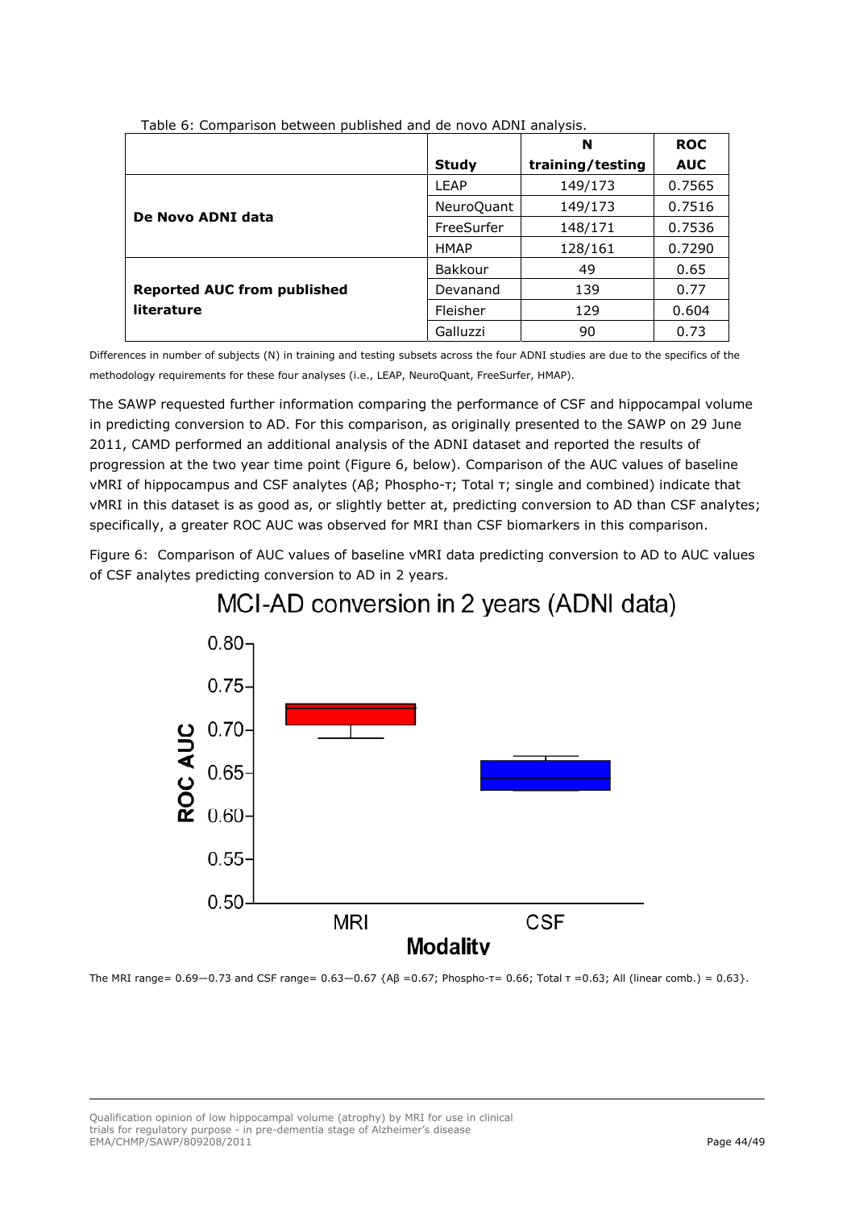Table 6: Comparison between published and de novo ADNI analysis.

| | Study | N training/testing | ROC AUC |
|---|---|---|---|
| **De Novo ADNI data** | LEAP | 149/173 | 0.7565 |
| | NeuroQuant | 149/173 | 0.7516 |
| | FreeSurfer | 148/171 | 0.7536 |
| | HMAP | 128/161 | 0.7290 |
| **Reported AUC from published literature** | Bakkour | 49 | 0.65 |
| | Devanand | 139 | 0.77 |
| | Fleisher | 129 | 0.604 |
| | Galluzzi | 90 | 0.73 |

Differences in number of subjects (N) in training and testing subsets across the four ADNI studies are due to the specifics of the methodology requirements for these four analyses (i.e., LEAP, NeuroQuant, FreeSurfer, HMAP).

The SAWP requested further information comparing the performance of CSF and hippocampal volume in predicting conversion to AD. For this comparison, as originally presented to the SAWP on 29 June 2011, CAMD performed an additional analysis of the ADNI dataset and reported the results of progression at the two year time point (Figure 6, below). Comparison of the AUC values of baseline vMRI of hippocampus and CSF analytes (Aβ; Phospho-τ; Total τ; single and combined) indicate that vMRI in this dataset is as good as, or slightly better at, predicting conversion to AD than CSF analytes; specifically, a greater ROC AUC was observed for MRI than CSF biomarkers in this comparison.

Figure 6: Comparison of AUC values of baseline vMRI data predicting conversion to AD to AUC values of CSF analytes predicting conversion to AD in 2 years.

The MRI range= 0.69—0.73 and CSF range= 0.63—0.67 {Aβ =0.67; Phospho-τ= 0.66; Total τ =0.63; All (linear comb.) = 0.63}.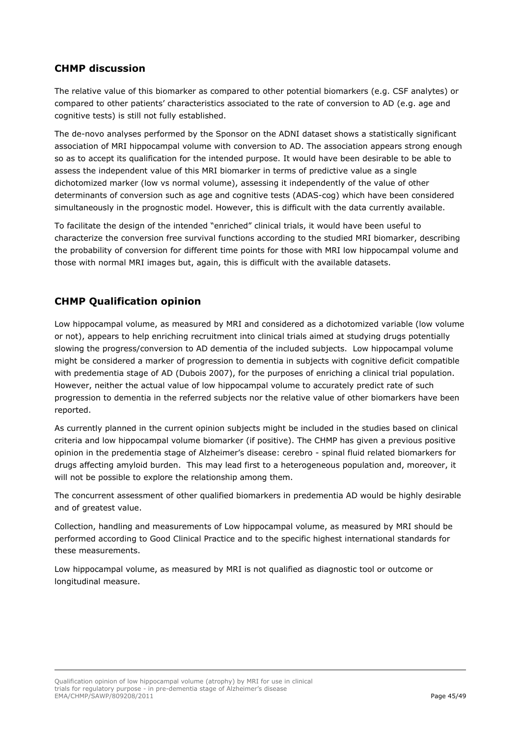## CHMP discussion

The relative value of this biomarker as compared to other potential biomarkers (e.g. CSF analytes) or compared to other patients' characteristics associated to the rate of conversion to AD (e.g. age and cognitive tests) is still not fully established.

The de-novo analyses performed by the Sponsor on the ADNI dataset shows a statistically significant association of MRI hippocampal volume with conversion to AD. The association appears strong enough so as to accept its qualification for the intended purpose. It would have been desirable to be able to assess the independent value of this MRI biomarker in terms of predictive value as a single dichotomized marker (low vs normal volume), assessing it independently of the value of other determinants of conversion such as age and cognitive tests (ADAS-cog) which have been considered simultaneously in the prognostic model. However, this is difficult with the data currently available.

To facilitate the design of the intended "enriched" clinical trials, it would have been useful to characterize the conversion free survival functions according to the studied MRI biomarker, describing the probability of conversion for different time points for those with MRI low hippocampal volume and those with normal MRI images but, again, this is difficult with the available datasets.

## CHMP Qualification opinion

Low hippocampal volume, as measured by MRI and considered as a dichotomized variable (low volume or not), appears to help enriching recruitment into clinical trials aimed at studying drugs potentially slowing the progress/conversion to AD dementia of the included subjects. Low hippocampal volume might be considered a marker of progression to dementia in subjects with cognitive deficit compatible with predementia stage of AD (Dubois 2007), for the purposes of enriching a clinical trial population. However, neither the actual value of low hippocampal volume to accurately predict rate of such progression to dementia in the referred subjects nor the relative value of other biomarkers have been reported.

As currently planned in the current opinion subjects might be included in the studies based on clinical criteria and low hippocampal volume biomarker (if positive). The CHMP has given a previous positive opinion in the predementia stage of Alzheimer's disease: cerebro - spinal fluid related biomarkers for drugs affecting amyloid burden. This may lead first to a heterogeneous population and, moreover, it will not be possible to explore the relationship among them.

The concurrent assessment of other qualified biomarkers in predementia AD would be highly desirable and of greatest value.

Collection, handling and measurements of Low hippocampal volume, as measured by MRI should be performed according to Good Clinical Practice and to the specific highest international standards for these measurements.

Low hippocampal volume, as measured by MRI is not qualified as diagnostic tool or outcome or longitudinal measure.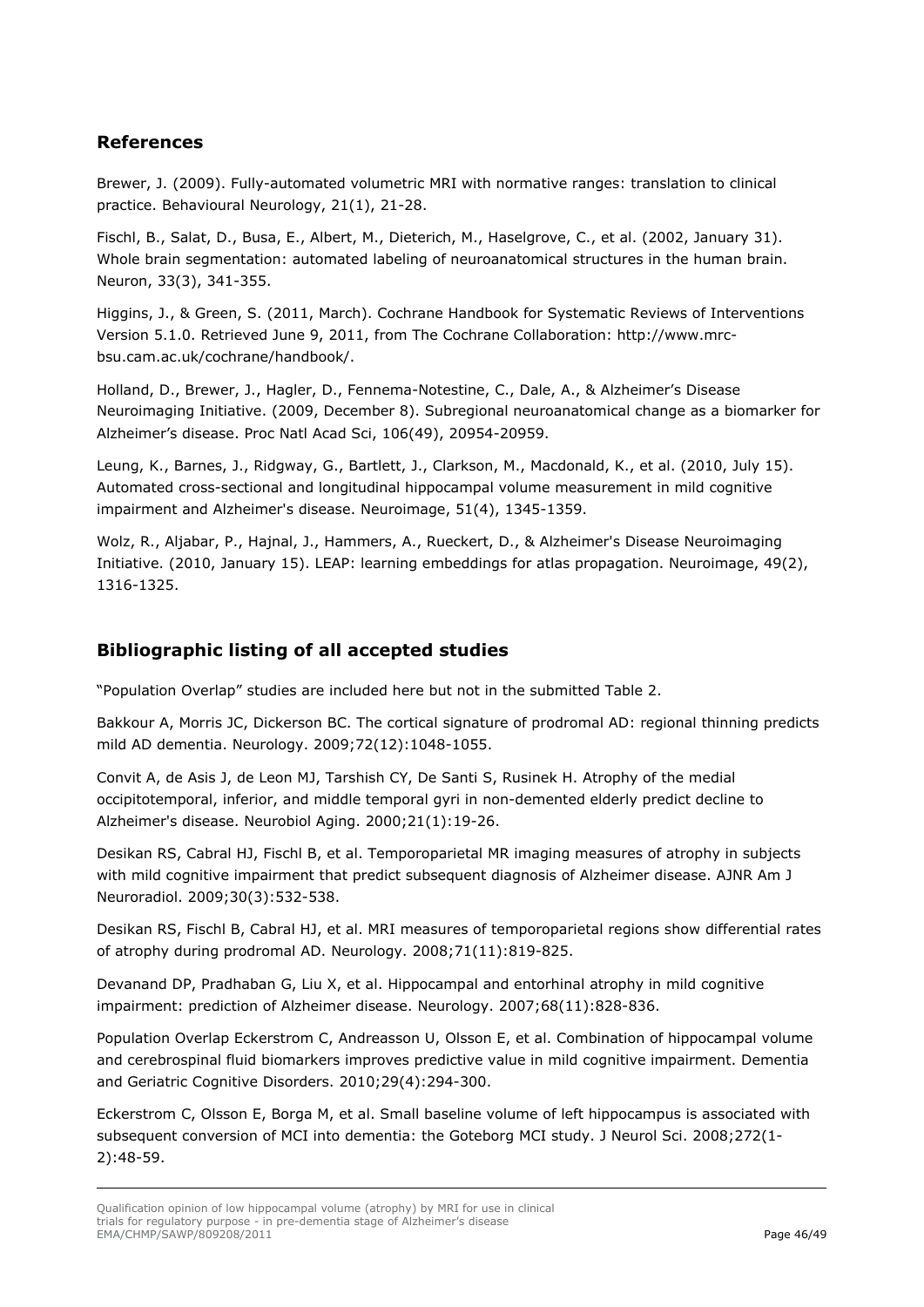## References

Brewer, J. (2009). Fully-automated volumetric MRI with normative ranges: translation to clinical practice. Behavioural Neurology, 21(1), 21-28.

Fischl, B., Salat, D., Busa, E., Albert, M., Dieterich, M., Haselgrove, C., et al. (2002, January 31). Whole brain segmentation: automated labeling of neuroanatomical structures in the human brain. Neuron, 33(3), 341-355.

Higgins, J., & Green, S. (2011, March). Cochrane Handbook for Systematic Reviews of Interventions Version 5.1.0. Retrieved June 9, 2011, from The Cochrane Collaboration: http://www.mrc-bsu.cam.ac.uk/cochrane/handbook/.

Holland, D., Brewer, J., Hagler, D., Fennema-Notestine, C., Dale, A., & Alzheimer's Disease Neuroimaging Initiative. (2009, December 8). Subregional neuroanatomical change as a biomarker for Alzheimer's disease. Proc Natl Acad Sci, 106(49), 20954-20959.

Leung, K., Barnes, J., Ridgway, G., Bartlett, J., Clarkson, M., Macdonald, K., et al. (2010, July 15). Automated cross-sectional and longitudinal hippocampal volume measurement in mild cognitive impairment and Alzheimer's disease. Neuroimage, 51(4), 1345-1359.

Wolz, R., Aljabar, P., Hajnal, J., Hammers, A., Rueckert, D., & Alzheimer's Disease Neuroimaging Initiative. (2010, January 15). LEAP: learning embeddings for atlas propagation. Neuroimage, 49(2), 1316-1325.

## Bibliographic listing of all accepted studies

"Population Overlap" studies are included here but not in the submitted Table 2.

Bakkour A, Morris JC, Dickerson BC. The cortical signature of prodromal AD: regional thinning predicts mild AD dementia. Neurology. 2009;72(12):1048-1055.

Convit A, de Asis J, de Leon MJ, Tarshish CY, De Santi S, Rusinek H. Atrophy of the medial occipitotemporal, inferior, and middle temporal gyri in non-demented elderly predict decline to Alzheimer's disease. Neurobiol Aging. 2000;21(1):19-26.

Desikan RS, Cabral HJ, Fischl B, et al. Temporoparietal MR imaging measures of atrophy in subjects with mild cognitive impairment that predict subsequent diagnosis of Alzheimer disease. AJNR Am J Neuroradiol. 2009;30(3):532-538.

Desikan RS, Fischl B, Cabral HJ, et al. MRI measures of temporoparietal regions show differential rates of atrophy during prodromal AD. Neurology. 2008;71(11):819-825.

Devanand DP, Pradhaban G, Liu X, et al. Hippocampal and entorhinal atrophy in mild cognitive impairment: prediction of Alzheimer disease. Neurology. 2007;68(11):828-836.

Population Overlap Eckerstrom C, Andreasson U, Olsson E, et al. Combination of hippocampal volume and cerebrospinal fluid biomarkers improves predictive value in mild cognitive impairment. Dementia and Geriatric Cognitive Disorders. 2010;29(4):294-300.

Eckerstrom C, Olsson E, Borga M, et al. Small baseline volume of left hippocampus is associated with subsequent conversion of MCI into dementia: the Goteborg MCI study. J Neurol Sci. 2008;272(1-2):48-59.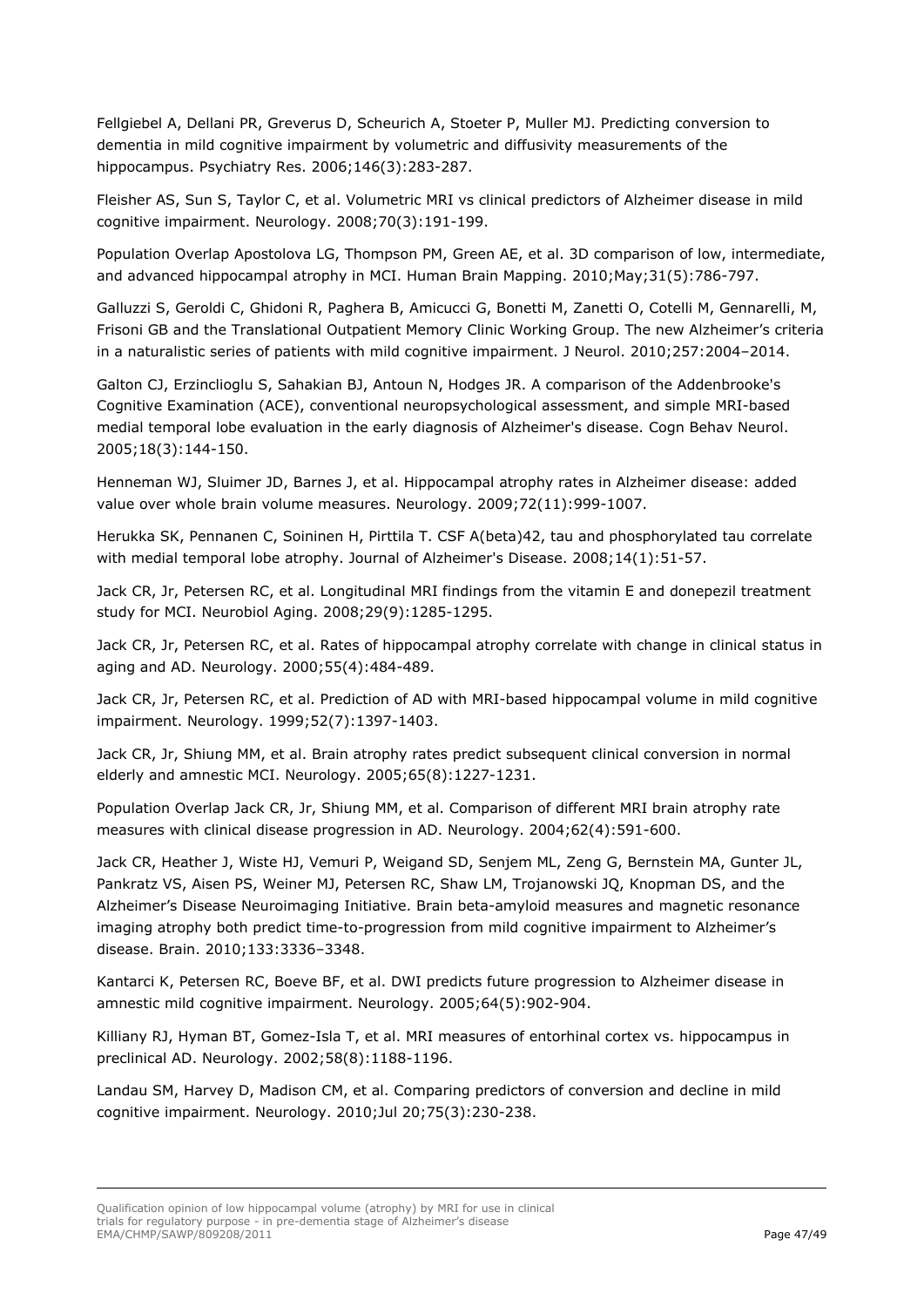Fellgiebel A, Dellani PR, Greverus D, Scheurich A, Stoeter P, Muller MJ. Predicting conversion to dementia in mild cognitive impairment by volumetric and diffusivity measurements of the hippocampus. Psychiatry Res. 2006;146(3):283-287.

Fleisher AS, Sun S, Taylor C, et al. Volumetric MRI vs clinical predictors of Alzheimer disease in mild cognitive impairment. Neurology. 2008;70(3):191-199.

Population Overlap Apostolova LG, Thompson PM, Green AE, et al. 3D comparison of low, intermediate, and advanced hippocampal atrophy in MCI. Human Brain Mapping. 2010;May;31(5):786-797.

Galluzzi S, Geroldi C, Ghidoni R, Paghera B, Amicucci G, Bonetti M, Zanetti O, Cotelli M, Gennarelli, M, Frisoni GB and the Translational Outpatient Memory Clinic Working Group. The new Alzheimer's criteria in a naturalistic series of patients with mild cognitive impairment. J Neurol. 2010;257:2004–2014.

Galton CJ, Erzinclioglu S, Sahakian BJ, Antoun N, Hodges JR. A comparison of the Addenbrooke's Cognitive Examination (ACE), conventional neuropsychological assessment, and simple MRI-based medial temporal lobe evaluation in the early diagnosis of Alzheimer's disease. Cogn Behav Neurol. 2005;18(3):144-150.

Henneman WJ, Sluimer JD, Barnes J, et al. Hippocampal atrophy rates in Alzheimer disease: added value over whole brain volume measures. Neurology. 2009;72(11):999-1007.

Herukka SK, Pennanen C, Soininen H, Pirttila T. CSF A(beta)42, tau and phosphorylated tau correlate with medial temporal lobe atrophy. Journal of Alzheimer's Disease. 2008;14(1):51-57.

Jack CR, Jr, Petersen RC, et al. Longitudinal MRI findings from the vitamin E and donepezil treatment study for MCI. Neurobiol Aging. 2008;29(9):1285-1295.

Jack CR, Jr, Petersen RC, et al. Rates of hippocampal atrophy correlate with change in clinical status in aging and AD. Neurology. 2000;55(4):484-489.

Jack CR, Jr, Petersen RC, et al. Prediction of AD with MRI-based hippocampal volume in mild cognitive impairment. Neurology. 1999;52(7):1397-1403.

Jack CR, Jr, Shiung MM, et al. Brain atrophy rates predict subsequent clinical conversion in normal elderly and amnestic MCI. Neurology. 2005;65(8):1227-1231.

Population Overlap Jack CR, Jr, Shiung MM, et al. Comparison of different MRI brain atrophy rate measures with clinical disease progression in AD. Neurology. 2004;62(4):591-600.

Jack CR, Heather J, Wiste HJ, Vemuri P, Weigand SD, Senjem ML, Zeng G, Bernstein MA, Gunter JL, Pankratz VS, Aisen PS, Weiner MJ, Petersen RC, Shaw LM, Trojanowski JQ, Knopman DS, and the Alzheimer's Disease Neuroimaging Initiative. Brain beta-amyloid measures and magnetic resonance imaging atrophy both predict time-to-progression from mild cognitive impairment to Alzheimer's disease. Brain. 2010;133:3336–3348.

Kantarci K, Petersen RC, Boeve BF, et al. DWI predicts future progression to Alzheimer disease in amnestic mild cognitive impairment. Neurology. 2005;64(5):902-904.

Killiany RJ, Hyman BT, Gomez-Isla T, et al. MRI measures of entorhinal cortex vs. hippocampus in preclinical AD. Neurology. 2002;58(8):1188-1196.

Landau SM, Harvey D, Madison CM, et al. Comparing predictors of conversion and decline in mild cognitive impairment. Neurology. 2010;Jul 20;75(3):230-238.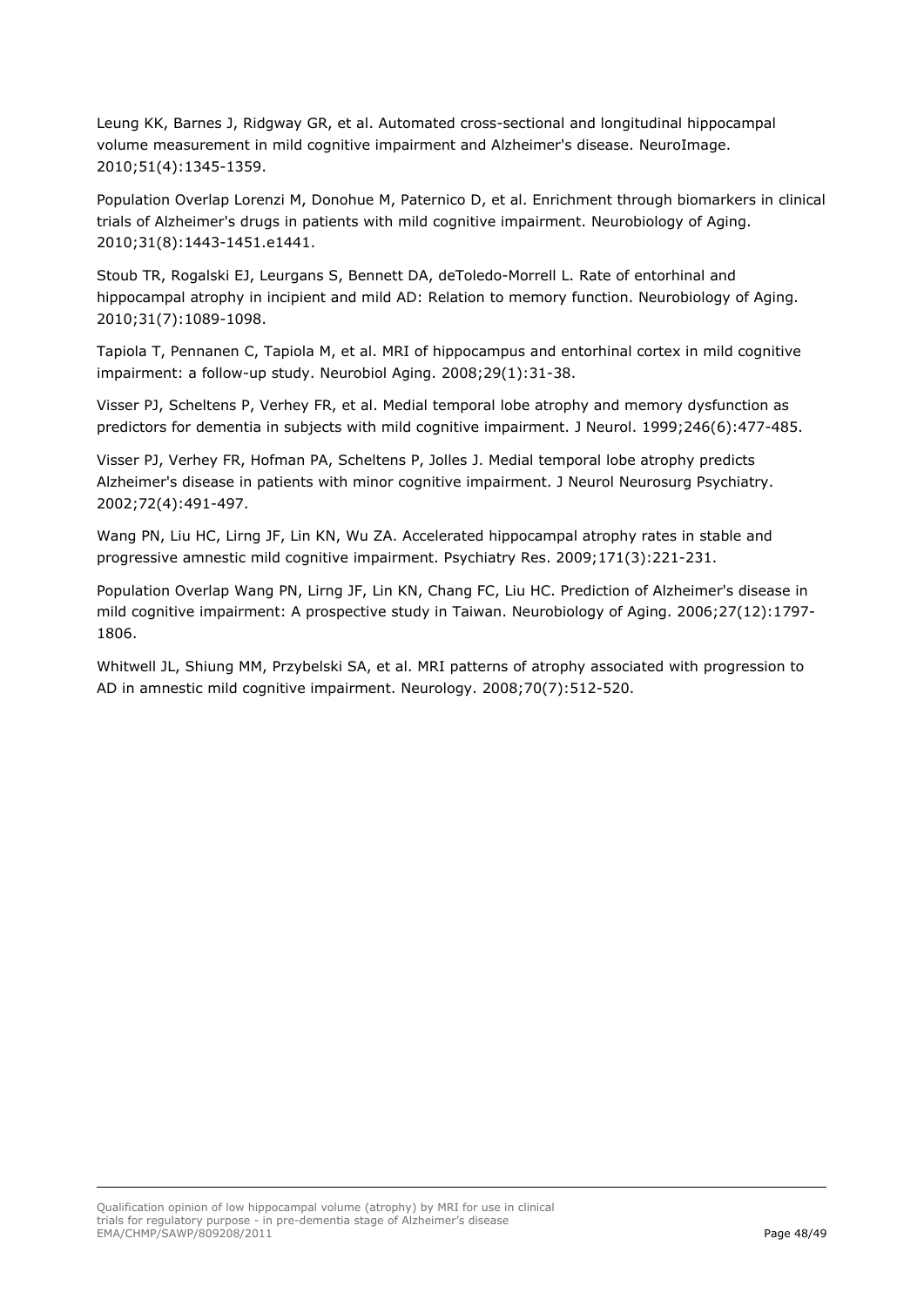Leung KK, Barnes J, Ridgway GR, et al. Automated cross-sectional and longitudinal hippocampal volume measurement in mild cognitive impairment and Alzheimer's disease. NeuroImage. 2010;51(4):1345-1359.

Population Overlap Lorenzi M, Donohue M, Paternico D, et al. Enrichment through biomarkers in clinical trials of Alzheimer's drugs in patients with mild cognitive impairment. Neurobiology of Aging. 2010;31(8):1443-1451.e1441.

Stoub TR, Rogalski EJ, Leurgans S, Bennett DA, deToledo-Morrell L. Rate of entorhinal and hippocampal atrophy in incipient and mild AD: Relation to memory function. Neurobiology of Aging. 2010;31(7):1089-1098.

Tapiola T, Pennanen C, Tapiola M, et al. MRI of hippocampus and entorhinal cortex in mild cognitive impairment: a follow-up study. Neurobiol Aging. 2008;29(1):31-38.

Visser PJ, Scheltens P, Verhey FR, et al. Medial temporal lobe atrophy and memory dysfunction as predictors for dementia in subjects with mild cognitive impairment. J Neurol. 1999;246(6):477-485.

Visser PJ, Verhey FR, Hofman PA, Scheltens P, Jolles J. Medial temporal lobe atrophy predicts Alzheimer's disease in patients with minor cognitive impairment. J Neurol Neurosurg Psychiatry. 2002;72(4):491-497.

Wang PN, Liu HC, Lirng JF, Lin KN, Wu ZA. Accelerated hippocampal atrophy rates in stable and progressive amnestic mild cognitive impairment. Psychiatry Res. 2009;171(3):221-231.

Population Overlap Wang PN, Lirng JF, Lin KN, Chang FC, Liu HC. Prediction of Alzheimer's disease in mild cognitive impairment: A prospective study in Taiwan. Neurobiology of Aging. 2006;27(12):1797-1806.

Whitwell JL, Shiung MM, Przybelski SA, et al. MRI patterns of atrophy associated with progression to AD in amnestic mild cognitive impairment. Neurology. 2008;70(7):512-520.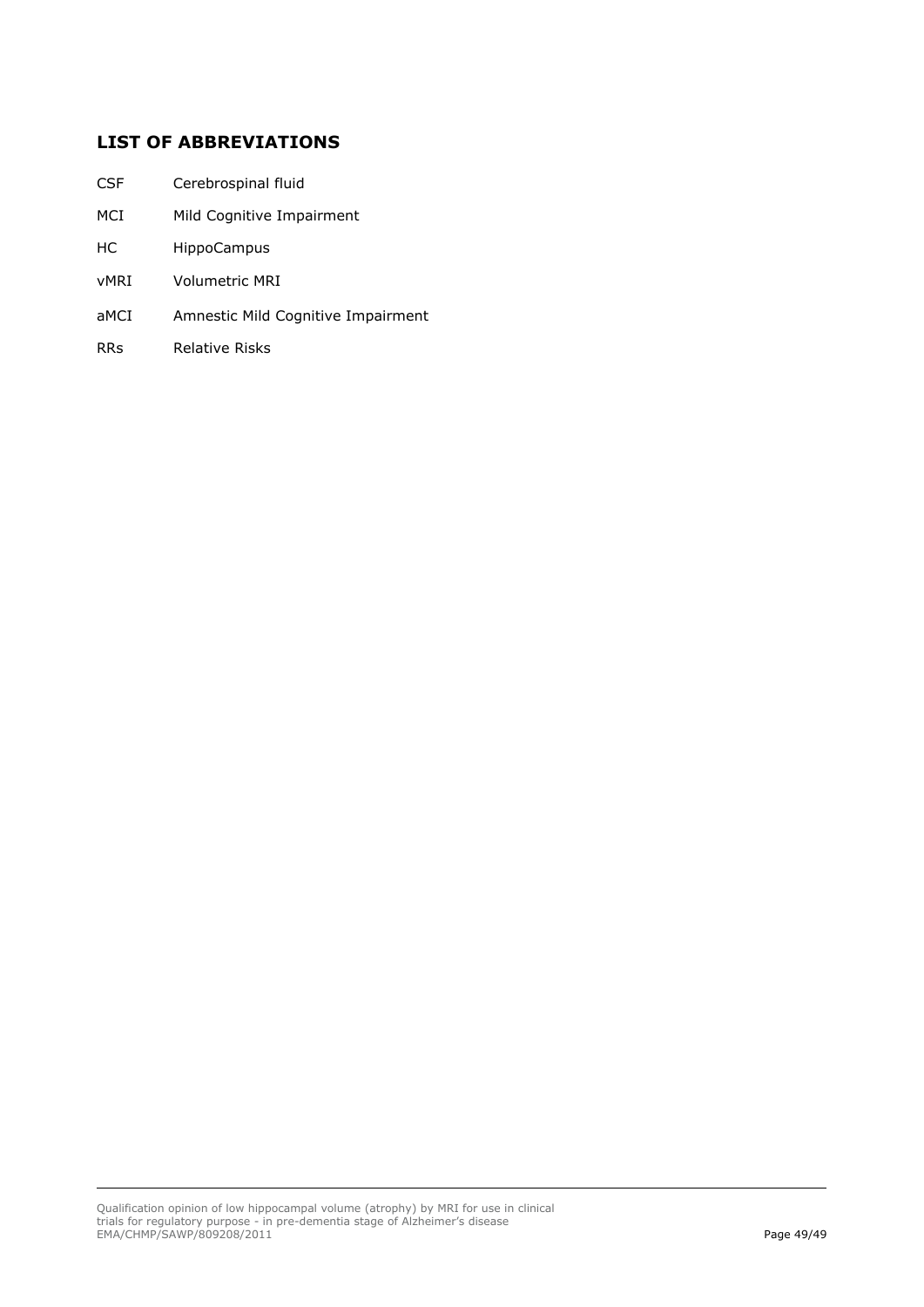## LIST OF ABBREVIATIONS

| | |
|---|---|
| CSF | Cerebrospinal fluid |
| MCI | Mild Cognitive Impairment |
| HC | HippoCampus |
| vMRI | Volumetric MRI |
| aMCI | Amnestic Mild Cognitive Impairment |
| RRs | Relative Risks |